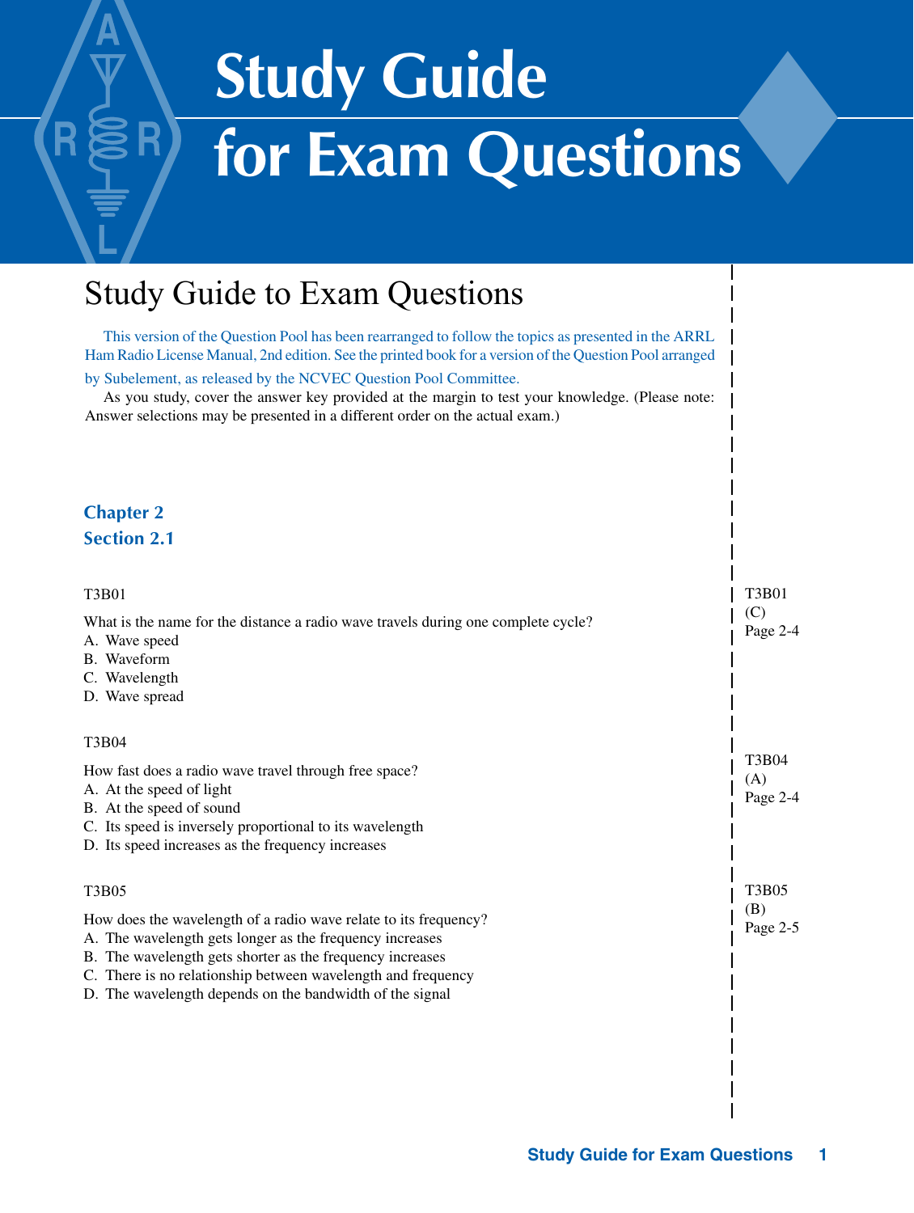# Study Guide for Exam Questions

## Study Guide to Exam Questions

This version of the Question Pool has been rearranged to follow the topics as presented in the ARRL Ham Radio License Manual, 2nd edition. See the printed book for a version of the Question Pool arranged by Subelement, as released by the NCVEC Question Pool Committee.

As you study, cover the answer key provided at the margin to test your knowledge. (Please note: Answer selections may be presented in a different order on the actual exam.)

### Chapter 2
### Section 2.1

T3B01

What is the name for the distance a radio wave travels during one complete cycle?
A. Wave speed
B. Waveform
C. Wavelength
D. Wave spread

T3B01 (C) Page 2-4

T3B04

How fast does a radio wave travel through free space?
A. At the speed of light
B. At the speed of sound
C. Its speed is inversely proportional to its wavelength
D. Its speed increases as the frequency increases

T3B04 (A) Page 2-4

T3B05

How does the wavelength of a radio wave relate to its frequency?
A. The wavelength gets longer as the frequency increases
B. The wavelength gets shorter as the frequency increases
C. There is no relationship between wavelength and frequency
D. The wavelength depends on the bandwidth of the signal

T3B05 (B) Page 2-5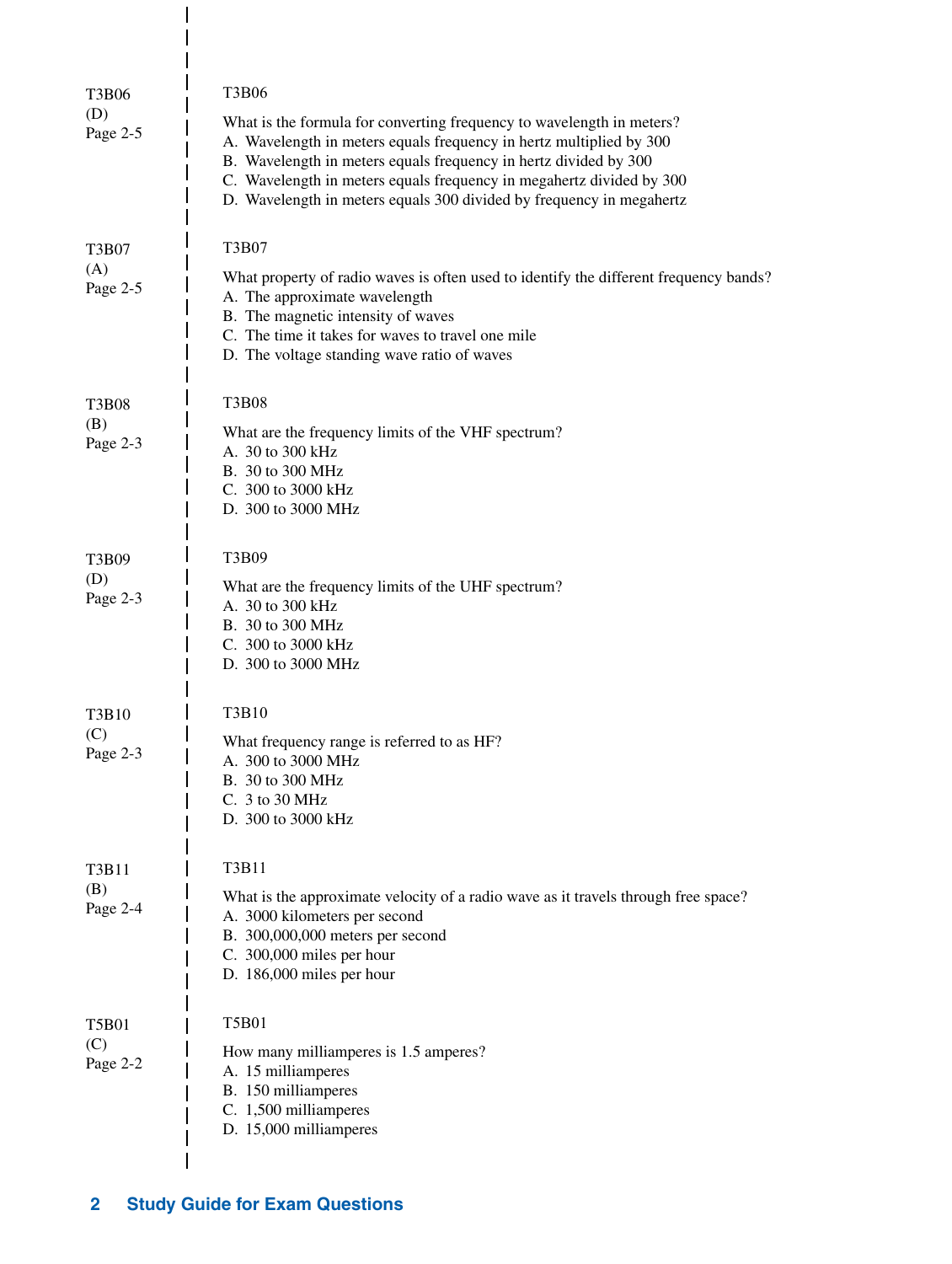T3B06
(D)
Page 2-5

T3B06

What is the formula for converting frequency to wavelength in meters?
A. Wavelength in meters equals frequency in hertz multiplied by 300
B. Wavelength in meters equals frequency in hertz divided by 300
C. Wavelength in meters equals frequency in megahertz divided by 300
D. Wavelength in meters equals 300 divided by frequency in megahertz

T3B07
(A)
Page 2-5

T3B07

What property of radio waves is often used to identify the different frequency bands?
A. The approximate wavelength
B. The magnetic intensity of waves
C. The time it takes for waves to travel one mile
D. The voltage standing wave ratio of waves

T3B08
(B)
Page 2-3

T3B08

What are the frequency limits of the VHF spectrum?
A. 30 to 300 kHz
B. 30 to 300 MHz
C. 300 to 3000 kHz
D. 300 to 3000 MHz

T3B09
(D)
Page 2-3

T3B09

What are the frequency limits of the UHF spectrum?
A. 30 to 300 kHz
B. 30 to 300 MHz
C. 300 to 3000 kHz
D. 300 to 3000 MHz

T3B10
(C)
Page 2-3

T3B10

What frequency range is referred to as HF?
A. 300 to 3000 MHz
B. 30 to 300 MHz
C. 3 to 30 MHz
D. 300 to 3000 kHz

T3B11
(B)
Page 2-4

T3B11

What is the approximate velocity of a radio wave as it travels through free space?
A. 3000 kilometers per second
B. 300,000,000 meters per second
C. 300,000 miles per hour
D. 186,000 miles per hour

T5B01
(C)
Page 2-2

T5B01

How many milliamperes is 1.5 amperes?
A. 15 milliamperes
B. 150 milliamperes
C. 1,500 milliamperes
D. 15,000 milliamperes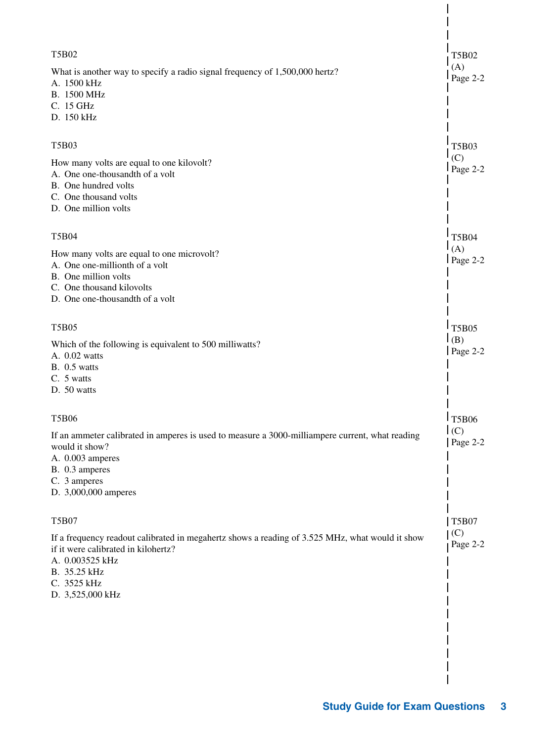T5B02

What is another way to specify a radio signal frequency of 1,500,000 hertz?
A. 1500 kHz
B. 1500 MHz
C. 15 GHz
D. 150 kHz

T5B02
(A)
Page 2-2

T5B03

How many volts are equal to one kilovolt?
A. One one-thousandth of a volt
B. One hundred volts
C. One thousand volts
D. One million volts

T5B03
(C)
Page 2-2

T5B04

How many volts are equal to one microvolt?
A. One one-millionth of a volt
B. One million volts
C. One thousand kilovolts
D. One one-thousandth of a volt

T5B04
(A)
Page 2-2

T5B05

Which of the following is equivalent to 500 milliwatts?
A. 0.02 watts
B. 0.5 watts
C. 5 watts
D. 50 watts

T5B05
(B)
Page 2-2

T5B06

If an ammeter calibrated in amperes is used to measure a 3000-milliampere current, what reading would it show?
A. 0.003 amperes
B. 0.3 amperes
C. 3 amperes
D. 3,000,000 amperes

T5B06
(C)
Page 2-2

T5B07

If a frequency readout calibrated in megahertz shows a reading of 3.525 MHz, what would it show if it were calibrated in kilohertz?
A. 0.003525 kHz
B. 35.25 kHz
C. 3525 kHz
D. 3,525,000 kHz

T5B07
(C)
Page 2-2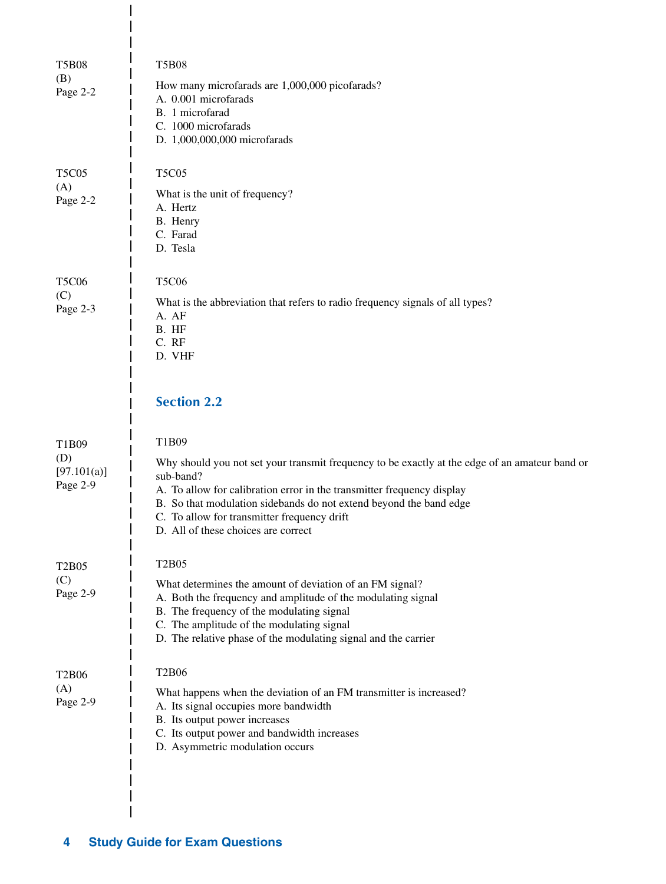T5B08
(B)
Page 2-2

T5B08

How many microfarads are 1,000,000 picofarads?

A. 0.001 microfarads
B. 1 microfarad
C. 1000 microfarads
D. 1,000,000,000 microfarads

T5C05
(A)
Page 2-2

T5C05

What is the unit of frequency?

A. Hertz
B. Henry
C. Farad
D. Tesla

T5C06
(C)
Page 2-3

T5C06

What is the abbreviation that refers to radio frequency signals of all types?

A. AF
B. HF
C. RF
D. VHF

## Section 2.2

T1B09
(D)
[97.101(a)]
Page 2-9

T1B09

Why should you not set your transmit frequency to be exactly at the edge of an amateur band or sub-band?

A. To allow for calibration error in the transmitter frequency display
B. So that modulation sidebands do not extend beyond the band edge
C. To allow for transmitter frequency drift
D. All of these choices are correct

T2B05
(C)
Page 2-9

T2B05

What determines the amount of deviation of an FM signal?

A. Both the frequency and amplitude of the modulating signal
B. The frequency of the modulating signal
C. The amplitude of the modulating signal
D. The relative phase of the modulating signal and the carrier

T2B06
(A)
Page 2-9

T2B06

What happens when the deviation of an FM transmitter is increased?

A. Its signal occupies more bandwidth
B. Its output power increases
C. Its output power and bandwidth increases
D. Asymmetric modulation occurs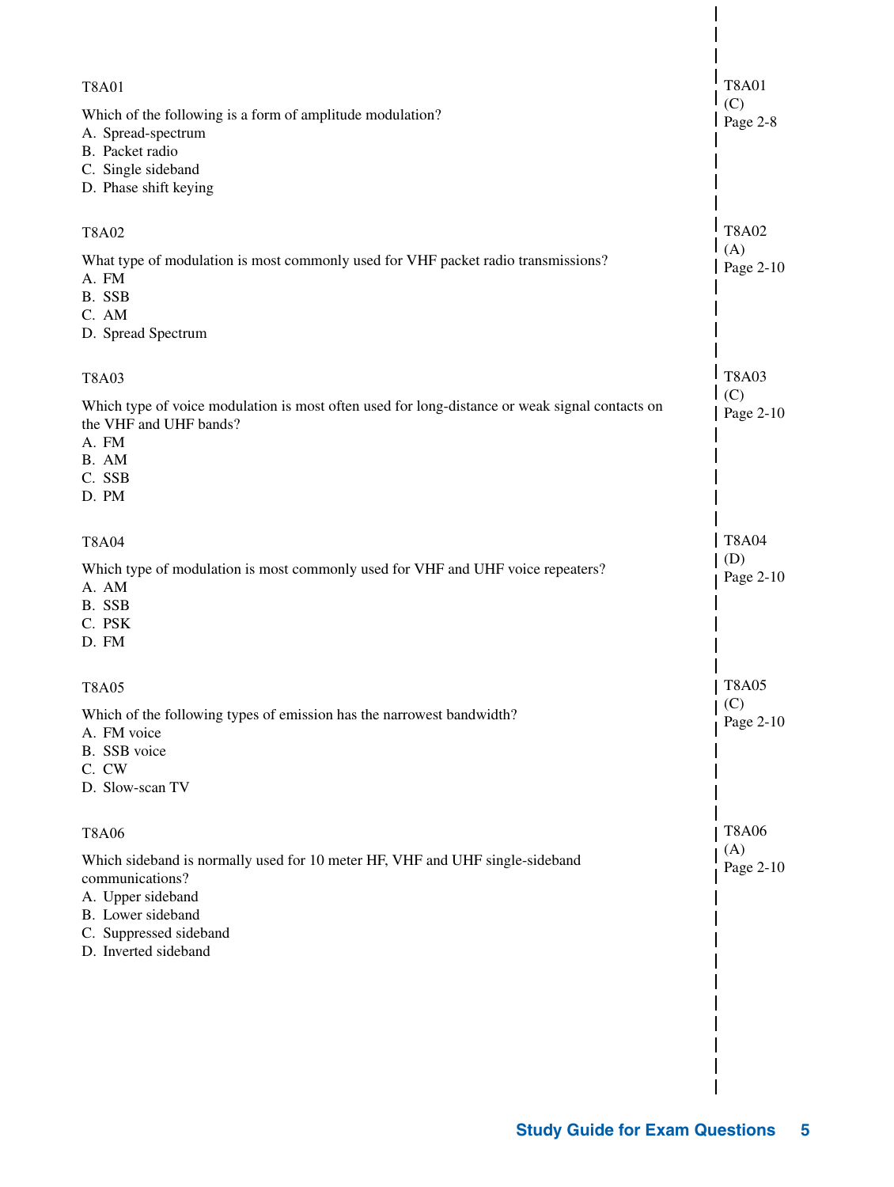T8A01

Which of the following is a form of amplitude modulation?
A. Spread-spectrum
B. Packet radio
C. Single sideband
D. Phase shift keying

T8A01
(C)
Page 2-8

T8A02

What type of modulation is most commonly used for VHF packet radio transmissions?
A. FM
B. SSB
C. AM
D. Spread Spectrum

T8A02
(A)
Page 2-10

T8A03

Which type of voice modulation is most often used for long-distance or weak signal contacts on the VHF and UHF bands?
A. FM
B. AM
C. SSB
D. PM

T8A03
(C)
Page 2-10

T8A04

Which type of modulation is most commonly used for VHF and UHF voice repeaters?
A. AM
B. SSB
C. PSK
D. FM

T8A04
(D)
Page 2-10

T8A05

Which of the following types of emission has the narrowest bandwidth?
A. FM voice
B. SSB voice
C. CW
D. Slow-scan TV

T8A05
(C)
Page 2-10

T8A06

Which sideband is normally used for 10 meter HF, VHF and UHF single-sideband communications?
A. Upper sideband
B. Lower sideband
C. Suppressed sideband
D. Inverted sideband

T8A06
(A)
Page 2-10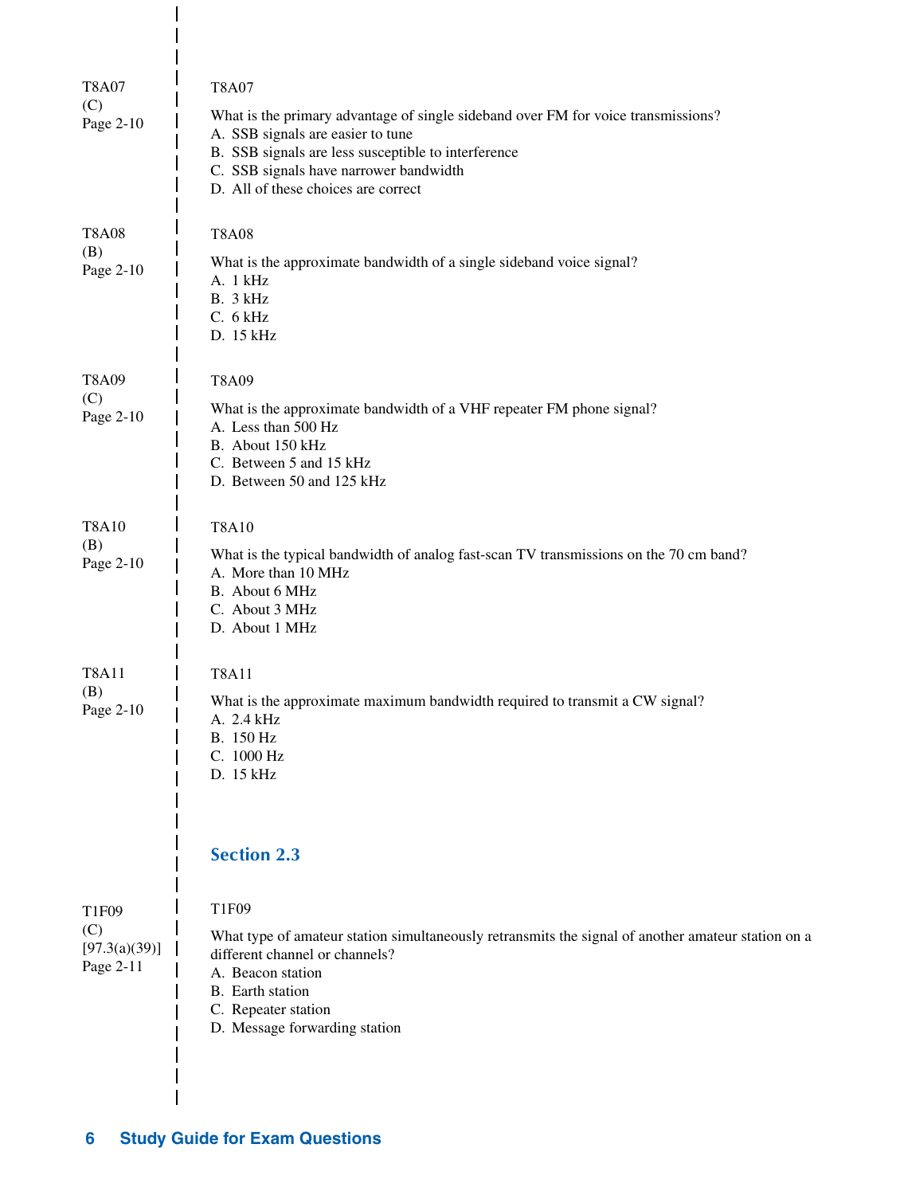T8A07
(C)
Page 2-10

T8A07

What is the primary advantage of single sideband over FM for voice transmissions?
A. SSB signals are easier to tune
B. SSB signals are less susceptible to interference
C. SSB signals have narrower bandwidth
D. All of these choices are correct

T8A08
(B)
Page 2-10

T8A08

What is the approximate bandwidth of a single sideband voice signal?
A. 1 kHz
B. 3 kHz
C. 6 kHz
D. 15 kHz

T8A09
(C)
Page 2-10

T8A09

What is the approximate bandwidth of a VHF repeater FM phone signal?
A. Less than 500 Hz
B. About 150 kHz
C. Between 5 and 15 kHz
D. Between 50 and 125 kHz

T8A10
(B)
Page 2-10

T8A10

What is the typical bandwidth of analog fast-scan TV transmissions on the 70 cm band?
A. More than 10 MHz
B. About 6 MHz
C. About 3 MHz
D. About 1 MHz

T8A11
(B)
Page 2-10

T8A11

What is the approximate maximum bandwidth required to transmit a CW signal?
A. 2.4 kHz
B. 150 Hz
C. 1000 Hz
D. 15 kHz

## Section 2.3

T1F09
(C)
[97.3(a)(39)]
Page 2-11

T1F09

What type of amateur station simultaneously retransmits the signal of another amateur station on a different channel or channels?
A. Beacon station
B. Earth station
C. Repeater station
D. Message forwarding station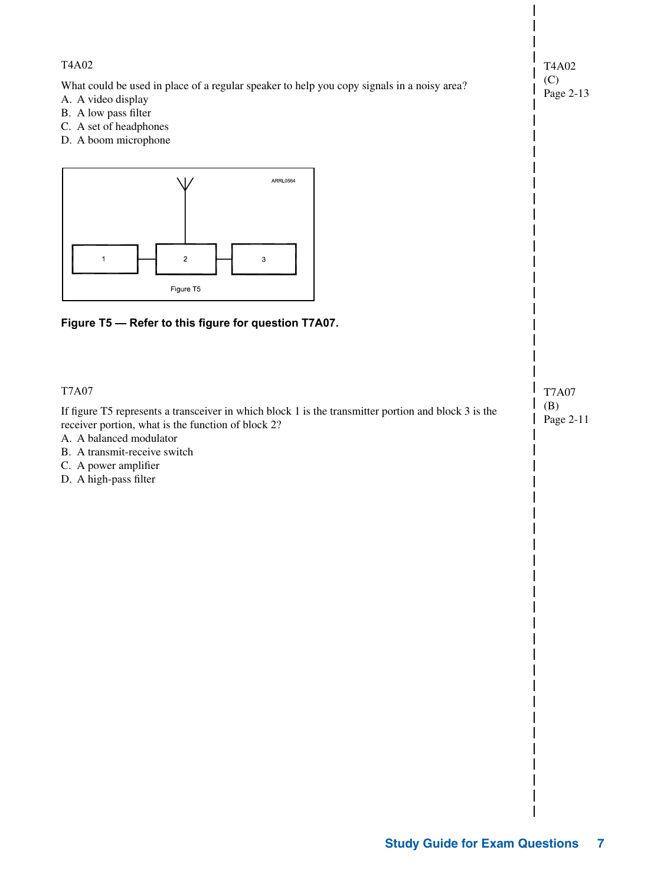T4A02

What could be used in place of a regular speaker to help you copy signals in a noisy area?

A. A video display
B. A low pass filter
C. A set of headphones
D. A boom microphone

T4A02
(C)
Page 2-13

**Figure T5 — Refer to this figure for question T7A07.**

T7A07

If figure T5 represents a transceiver in which block 1 is the transmitter portion and block 3 is the receiver portion, what is the function of block 2?

A. A balanced modulator
B. A transmit-receive switch
C. A power amplifier
D. A high-pass filter

T7A07
(B)
Page 2-11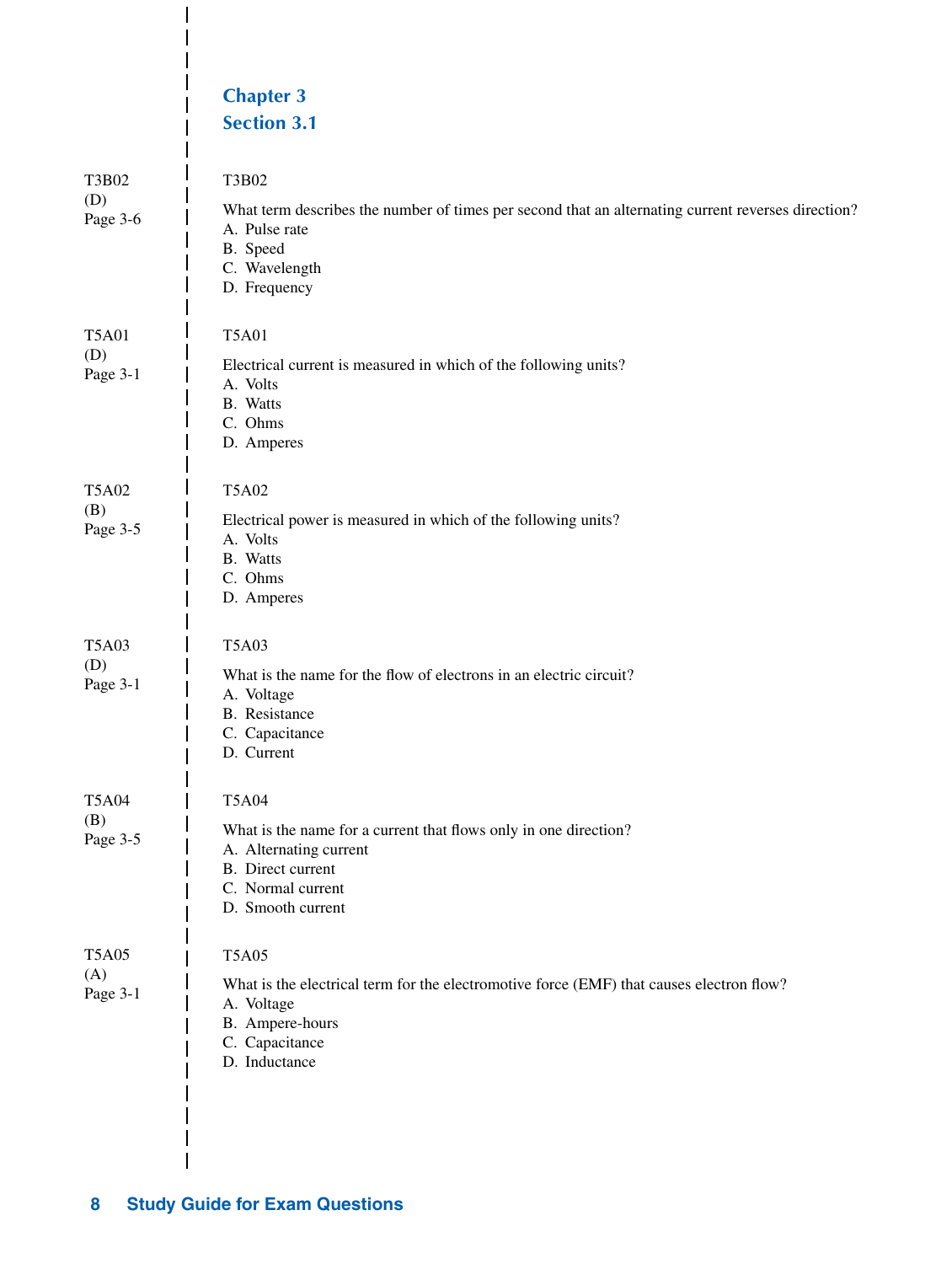## Chapter 3
## Section 3.1

T3B02
(D)
Page 3-6

T3B02

What term describes the number of times per second that an alternating current reverses direction?
A. Pulse rate
B. Speed
C. Wavelength
D. Frequency

T5A01
(D)
Page 3-1

T5A01

Electrical current is measured in which of the following units?
A. Volts
B. Watts
C. Ohms
D. Amperes

T5A02
(B)
Page 3-5

T5A02

Electrical power is measured in which of the following units?
A. Volts
B. Watts
C. Ohms
D. Amperes

T5A03
(D)
Page 3-1

T5A03

What is the name for the flow of electrons in an electric circuit?
A. Voltage
B. Resistance
C. Capacitance
D. Current

T5A04
(B)
Page 3-5

T5A04

What is the name for a current that flows only in one direction?
A. Alternating current
B. Direct current
C. Normal current
D. Smooth current

T5A05
(A)
Page 3-1

T5A05

What is the electrical term for the electromotive force (EMF) that causes electron flow?
A. Voltage
B. Ampere-hours
C. Capacitance
D. Inductance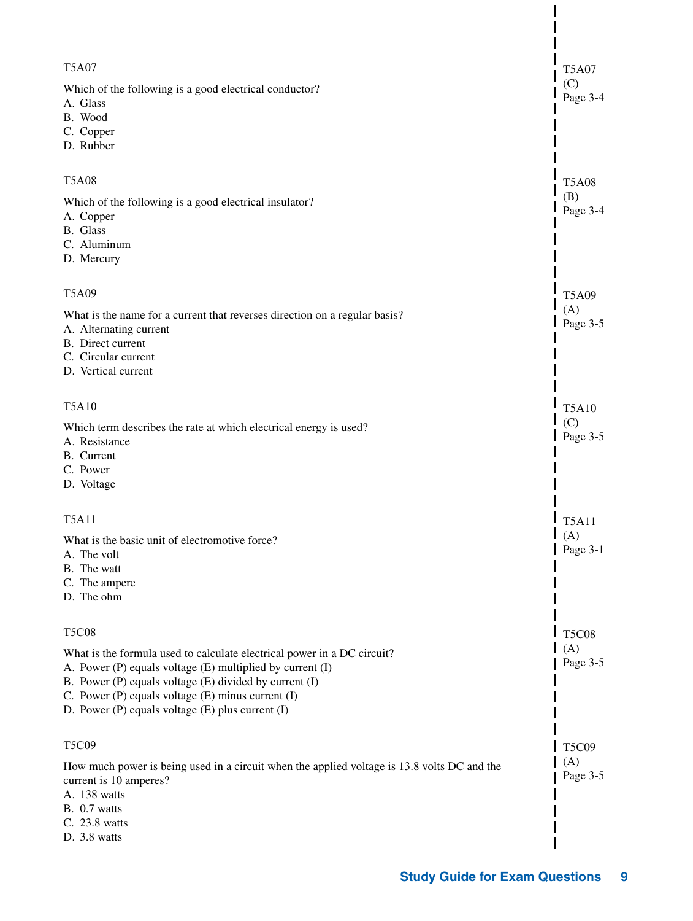T5A07

Which of the following is a good electrical conductor?
A. Glass
B. Wood
C. Copper
D. Rubber

T5A07
(C)
Page 3-4

T5A08

Which of the following is a good electrical insulator?
A. Copper
B. Glass
C. Aluminum
D. Mercury

T5A08
(B)
Page 3-4

T5A09

What is the name for a current that reverses direction on a regular basis?
A. Alternating current
B. Direct current
C. Circular current
D. Vertical current

T5A09
(A)
Page 3-5

T5A10

Which term describes the rate at which electrical energy is used?
A. Resistance
B. Current
C. Power
D. Voltage

T5A10
(C)
Page 3-5

T5A11

What is the basic unit of electromotive force?
A. The volt
B. The watt
C. The ampere
D. The ohm

T5A11
(A)
Page 3-1

T5C08

What is the formula used to calculate electrical power in a DC circuit?
A. Power (P) equals voltage (E) multiplied by current (I)
B. Power (P) equals voltage (E) divided by current (I)
C. Power (P) equals voltage (E) minus current (I)
D. Power (P) equals voltage (E) plus current (I)

T5C08
(A)
Page 3-5

T5C09

How much power is being used in a circuit when the applied voltage is 13.8 volts DC and the current is 10 amperes?
A. 138 watts
B. 0.7 watts
C. 23.8 watts
D. 3.8 watts

T5C09
(A)
Page 3-5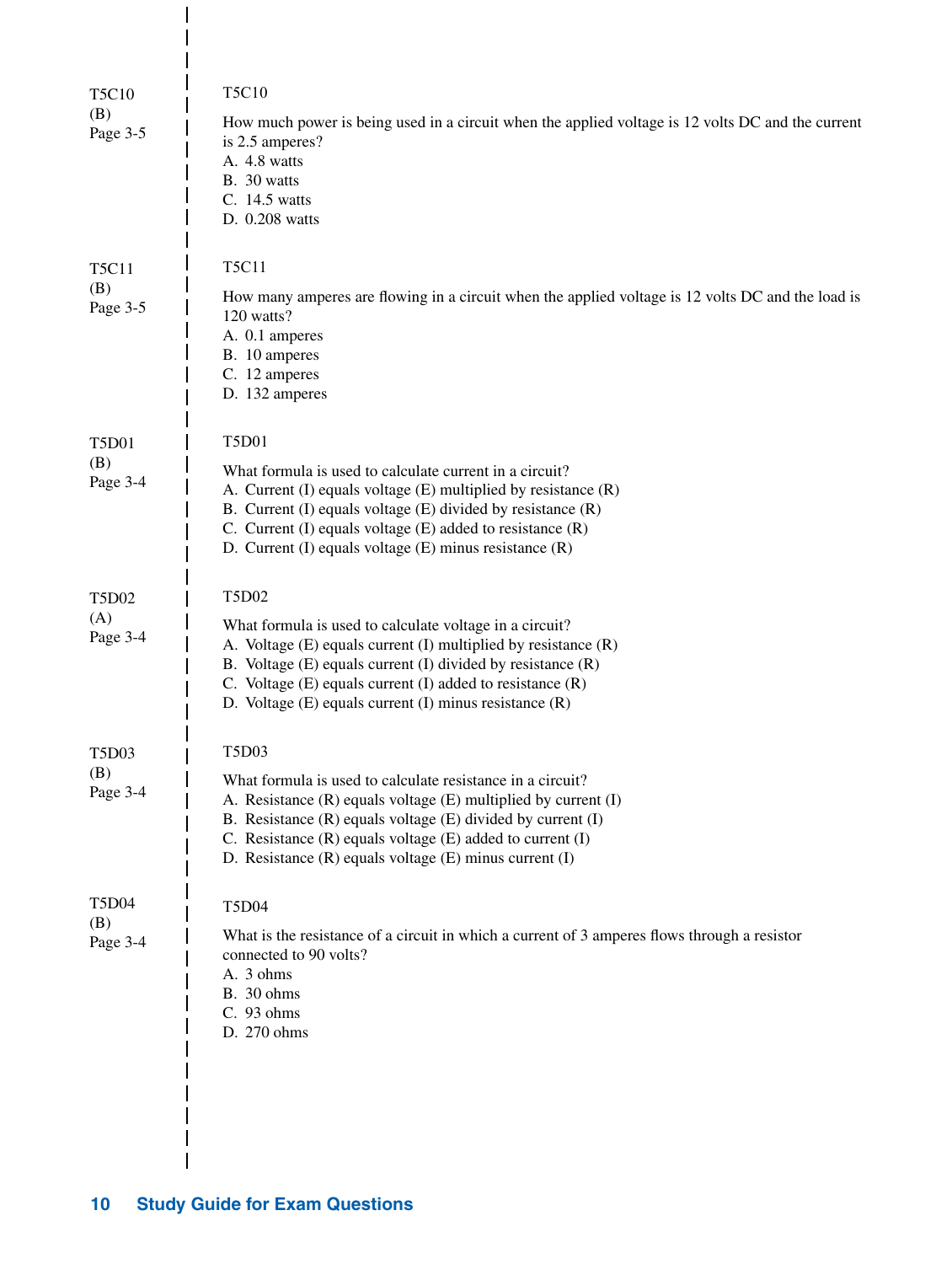T5C10
(B)
Page 3-5

T5C10

How much power is being used in a circuit when the applied voltage is 12 volts DC and the current is 2.5 amperes?

A. 4.8 watts
B. 30 watts
C. 14.5 watts
D. 0.208 watts

T5C11
(B)
Page 3-5

T5C11

How many amperes are flowing in a circuit when the applied voltage is 12 volts DC and the load is 120 watts?

A. 0.1 amperes
B. 10 amperes
C. 12 amperes
D. 132 amperes

T5D01
(B)
Page 3-4

T5D01

What formula is used to calculate current in a circuit?

A. Current (I) equals voltage (E) multiplied by resistance (R)
B. Current (I) equals voltage (E) divided by resistance (R)
C. Current (I) equals voltage (E) added to resistance (R)
D. Current (I) equals voltage (E) minus resistance (R)

T5D02
(A)
Page 3-4

T5D02

What formula is used to calculate voltage in a circuit?

A. Voltage (E) equals current (I) multiplied by resistance (R)
B. Voltage (E) equals current (I) divided by resistance (R)
C. Voltage (E) equals current (I) added to resistance (R)
D. Voltage (E) equals current (I) minus resistance (R)

T5D03
(B)
Page 3-4

T5D03

What formula is used to calculate resistance in a circuit?

A. Resistance (R) equals voltage (E) multiplied by current (I)
B. Resistance (R) equals voltage (E) divided by current (I)
C. Resistance (R) equals voltage (E) added to current (I)
D. Resistance (R) equals voltage (E) minus current (I)

T5D04
(B)
Page 3-4

T5D04

What is the resistance of a circuit in which a current of 3 amperes flows through a resistor connected to 90 volts?

A. 3 ohms
B. 30 ohms
C. 93 ohms
D. 270 ohms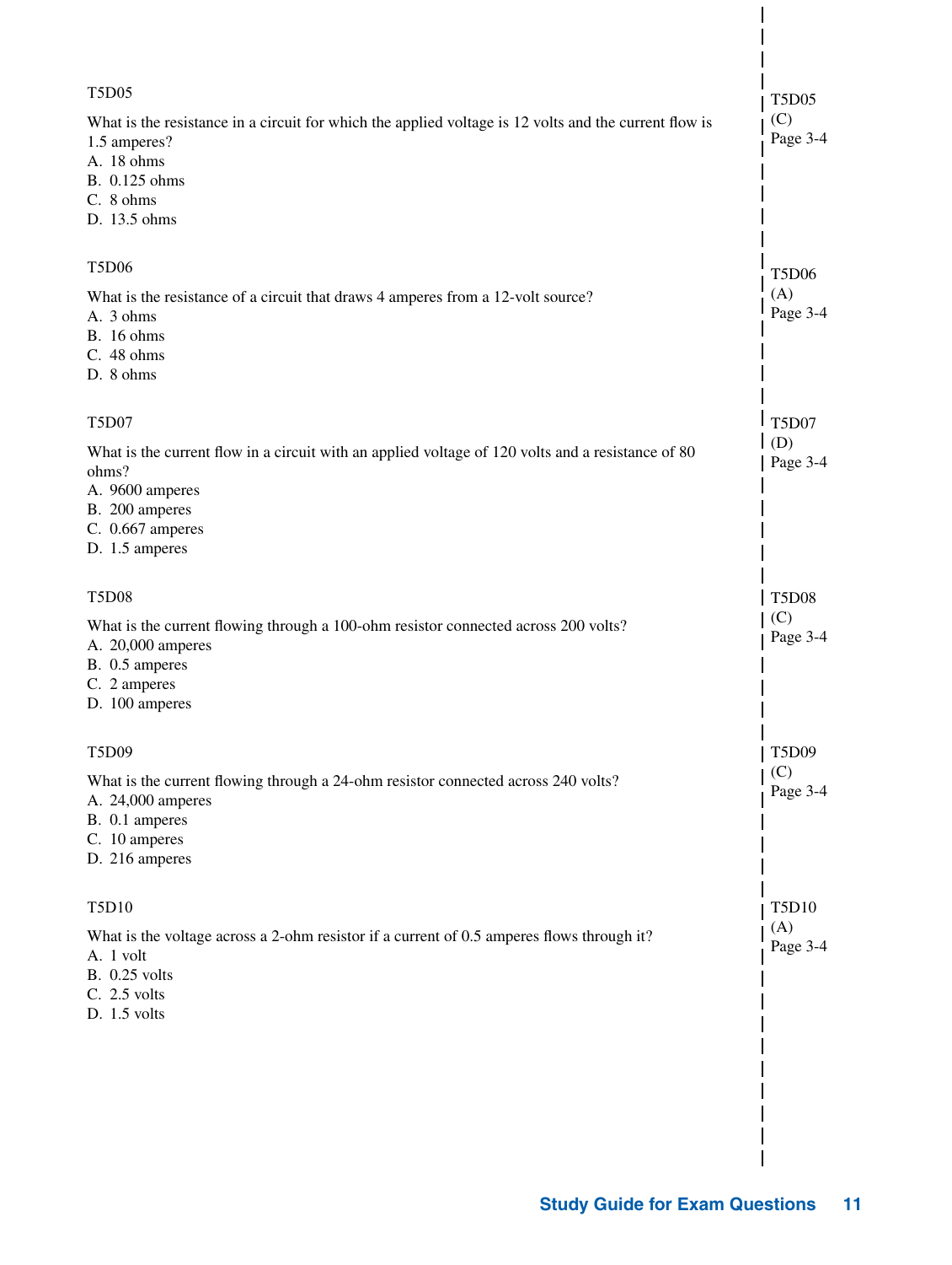T5D05

What is the resistance in a circuit for which the applied voltage is 12 volts and the current flow is 1.5 amperes?
A. 18 ohms
B. 0.125 ohms
C. 8 ohms
D. 13.5 ohms

T5D05
(C)
Page 3-4

T5D06

What is the resistance of a circuit that draws 4 amperes from a 12-volt source?
A. 3 ohms
B. 16 ohms
C. 48 ohms
D. 8 ohms

T5D06
(A)
Page 3-4

T5D07

What is the current flow in a circuit with an applied voltage of 120 volts and a resistance of 80 ohms?
A. 9600 amperes
B. 200 amperes
C. 0.667 amperes
D. 1.5 amperes

T5D07
(D)
Page 3-4

T5D08

What is the current flowing through a 100-ohm resistor connected across 200 volts?
A. 20,000 amperes
B. 0.5 amperes
C. 2 amperes
D. 100 amperes

T5D08
(C)
Page 3-4

T5D09

What is the current flowing through a 24-ohm resistor connected across 240 volts?
A. 24,000 amperes
B. 0.1 amperes
C. 10 amperes
D. 216 amperes

T5D09
(C)
Page 3-4

T5D10

What is the voltage across a 2-ohm resistor if a current of 0.5 amperes flows through it?
A. 1 volt
B. 0.25 volts
C. 2.5 volts
D. 1.5 volts

T5D10
(A)
Page 3-4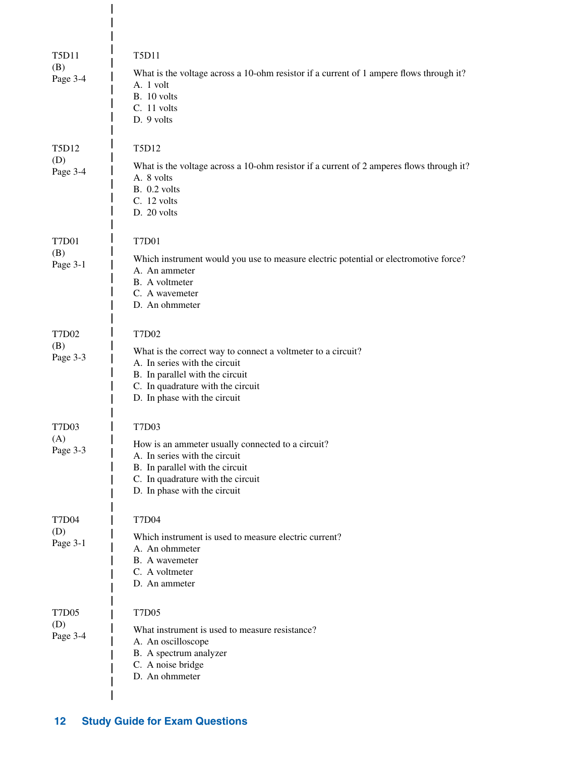T5D11
(B)
Page 3-4

T5D11

What is the voltage across a 10-ohm resistor if a current of 1 ampere flows through it?
A. 1 volt
B. 10 volts
C. 11 volts
D. 9 volts

T5D12
(D)
Page 3-4

T5D12

What is the voltage across a 10-ohm resistor if a current of 2 amperes flows through it?
A. 8 volts
B. 0.2 volts
C. 12 volts
D. 20 volts

T7D01
(B)
Page 3-1

T7D01

Which instrument would you use to measure electric potential or electromotive force?
A. An ammeter
B. A voltmeter
C. A wavemeter
D. An ohmmeter

T7D02
(B)
Page 3-3

T7D02

What is the correct way to connect a voltmeter to a circuit?
A. In series with the circuit
B. In parallel with the circuit
C. In quadrature with the circuit
D. In phase with the circuit

T7D03
(A)
Page 3-3

T7D03

How is an ammeter usually connected to a circuit?
A. In series with the circuit
B. In parallel with the circuit
C. In quadrature with the circuit
D. In phase with the circuit

T7D04
(D)
Page 3-1

T7D04

Which instrument is used to measure electric current?
A. An ohmmeter
B. A wavemeter
C. A voltmeter
D. An ammeter

T7D05
(D)
Page 3-4

T7D05

What instrument is used to measure resistance?
A. An oscilloscope
B. A spectrum analyzer
C. A noise bridge
D. An ohmmeter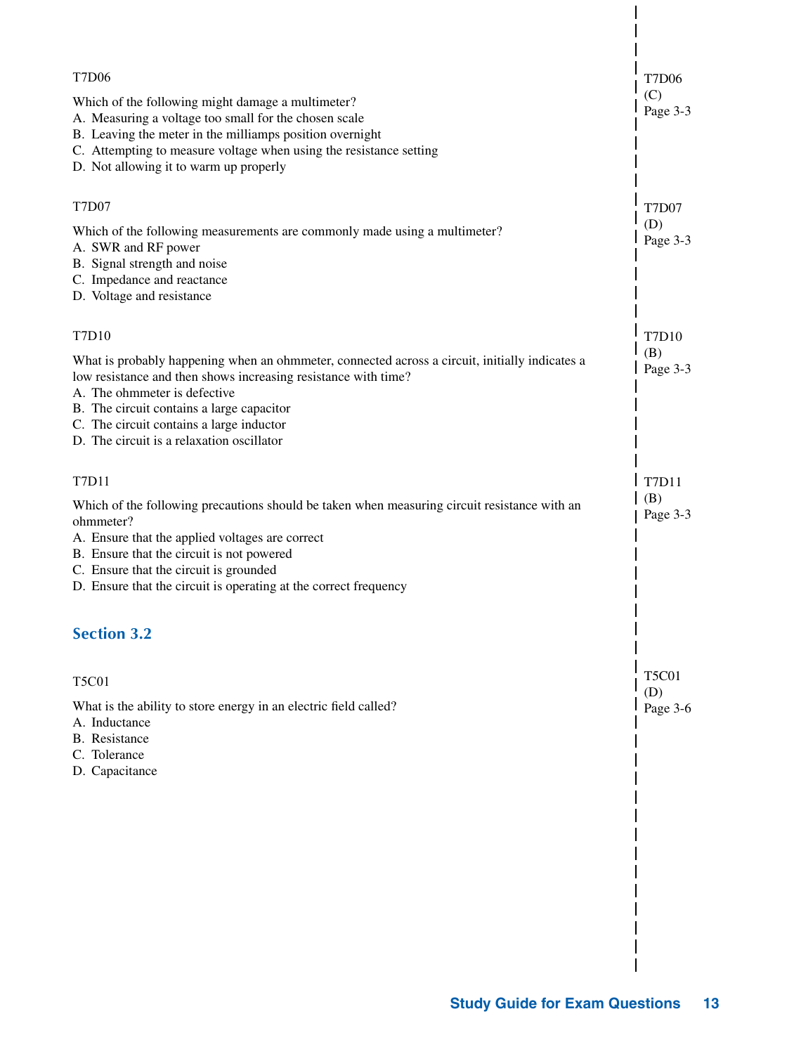T7D06

Which of the following might damage a multimeter?
A. Measuring a voltage too small for the chosen scale
B. Leaving the meter in the milliamps position overnight
C. Attempting to measure voltage when using the resistance setting
D. Not allowing it to warm up properly

T7D06
(C)
Page 3-3

T7D07

Which of the following measurements are commonly made using a multimeter?
A. SWR and RF power
B. Signal strength and noise
C. Impedance and reactance
D. Voltage and resistance

T7D07
(D)
Page 3-3

T7D10

What is probably happening when an ohmmeter, connected across a circuit, initially indicates a low resistance and then shows increasing resistance with time?
A. The ohmmeter is defective
B. The circuit contains a large capacitor
C. The circuit contains a large inductor
D. The circuit is a relaxation oscillator

T7D10
(B)
Page 3-3

T7D11

Which of the following precautions should be taken when measuring circuit resistance with an ohmmeter?
A. Ensure that the applied voltages are correct
B. Ensure that the circuit is not powered
C. Ensure that the circuit is grounded
D. Ensure that the circuit is operating at the correct frequency

T7D11
(B)
Page 3-3

## Section 3.2

T5C01

What is the ability to store energy in an electric field called?
A. Inductance
B. Resistance
C. Tolerance
D. Capacitance

T5C01
(D)
Page 3-6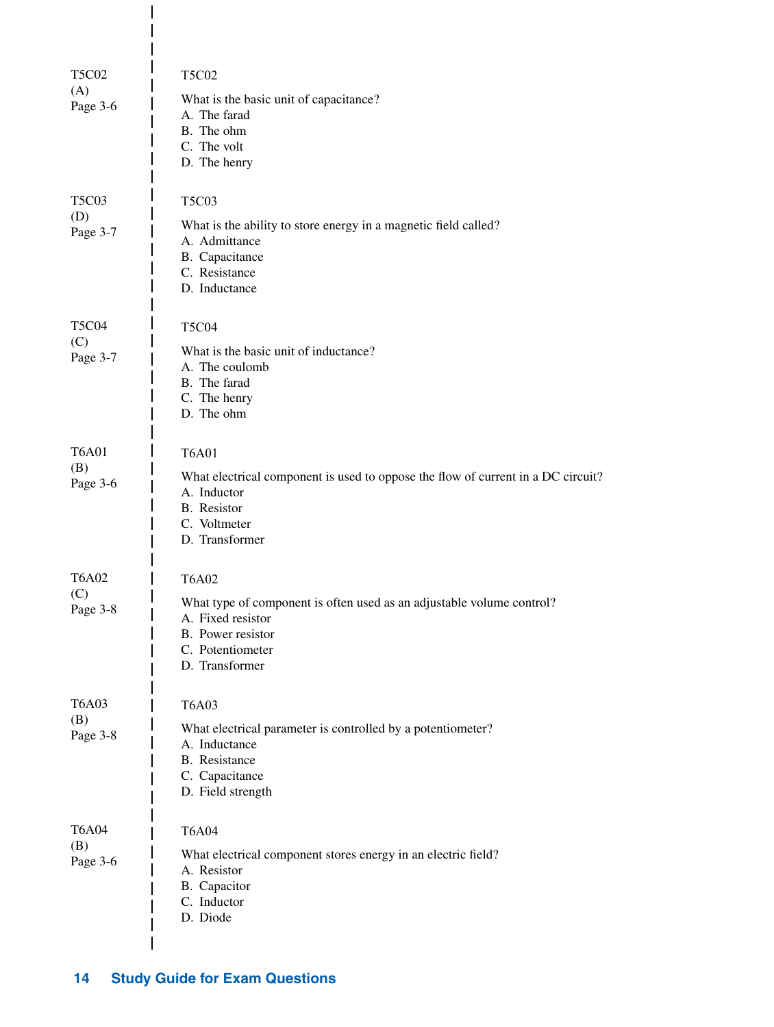T5C02
(A)
Page 3-6

T5C02

What is the basic unit of capacitance?
A. The farad
B. The ohm
C. The volt
D. The henry

T5C03
(D)
Page 3-7

T5C03

What is the ability to store energy in a magnetic field called?
A. Admittance
B. Capacitance
C. Resistance
D. Inductance

T5C04
(C)
Page 3-7

T5C04

What is the basic unit of inductance?
A. The coulomb
B. The farad
C. The henry
D. The ohm

T6A01
(B)
Page 3-6

T6A01

What electrical component is used to oppose the flow of current in a DC circuit?
A. Inductor
B. Resistor
C. Voltmeter
D. Transformer

T6A02
(C)
Page 3-8

T6A02

What type of component is often used as an adjustable volume control?
A. Fixed resistor
B. Power resistor
C. Potentiometer
D. Transformer

T6A03
(B)
Page 3-8

T6A03

What electrical parameter is controlled by a potentiometer?
A. Inductance
B. Resistance
C. Capacitance
D. Field strength

T6A04
(B)
Page 3-6

T6A04

What electrical component stores energy in an electric field?
A. Resistor
B. Capacitor
C. Inductor
D. Diode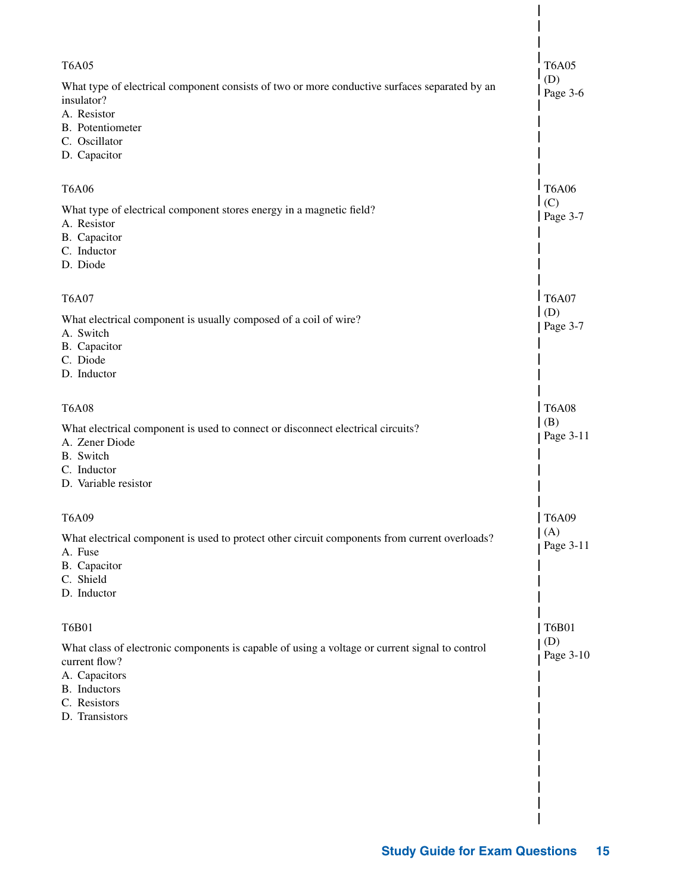T6A05

What type of electrical component consists of two or more conductive surfaces separated by an insulator?
A. Resistor
B. Potentiometer
C. Oscillator
D. Capacitor

T6A05
(D)
Page 3-6

T6A06

What type of electrical component stores energy in a magnetic field?
A. Resistor
B. Capacitor
C. Inductor
D. Diode

T6A06
(C)
Page 3-7

T6A07

What electrical component is usually composed of a coil of wire?
A. Switch
B. Capacitor
C. Diode
D. Inductor

T6A07
(D)
Page 3-7

T6A08

What electrical component is used to connect or disconnect electrical circuits?
A. Zener Diode
B. Switch
C. Inductor
D. Variable resistor

T6A08
(B)
Page 3-11

T6A09

What electrical component is used to protect other circuit components from current overloads?
A. Fuse
B. Capacitor
C. Shield
D. Inductor

T6A09
(A)
Page 3-11

T6B01

What class of electronic components is capable of using a voltage or current signal to control current flow?
A. Capacitors
B. Inductors
C. Resistors
D. Transistors

T6B01
(D)
Page 3-10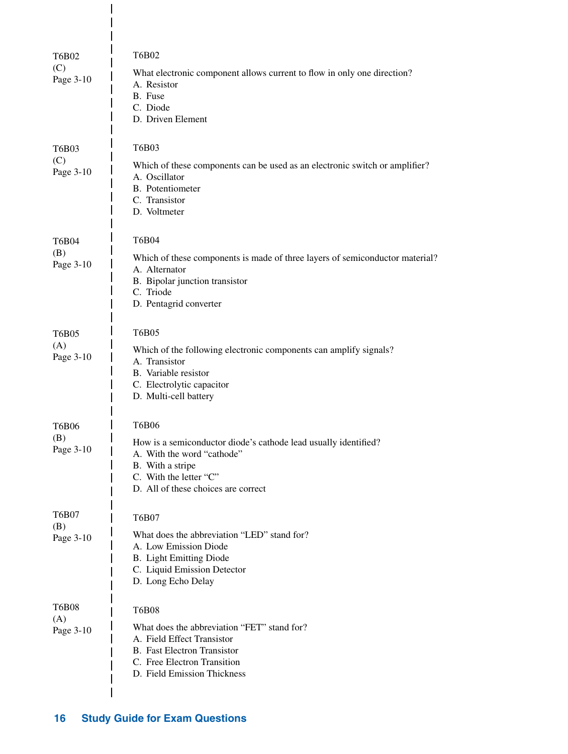T6B02
(C)
Page 3-10

T6B02

What electronic component allows current to flow in only one direction?
A. Resistor
B. Fuse
C. Diode
D. Driven Element

T6B03
(C)
Page 3-10

T6B03

Which of these components can be used as an electronic switch or amplifier?
A. Oscillator
B. Potentiometer
C. Transistor
D. Voltmeter

T6B04
(B)
Page 3-10

T6B04

Which of these components is made of three layers of semiconductor material?
A. Alternator
B. Bipolar junction transistor
C. Triode
D. Pentagrid converter

T6B05
(A)
Page 3-10

T6B05

Which of the following electronic components can amplify signals?
A. Transistor
B. Variable resistor
C. Electrolytic capacitor
D. Multi-cell battery

T6B06
(B)
Page 3-10

T6B06

How is a semiconductor diode's cathode lead usually identified?
A. With the word "cathode"
B. With a stripe
C. With the letter "C"
D. All of these choices are correct

T6B07
(B)
Page 3-10

T6B07

What does the abbreviation "LED" stand for?
A. Low Emission Diode
B. Light Emitting Diode
C. Liquid Emission Detector
D. Long Echo Delay

T6B08
(A)
Page 3-10

T6B08

What does the abbreviation "FET" stand for?
A. Field Effect Transistor
B. Fast Electron Transistor
C. Free Electron Transition
D. Field Emission Thickness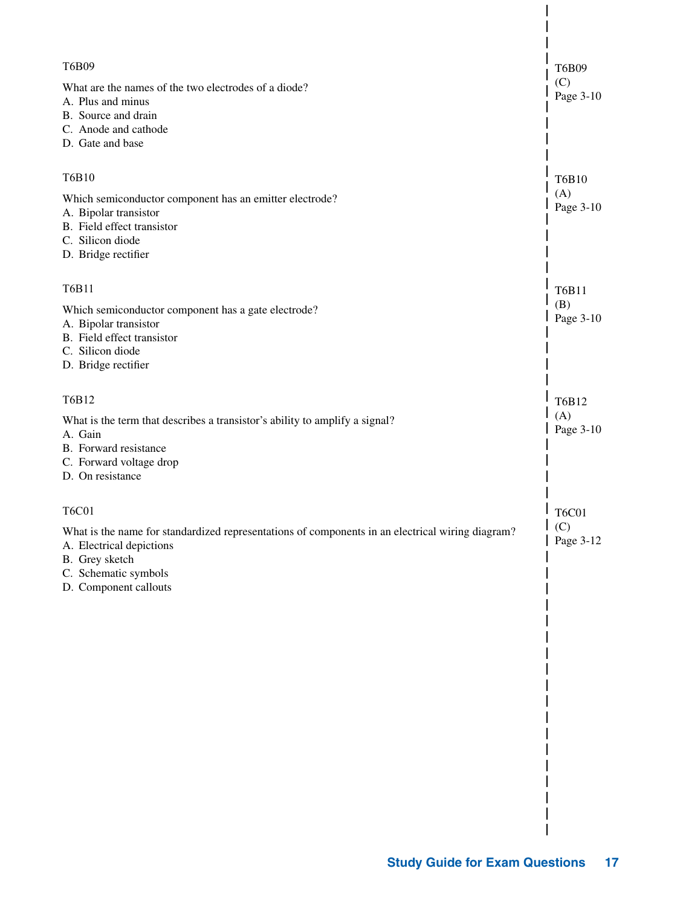T6B09

What are the names of the two electrodes of a diode?
A. Plus and minus
B. Source and drain
C. Anode and cathode
D. Gate and base

T6B09
(C)
Page 3-10

T6B10

Which semiconductor component has an emitter electrode?
A. Bipolar transistor
B. Field effect transistor
C. Silicon diode
D. Bridge rectifier

T6B10
(A)
Page 3-10

T6B11

Which semiconductor component has a gate electrode?
A. Bipolar transistor
B. Field effect transistor
C. Silicon diode
D. Bridge rectifier

T6B11
(B)
Page 3-10

T6B12

What is the term that describes a transistor's ability to amplify a signal?
A. Gain
B. Forward resistance
C. Forward voltage drop
D. On resistance

T6B12
(A)
Page 3-10

T6C01

What is the name for standardized representations of components in an electrical wiring diagram?
A. Electrical depictions
B. Grey sketch
C. Schematic symbols
D. Component callouts

T6C01
(C)
Page 3-12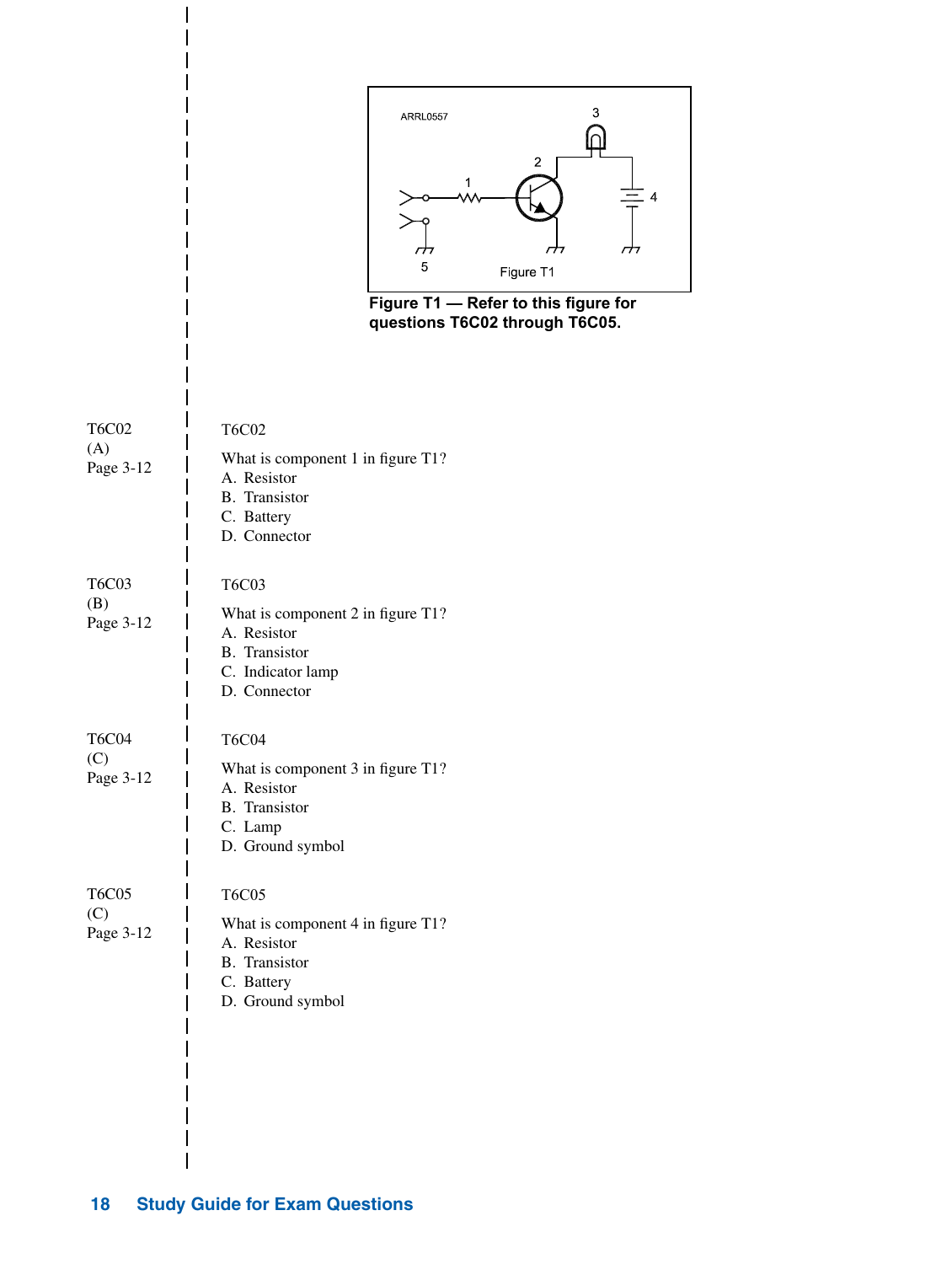Figure T1 — Refer to this figure for questions T6C02 through T6C05.

T6C02
(A)
Page 3-12

T6C02

What is component 1 in figure T1?
A. Resistor
B. Transistor
C. Battery
D. Connector

T6C03
(B)
Page 3-12

T6C03

What is component 2 in figure T1?
A. Resistor
B. Transistor
C. Indicator lamp
D. Connector

T6C04
(C)
Page 3-12

T6C04

What is component 3 in figure T1?
A. Resistor
B. Transistor
C. Lamp
D. Ground symbol

T6C05
(C)
Page 3-12

T6C05

What is component 4 in figure T1?
A. Resistor
B. Transistor
C. Battery
D. Ground symbol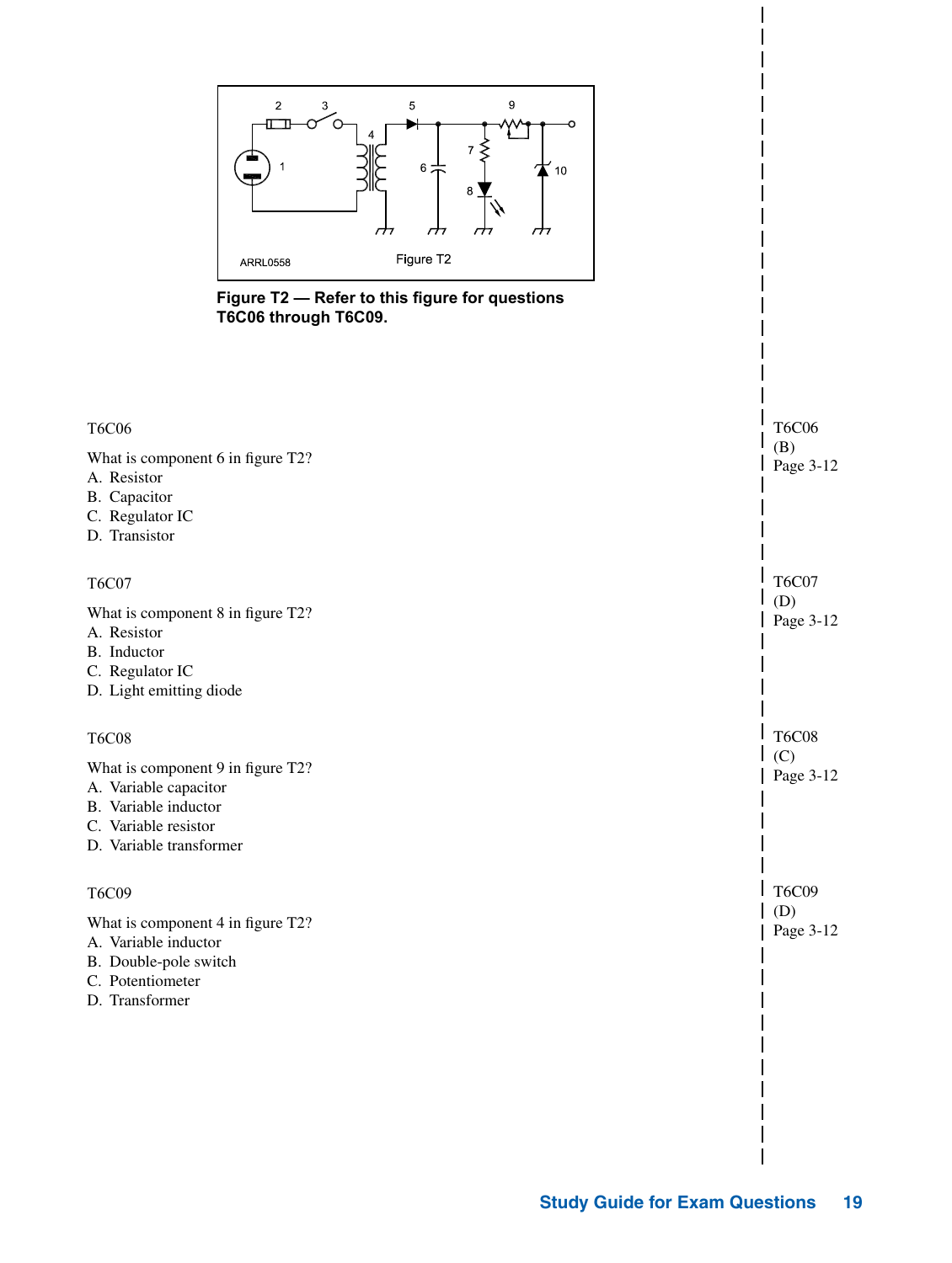**Figure T2 — Refer to this figure for questions T6C06 through T6C09.**

T6C06

What is component 6 in figure T2?
A. Resistor
B. Capacitor
C. Regulator IC
D. Transistor

T6C06
(B)
Page 3-12

T6C07

What is component 8 in figure T2?
A. Resistor
B. Inductor
C. Regulator IC
D. Light emitting diode

T6C07
(D)
Page 3-12

T6C08

What is component 9 in figure T2?
A. Variable capacitor
B. Variable inductor
C. Variable resistor
D. Variable transformer

T6C08
(C)
Page 3-12

T6C09

What is component 4 in figure T2?
A. Variable inductor
B. Double-pole switch
C. Potentiometer
D. Transformer

T6C09
(D)
Page 3-12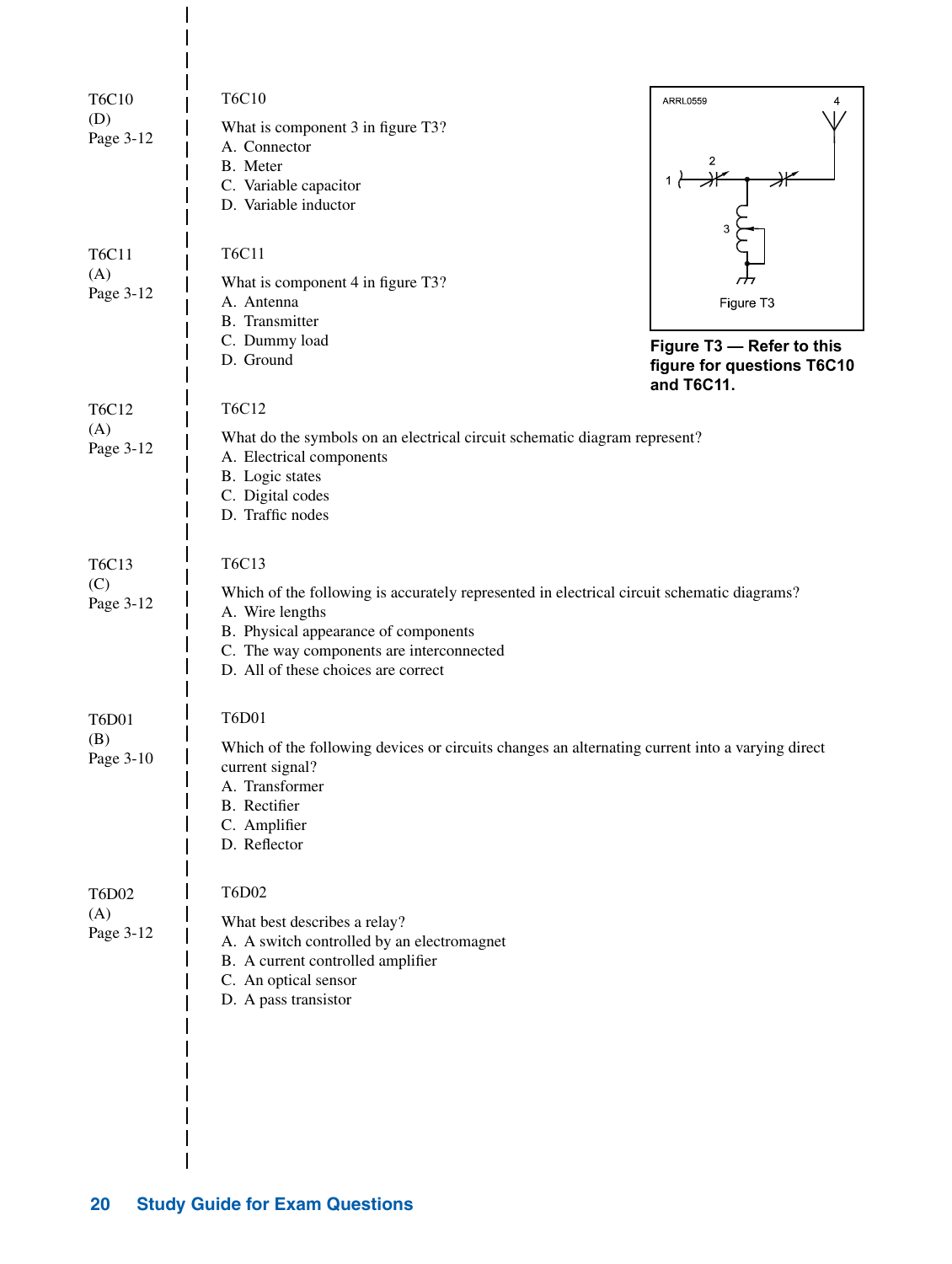T6C10
(D)
Page 3-12

**T6C10**

What is component 3 in figure T3?

A. Connector
B. Meter
C. Variable capacitor
D. Variable inductor

T6C11
(A)
Page 3-12

**T6C11**

What is component 4 in figure T3?

A. Antenna
B. Transmitter
C. Dummy load
D. Ground

**Figure T3 — Refer to this figure for questions T6C10 and T6C11.**

T6C12
(A)
Page 3-12

**T6C12**

What do the symbols on an electrical circuit schematic diagram represent?

A. Electrical components
B. Logic states
C. Digital codes
D. Traffic nodes

T6C13
(C)
Page 3-12

**T6C13**

Which of the following is accurately represented in electrical circuit schematic diagrams?

A. Wire lengths
B. Physical appearance of components
C. The way components are interconnected
D. All of these choices are correct

T6D01
(B)
Page 3-10

**T6D01**

Which of the following devices or circuits changes an alternating current into a varying direct current signal?

A. Transformer
B. Rectifier
C. Amplifier
D. Reflector

T6D02
(A)
Page 3-12

**T6D02**

What best describes a relay?

A. A switch controlled by an electromagnet
B. A current controlled amplifier
C. An optical sensor
D. A pass transistor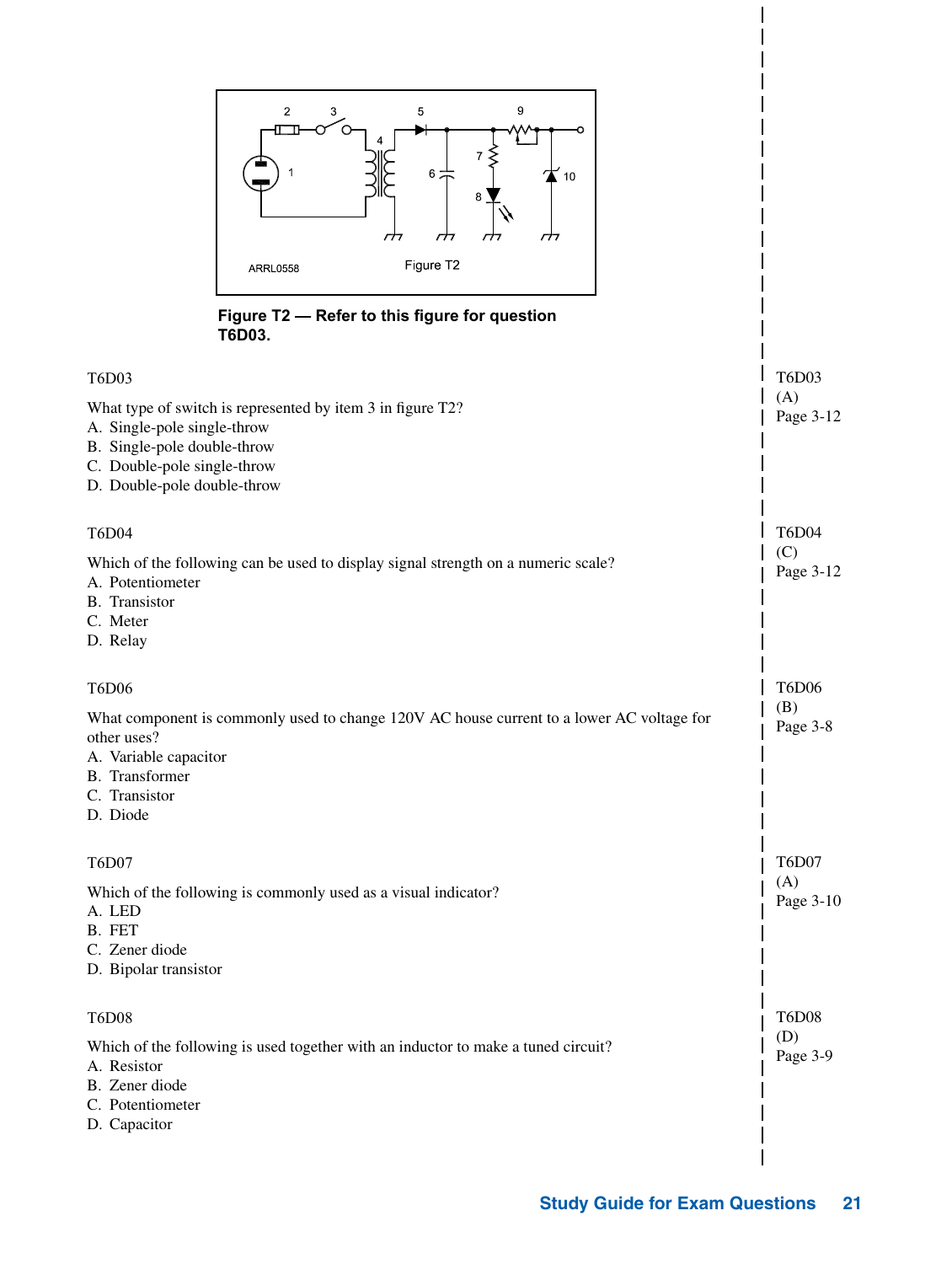**Figure T2 — Refer to this figure for question T6D03.**

T6D03

What type of switch is represented by item 3 in figure T2?
A. Single-pole single-throw
B. Single-pole double-throw
C. Double-pole single-throw
D. Double-pole double-throw

T6D03
(A)
Page 3-12

T6D04

Which of the following can be used to display signal strength on a numeric scale?
A. Potentiometer
B. Transistor
C. Meter
D. Relay

T6D04
(C)
Page 3-12

T6D06

What component is commonly used to change 120V AC house current to a lower AC voltage for other uses?
A. Variable capacitor
B. Transformer
C. Transistor
D. Diode

T6D06
(B)
Page 3-8

T6D07

Which of the following is commonly used as a visual indicator?
A. LED
B. FET
C. Zener diode
D. Bipolar transistor

T6D07
(A)
Page 3-10

T6D08

Which of the following is used together with an inductor to make a tuned circuit?
A. Resistor
B. Zener diode
C. Potentiometer
D. Capacitor

T6D08
(D)
Page 3-9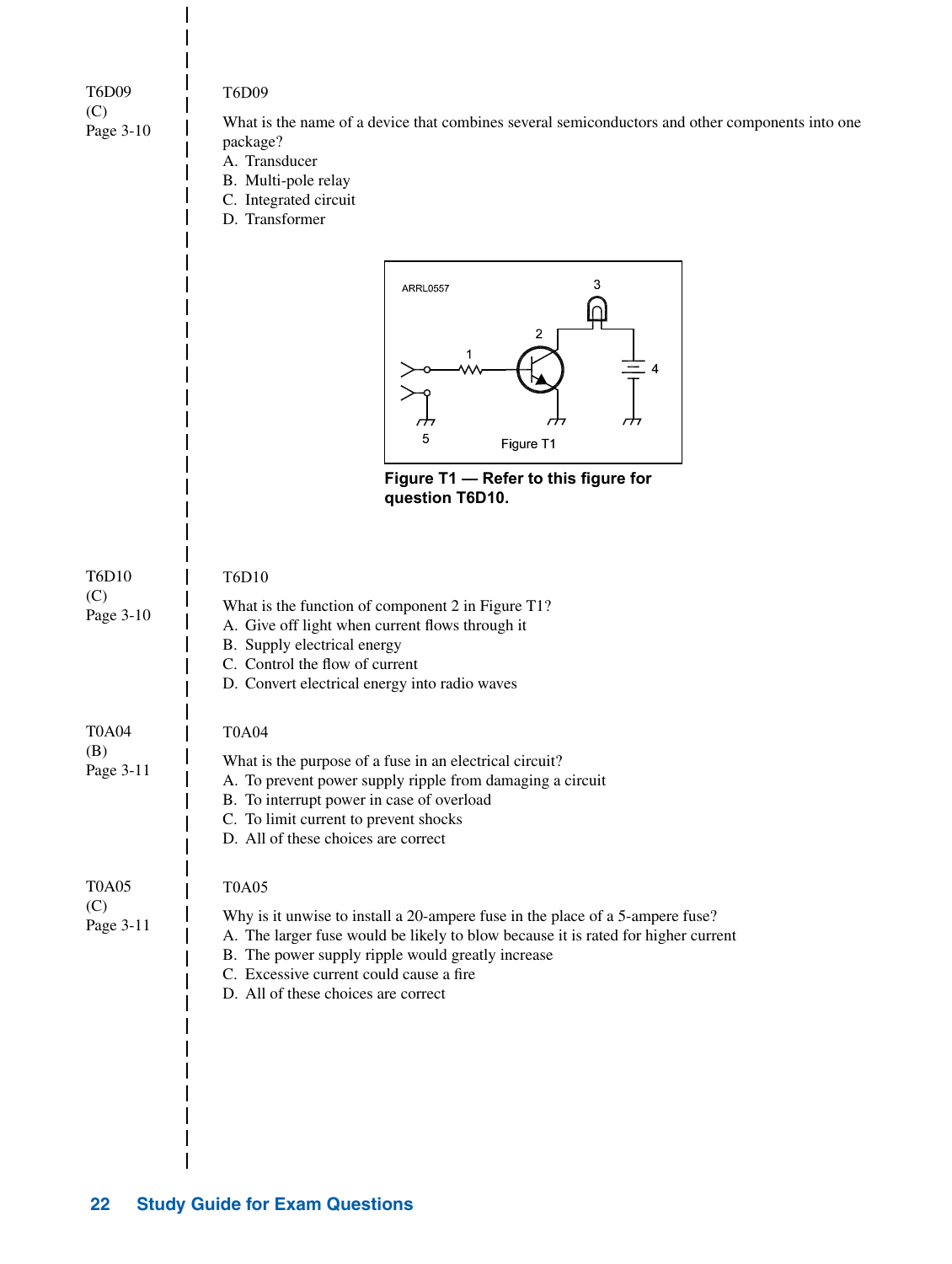T6D09
(C)
Page 3-10

T6D09

What is the name of a device that combines several semiconductors and other components into one package?

A. Transducer
B. Multi-pole relay
C. Integrated circuit
D. Transformer

ARRL0557

Figure T1

**Figure T1 — Refer to this figure for question T6D10.**

T6D10
(C)
Page 3-10

T6D10

What is the function of component 2 in Figure T1?

A. Give off light when current flows through it
B. Supply electrical energy
C. Control the flow of current
D. Convert electrical energy into radio waves

T0A04
(B)
Page 3-11

T0A04

What is the purpose of a fuse in an electrical circuit?

A. To prevent power supply ripple from damaging a circuit
B. To interrupt power in case of overload
C. To limit current to prevent shocks
D. All of these choices are correct

T0A05
(C)
Page 3-11

T0A05

Why is it unwise to install a 20-ampere fuse in the place of a 5-ampere fuse?

A. The larger fuse would be likely to blow because it is rated for higher current
B. The power supply ripple would greatly increase
C. Excessive current could cause a fire
D. All of these choices are correct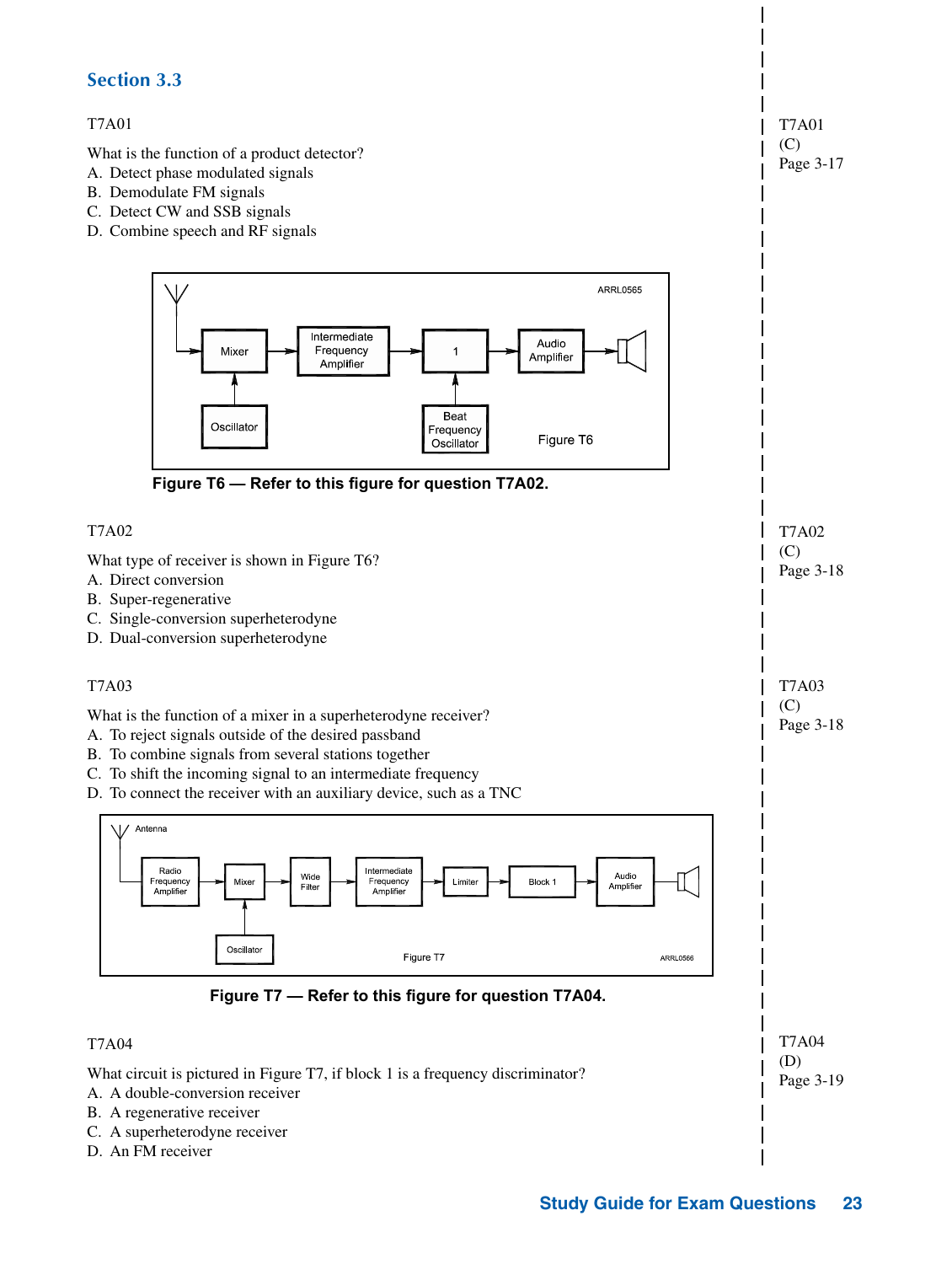## Section 3.3

T7A01

What is the function of a product detector?
A. Detect phase modulated signals
B. Demodulate FM signals
C. Detect CW and SSB signals
D. Combine speech and RF signals

T7A01
(C)
Page 3-17

Figure T6 — Refer to this figure for question T7A02.

T7A02

What type of receiver is shown in Figure T6?
A. Direct conversion
B. Super-regenerative
C. Single-conversion superheterodyne
D. Dual-conversion superheterodyne

T7A02
(C)
Page 3-18

T7A03

What is the function of a mixer in a superheterodyne receiver?
A. To reject signals outside of the desired passband
B. To combine signals from several stations together
C. To shift the incoming signal to an intermediate frequency
D. To connect the receiver with an auxiliary device, such as a TNC

T7A03
(C)
Page 3-18

Figure T7 — Refer to this figure for question T7A04.

T7A04

What circuit is pictured in Figure T7, if block 1 is a frequency discriminator?
A. A double-conversion receiver
B. A regenerative receiver
C. A superheterodyne receiver
D. An FM receiver

T7A04
(D)
Page 3-19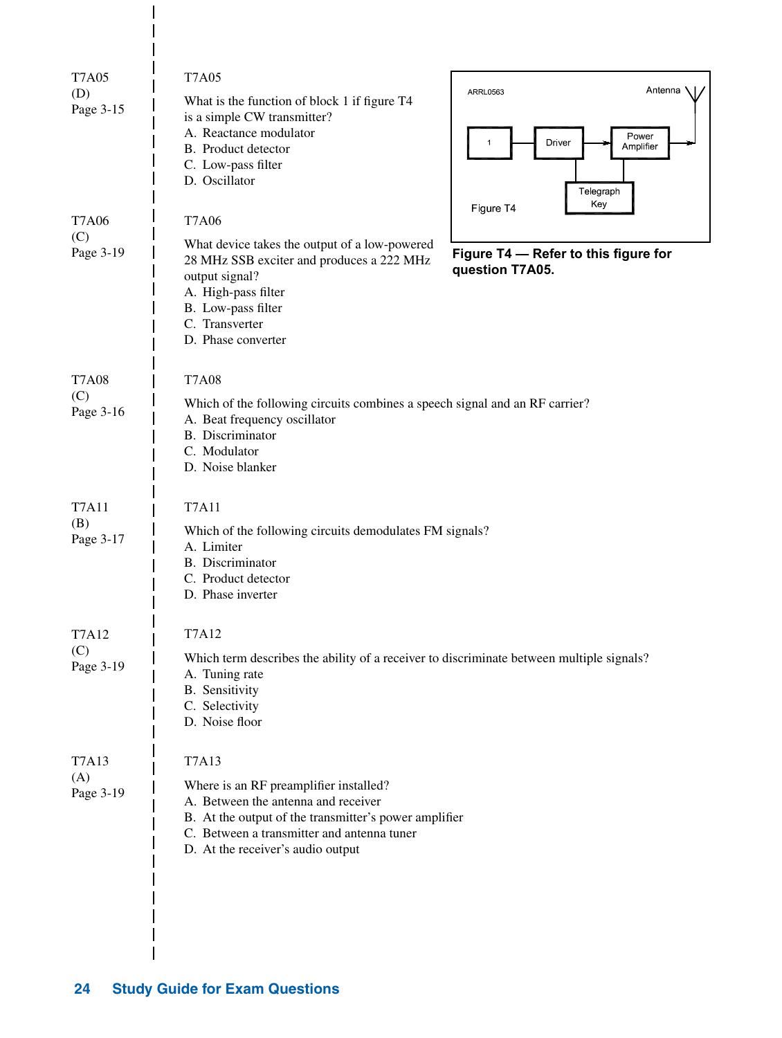T7A05
(D)
Page 3-15

**T7A05**

What is the function of block 1 if figure T4 is a simple CW transmitter?

A. Reactance modulator
B. Product detector
C. Low-pass filter
D. Oscillator

**Figure T4 — Refer to this figure for question T7A05.**

T7A06
(C)
Page 3-19

**T7A06**

What device takes the output of a low-powered 28 MHz SSB exciter and produces a 222 MHz output signal?

A. High-pass filter
B. Low-pass filter
C. Transverter
D. Phase converter

T7A08
(C)
Page 3-16

**T7A08**

Which of the following circuits combines a speech signal and an RF carrier?

A. Beat frequency oscillator
B. Discriminator
C. Modulator
D. Noise blanker

T7A11
(B)
Page 3-17

**T7A11**

Which of the following circuits demodulates FM signals?

A. Limiter
B. Discriminator
C. Product detector
D. Phase inverter

T7A12
(C)
Page 3-19

**T7A12**

Which term describes the ability of a receiver to discriminate between multiple signals?

A. Tuning rate
B. Sensitivity
C. Selectivity
D. Noise floor

T7A13
(A)
Page 3-19

**T7A13**

Where is an RF preamplifier installed?

A. Between the antenna and receiver
B. At the output of the transmitter's power amplifier
C. Between a transmitter and antenna tuner
D. At the receiver's audio output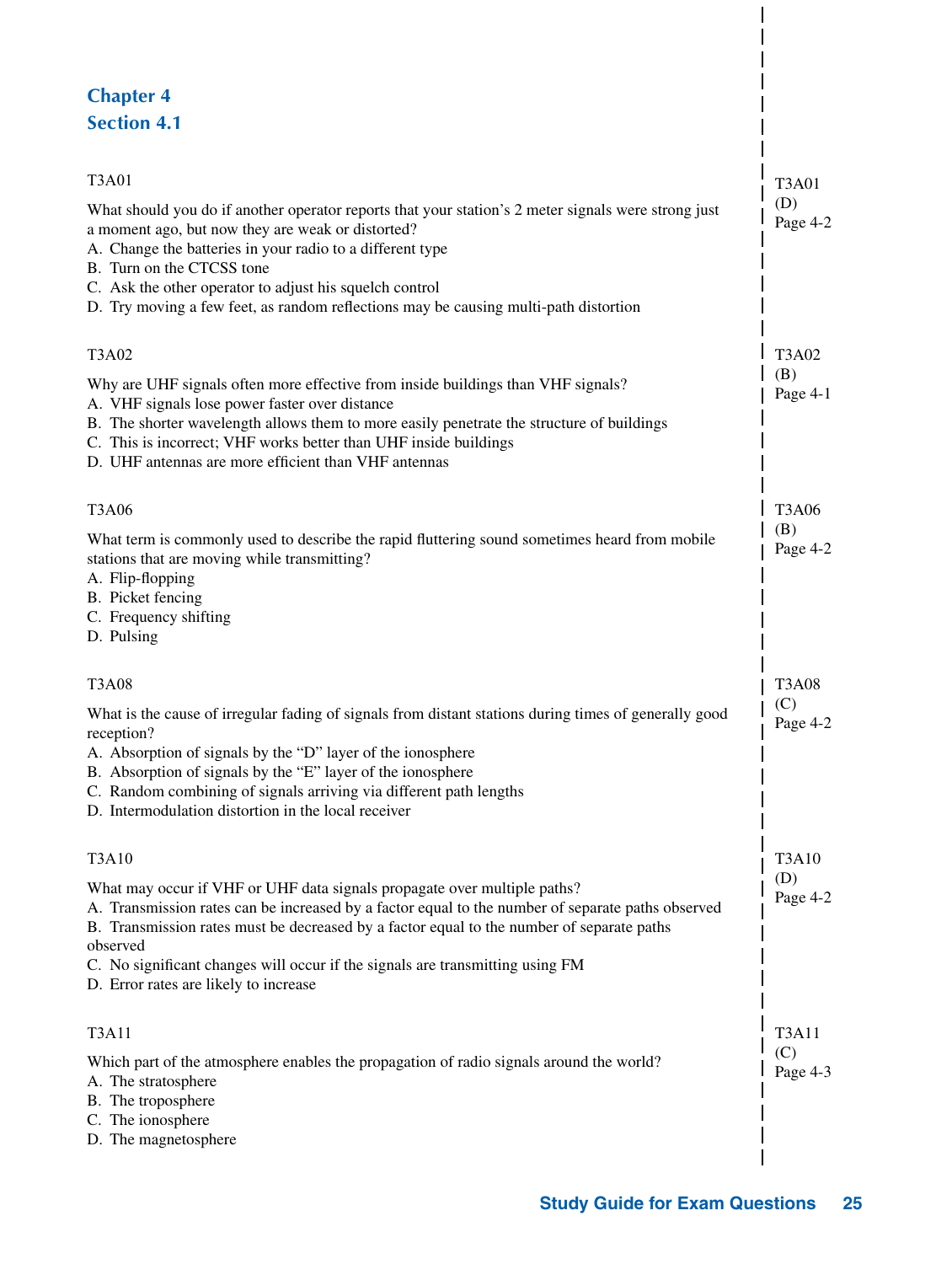# Chapter 4

## Section 4.1

T3A01

What should you do if another operator reports that your station's 2 meter signals were strong just a moment ago, but now they are weak or distorted?

A. Change the batteries in your radio to a different type
B. Turn on the CTCSS tone
C. Ask the other operator to adjust his squelch control
D. Try moving a few feet, as random reflections may be causing multi-path distortion

T3A01
(D)
Page 4-2

T3A02

Why are UHF signals often more effective from inside buildings than VHF signals?

A. VHF signals lose power faster over distance
B. The shorter wavelength allows them to more easily penetrate the structure of buildings
C. This is incorrect; VHF works better than UHF inside buildings
D. UHF antennas are more efficient than VHF antennas

T3A02
(B)
Page 4-1

T3A06

What term is commonly used to describe the rapid fluttering sound sometimes heard from mobile stations that are moving while transmitting?

A. Flip-flopping
B. Picket fencing
C. Frequency shifting
D. Pulsing

T3A06
(B)
Page 4-2

T3A08

What is the cause of irregular fading of signals from distant stations during times of generally good reception?

A. Absorption of signals by the "D" layer of the ionosphere
B. Absorption of signals by the "E" layer of the ionosphere
C. Random combining of signals arriving via different path lengths
D. Intermodulation distortion in the local receiver

T3A08
(C)
Page 4-2

T3A10

What may occur if VHF or UHF data signals propagate over multiple paths?

A. Transmission rates can be increased by a factor equal to the number of separate paths observed
B. Transmission rates must be decreased by a factor equal to the number of separate paths observed
C. No significant changes will occur if the signals are transmitting using FM
D. Error rates are likely to increase

T3A10
(D)
Page 4-2

T3A11

Which part of the atmosphere enables the propagation of radio signals around the world?

A. The stratosphere
B. The troposphere
C. The ionosphere
D. The magnetosphere

T3A11
(C)
Page 4-3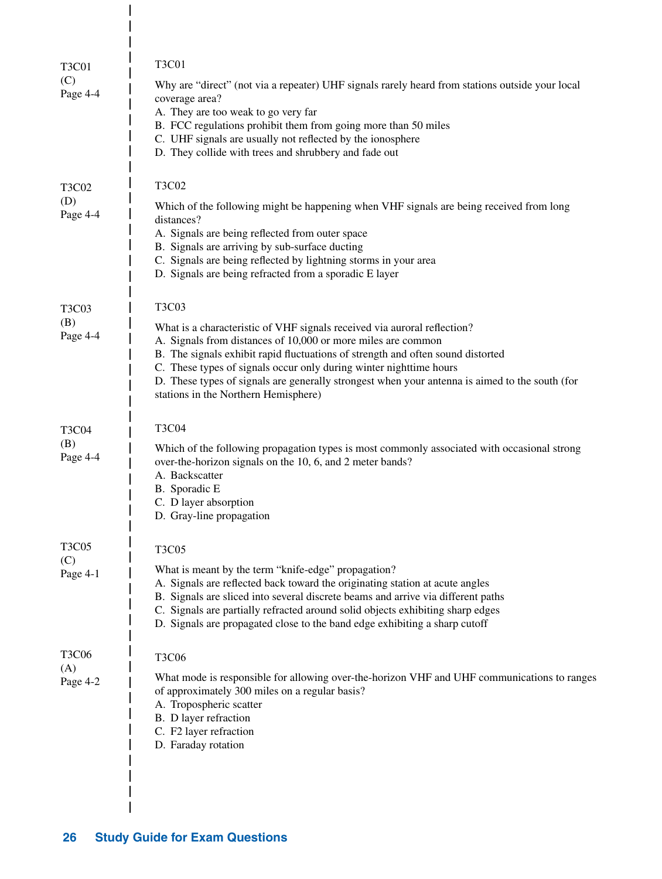T3C01
(C)
Page 4-4

T3C01

Why are "direct" (not via a repeater) UHF signals rarely heard from stations outside your local coverage area?
A. They are too weak to go very far
B. FCC regulations prohibit them from going more than 50 miles
C. UHF signals are usually not reflected by the ionosphere
D. They collide with trees and shrubbery and fade out

T3C02
(D)
Page 4-4

T3C02

Which of the following might be happening when VHF signals are being received from long distances?
A. Signals are being reflected from outer space
B. Signals are arriving by sub-surface ducting
C. Signals are being reflected by lightning storms in your area
D. Signals are being refracted from a sporadic E layer

T3C03
(B)
Page 4-4

T3C03

What is a characteristic of VHF signals received via auroral reflection?
A. Signals from distances of 10,000 or more miles are common
B. The signals exhibit rapid fluctuations of strength and often sound distorted
C. These types of signals occur only during winter nighttime hours
D. These types of signals are generally strongest when your antenna is aimed to the south (for stations in the Northern Hemisphere)

T3C04
(B)
Page 4-4

T3C04

Which of the following propagation types is most commonly associated with occasional strong over-the-horizon signals on the 10, 6, and 2 meter bands?
A. Backscatter
B. Sporadic E
C. D layer absorption
D. Gray-line propagation

T3C05
(C)
Page 4-1

T3C05

What is meant by the term "knife-edge" propagation?
A. Signals are reflected back toward the originating station at acute angles
B. Signals are sliced into several discrete beams and arrive via different paths
C. Signals are partially refracted around solid objects exhibiting sharp edges
D. Signals are propagated close to the band edge exhibiting a sharp cutoff

T3C06
(A)
Page 4-2

T3C06

What mode is responsible for allowing over-the-horizon VHF and UHF communications to ranges of approximately 300 miles on a regular basis?
A. Tropospheric scatter
B. D layer refraction
C. F2 layer refraction
D. Faraday rotation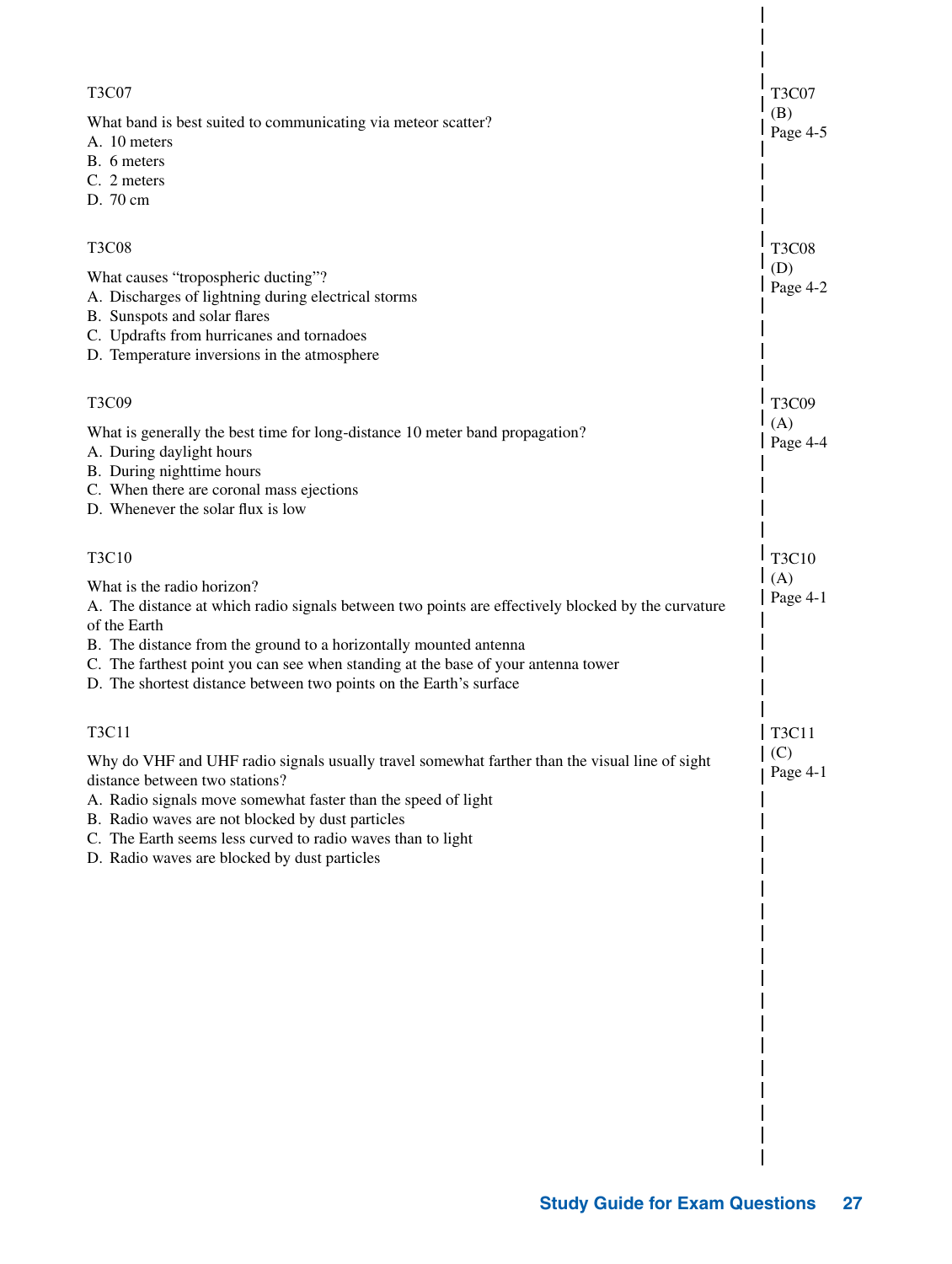T3C07

What band is best suited to communicating via meteor scatter?
A. 10 meters
B. 6 meters
C. 2 meters
D. 70 cm

T3C07
(B)
Page 4-5

T3C08

What causes "tropospheric ducting"?
A. Discharges of lightning during electrical storms
B. Sunspots and solar flares
C. Updrafts from hurricanes and tornadoes
D. Temperature inversions in the atmosphere

T3C08
(D)
Page 4-2

T3C09

What is generally the best time for long-distance 10 meter band propagation?
A. During daylight hours
B. During nighttime hours
C. When there are coronal mass ejections
D. Whenever the solar flux is low

T3C09
(A)
Page 4-4

T3C10

What is the radio horizon?
A. The distance at which radio signals between two points are effectively blocked by the curvature of the Earth
B. The distance from the ground to a horizontally mounted antenna
C. The farthest point you can see when standing at the base of your antenna tower
D. The shortest distance between two points on the Earth's surface

T3C10
(A)
Page 4-1

T3C11

Why do VHF and UHF radio signals usually travel somewhat farther than the visual line of sight distance between two stations?
A. Radio signals move somewhat faster than the speed of light
B. Radio waves are not blocked by dust particles
C. The Earth seems less curved to radio waves than to light
D. Radio waves are blocked by dust particles

T3C11
(C)
Page 4-1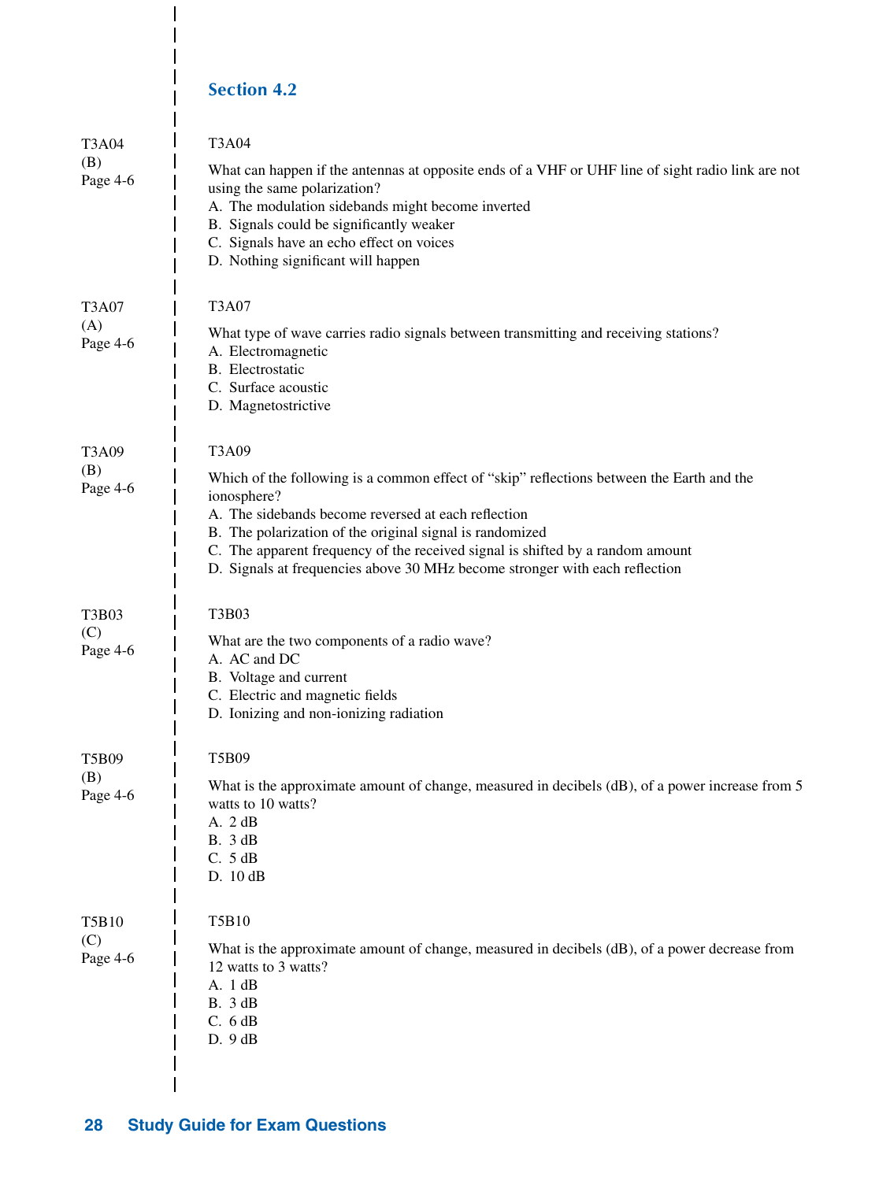## Section 4.2

T3A04
(B)
Page 4-6

T3A04

What can happen if the antennas at opposite ends of a VHF or UHF line of sight radio link are not using the same polarization?

A. The modulation sidebands might become inverted
B. Signals could be significantly weaker
C. Signals have an echo effect on voices
D. Nothing significant will happen

T3A07
(A)
Page 4-6

T3A07

What type of wave carries radio signals between transmitting and receiving stations?

A. Electromagnetic
B. Electrostatic
C. Surface acoustic
D. Magnetostrictive

T3A09
(B)
Page 4-6

T3A09

Which of the following is a common effect of "skip" reflections between the Earth and the ionosphere?

A. The sidebands become reversed at each reflection
B. The polarization of the original signal is randomized
C. The apparent frequency of the received signal is shifted by a random amount
D. Signals at frequencies above 30 MHz become stronger with each reflection

T3B03
(C)
Page 4-6

T3B03

What are the two components of a radio wave?

A. AC and DC
B. Voltage and current
C. Electric and magnetic fields
D. Ionizing and non-ionizing radiation

T5B09
(B)
Page 4-6

T5B09

What is the approximate amount of change, measured in decibels (dB), of a power increase from 5 watts to 10 watts?

A. 2 dB
B. 3 dB
C. 5 dB
D. 10 dB

T5B10
(C)
Page 4-6

T5B10

What is the approximate amount of change, measured in decibels (dB), of a power decrease from 12 watts to 3 watts?

A. 1 dB
B. 3 dB
C. 6 dB
D. 9 dB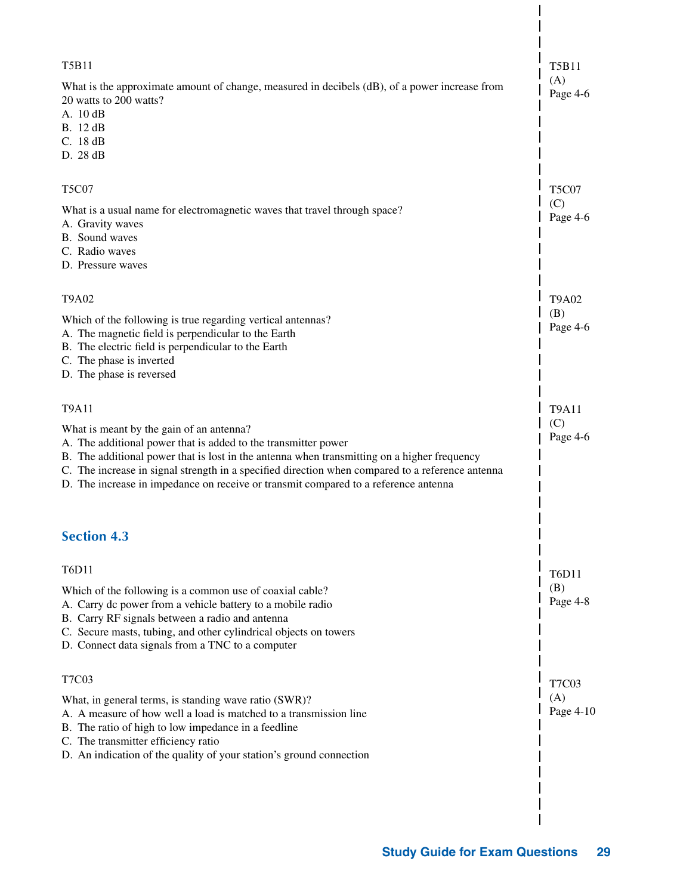T5B11

What is the approximate amount of change, measured in decibels (dB), of a power increase from 20 watts to 200 watts?

A. 10 dB
B. 12 dB
C. 18 dB
D. 28 dB

T5B11
(A)
Page 4-6

T5C07

What is a usual name for electromagnetic waves that travel through space?

A. Gravity waves
B. Sound waves
C. Radio waves
D. Pressure waves

T5C07
(C)
Page 4-6

T9A02

Which of the following is true regarding vertical antennas?

A. The magnetic field is perpendicular to the Earth
B. The electric field is perpendicular to the Earth
C. The phase is inverted
D. The phase is reversed

T9A02
(B)
Page 4-6

T9A11

What is meant by the gain of an antenna?

A. The additional power that is added to the transmitter power
B. The additional power that is lost in the antenna when transmitting on a higher frequency
C. The increase in signal strength in a specified direction when compared to a reference antenna
D. The increase in impedance on receive or transmit compared to a reference antenna

T9A11
(C)
Page 4-6

## Section 4.3

T6D11

Which of the following is a common use of coaxial cable?

A. Carry dc power from a vehicle battery to a mobile radio
B. Carry RF signals between a radio and antenna
C. Secure masts, tubing, and other cylindrical objects on towers
D. Connect data signals from a TNC to a computer

T6D11
(B)
Page 4-8

T7C03

What, in general terms, is standing wave ratio (SWR)?

A. A measure of how well a load is matched to a transmission line
B. The ratio of high to low impedance in a feedline
C. The transmitter efficiency ratio
D. An indication of the quality of your station's ground connection

T7C03
(A)
Page 4-10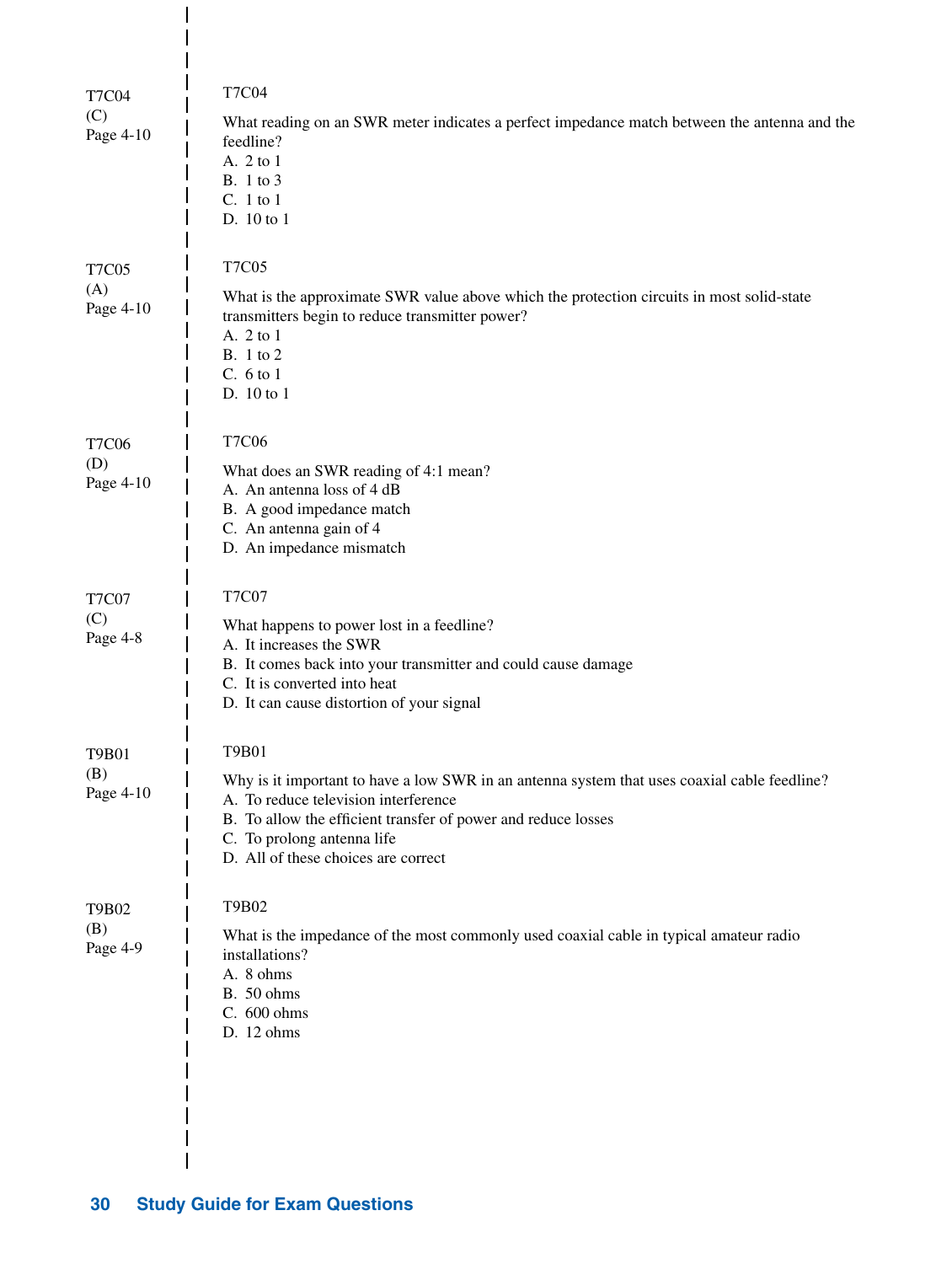T7C04
(C)
Page 4-10

T7C04

What reading on an SWR meter indicates a perfect impedance match between the antenna and the feedline?

A. 2 to 1
B. 1 to 3
C. 1 to 1
D. 10 to 1

T7C05
(A)
Page 4-10

T7C05

What is the approximate SWR value above which the protection circuits in most solid-state transmitters begin to reduce transmitter power?

A. 2 to 1
B. 1 to 2
C. 6 to 1
D. 10 to 1

T7C06
(D)
Page 4-10

T7C06

What does an SWR reading of 4:1 mean?

A. An antenna loss of 4 dB
B. A good impedance match
C. An antenna gain of 4
D. An impedance mismatch

T7C07
(C)
Page 4-8

T7C07

What happens to power lost in a feedline?

A. It increases the SWR
B. It comes back into your transmitter and could cause damage
C. It is converted into heat
D. It can cause distortion of your signal

T9B01
(B)
Page 4-10

T9B01

Why is it important to have a low SWR in an antenna system that uses coaxial cable feedline?

A. To reduce television interference
B. To allow the efficient transfer of power and reduce losses
C. To prolong antenna life
D. All of these choices are correct

T9B02
(B)
Page 4-9

T9B02

What is the impedance of the most commonly used coaxial cable in typical amateur radio installations?

A. 8 ohms
B. 50 ohms
C. 600 ohms
D. 12 ohms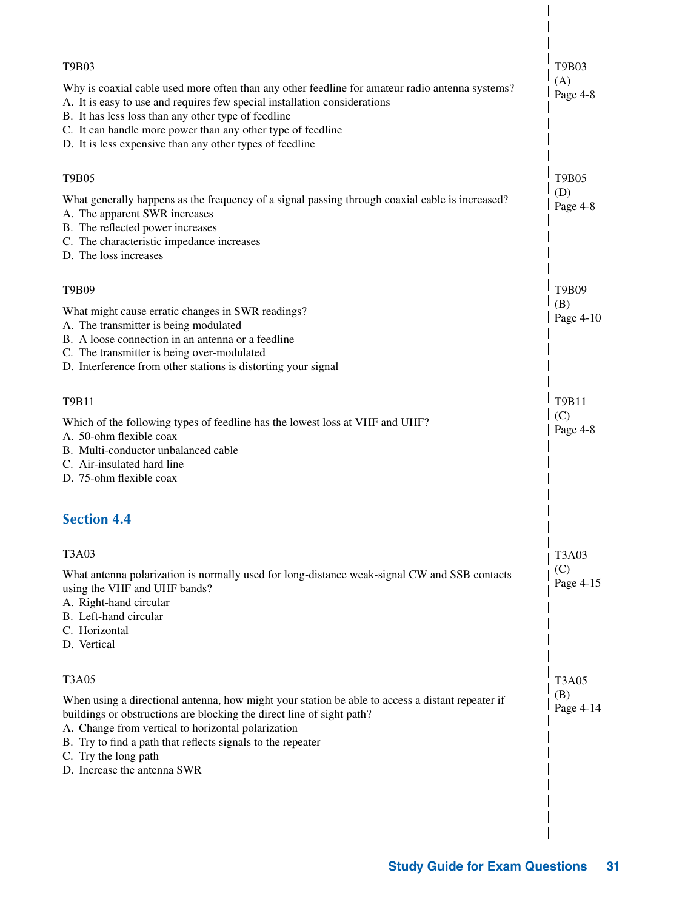T9B03

Why is coaxial cable used more often than any other feedline for amateur radio antenna systems?
A. It is easy to use and requires few special installation considerations
B. It has less loss than any other type of feedline
C. It can handle more power than any other type of feedline
D. It is less expensive than any other types of feedline

T9B03
(A)
Page 4-8

T9B05

What generally happens as the frequency of a signal passing through coaxial cable is increased?
A. The apparent SWR increases
B. The reflected power increases
C. The characteristic impedance increases
D. The loss increases

T9B05
(D)
Page 4-8

T9B09

What might cause erratic changes in SWR readings?
A. The transmitter is being modulated
B. A loose connection in an antenna or a feedline
C. The transmitter is being over-modulated
D. Interference from other stations is distorting your signal

T9B09
(B)
Page 4-10

T9B11

Which of the following types of feedline has the lowest loss at VHF and UHF?
A. 50-ohm flexible coax
B. Multi-conductor unbalanced cable
C. Air-insulated hard line
D. 75-ohm flexible coax

T9B11
(C)
Page 4-8

## Section 4.4

T3A03

What antenna polarization is normally used for long-distance weak-signal CW and SSB contacts using the VHF and UHF bands?
A. Right-hand circular
B. Left-hand circular
C. Horizontal
D. Vertical

T3A03
(C)
Page 4-15

T3A05

When using a directional antenna, how might your station be able to access a distant repeater if buildings or obstructions are blocking the direct line of sight path?
A. Change from vertical to horizontal polarization
B. Try to find a path that reflects signals to the repeater
C. Try the long path
D. Increase the antenna SWR

T3A05
(B)
Page 4-14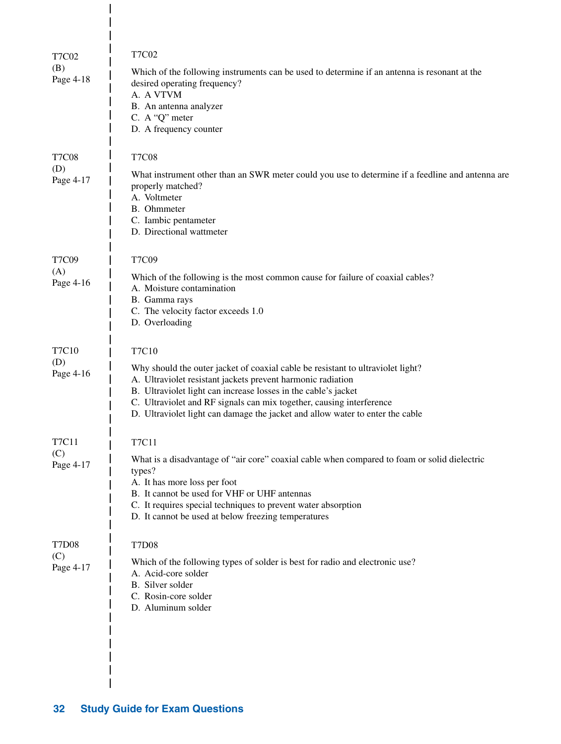T7C02
(B)
Page 4-18

T7C02

Which of the following instruments can be used to determine if an antenna is resonant at the desired operating frequency?
A. A VTVM
B. An antenna analyzer
C. A “Q” meter
D. A frequency counter

T7C08
(D)
Page 4-17

T7C08

What instrument other than an SWR meter could you use to determine if a feedline and antenna are properly matched?
A. Voltmeter
B. Ohmmeter
C. Iambic pentameter
D. Directional wattmeter

T7C09
(A)
Page 4-16

T7C09

Which of the following is the most common cause for failure of coaxial cables?
A. Moisture contamination
B. Gamma rays
C. The velocity factor exceeds 1.0
D. Overloading

T7C10
(D)
Page 4-16

T7C10

Why should the outer jacket of coaxial cable be resistant to ultraviolet light?
A. Ultraviolet resistant jackets prevent harmonic radiation
B. Ultraviolet light can increase losses in the cable’s jacket
C. Ultraviolet and RF signals can mix together, causing interference
D. Ultraviolet light can damage the jacket and allow water to enter the cable

T7C11
(C)
Page 4-17

T7C11

What is a disadvantage of “air core” coaxial cable when compared to foam or solid dielectric types?
A. It has more loss per foot
B. It cannot be used for VHF or UHF antennas
C. It requires special techniques to prevent water absorption
D. It cannot be used at below freezing temperatures

T7D08
(C)
Page 4-17

T7D08

Which of the following types of solder is best for radio and electronic use?
A. Acid-core solder
B. Silver solder
C. Rosin-core solder
D. Aluminum solder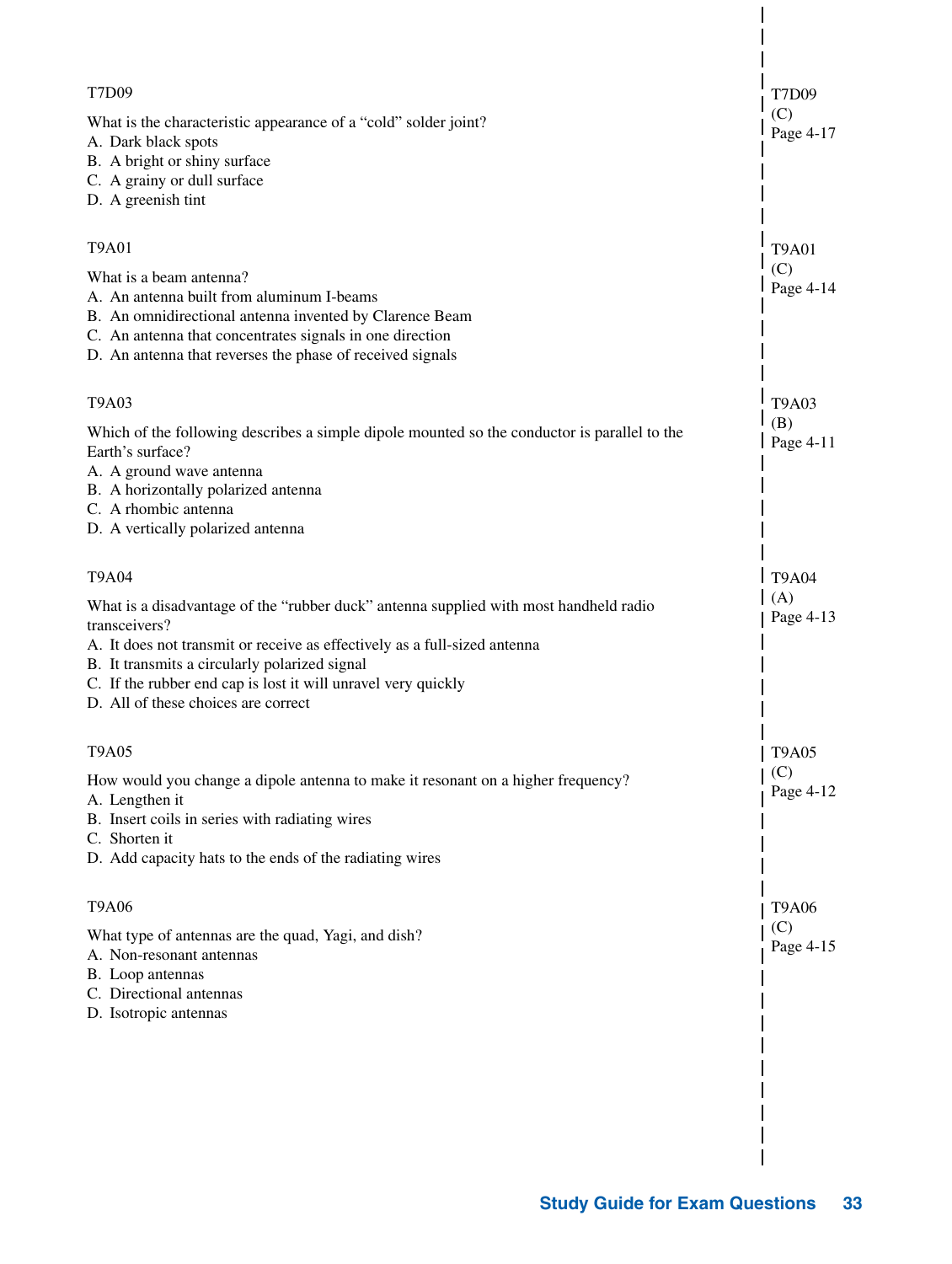T7D09

What is the characteristic appearance of a "cold" solder joint?
A. Dark black spots
B. A bright or shiny surface
C. A grainy or dull surface
D. A greenish tint

T7D09
(C)
Page 4-17

T9A01

What is a beam antenna?
A. An antenna built from aluminum I-beams
B. An omnidirectional antenna invented by Clarence Beam
C. An antenna that concentrates signals in one direction
D. An antenna that reverses the phase of received signals

T9A01
(C)
Page 4-14

T9A03

Which of the following describes a simple dipole mounted so the conductor is parallel to the Earth's surface?
A. A ground wave antenna
B. A horizontally polarized antenna
C. A rhombic antenna
D. A vertically polarized antenna

T9A03
(B)
Page 4-11

T9A04

What is a disadvantage of the "rubber duck" antenna supplied with most handheld radio transceivers?
A. It does not transmit or receive as effectively as a full-sized antenna
B. It transmits a circularly polarized signal
C. If the rubber end cap is lost it will unravel very quickly
D. All of these choices are correct

T9A04
(A)
Page 4-13

T9A05

How would you change a dipole antenna to make it resonant on a higher frequency?
A. Lengthen it
B. Insert coils in series with radiating wires
C. Shorten it
D. Add capacity hats to the ends of the radiating wires

T9A05
(C)
Page 4-12

T9A06

What type of antennas are the quad, Yagi, and dish?
A. Non-resonant antennas
B. Loop antennas
C. Directional antennas
D. Isotropic antennas

T9A06
(C)
Page 4-15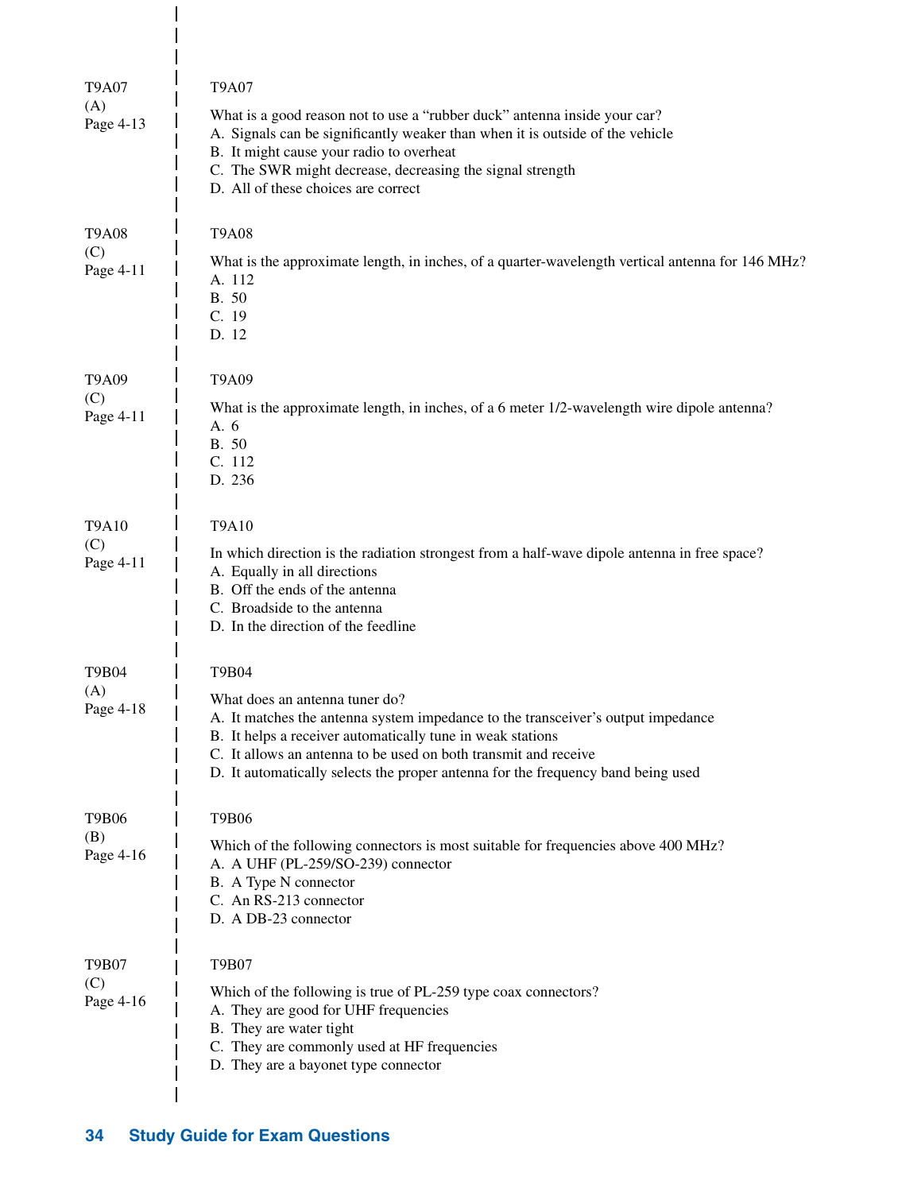T9A07
(A)
Page 4-13

T9A07

What is a good reason not to use a "rubber duck" antenna inside your car?
A. Signals can be significantly weaker than when it is outside of the vehicle
B. It might cause your radio to overheat
C. The SWR might decrease, decreasing the signal strength
D. All of these choices are correct

T9A08
(C)
Page 4-11

T9A08

What is the approximate length, in inches, of a quarter-wavelength vertical antenna for 146 MHz?
A. 112
B. 50
C. 19
D. 12

T9A09
(C)
Page 4-11

T9A09

What is the approximate length, in inches, of a 6 meter 1/2-wavelength wire dipole antenna?
A. 6
B. 50
C. 112
D. 236

T9A10
(C)
Page 4-11

T9A10

In which direction is the radiation strongest from a half-wave dipole antenna in free space?
A. Equally in all directions
B. Off the ends of the antenna
C. Broadside to the antenna
D. In the direction of the feedline

T9B04
(A)
Page 4-18

T9B04

What does an antenna tuner do?
A. It matches the antenna system impedance to the transceiver's output impedance
B. It helps a receiver automatically tune in weak stations
C. It allows an antenna to be used on both transmit and receive
D. It automatically selects the proper antenna for the frequency band being used

T9B06
(B)
Page 4-16

T9B06

Which of the following connectors is most suitable for frequencies above 400 MHz?
A. A UHF (PL-259/SO-239) connector
B. A Type N connector
C. An RS-213 connector
D. A DB-23 connector

T9B07
(C)
Page 4-16

T9B07

Which of the following is true of PL-259 type coax connectors?
A. They are good for UHF frequencies
B. They are water tight
C. They are commonly used at HF frequencies
D. They are a bayonet type connector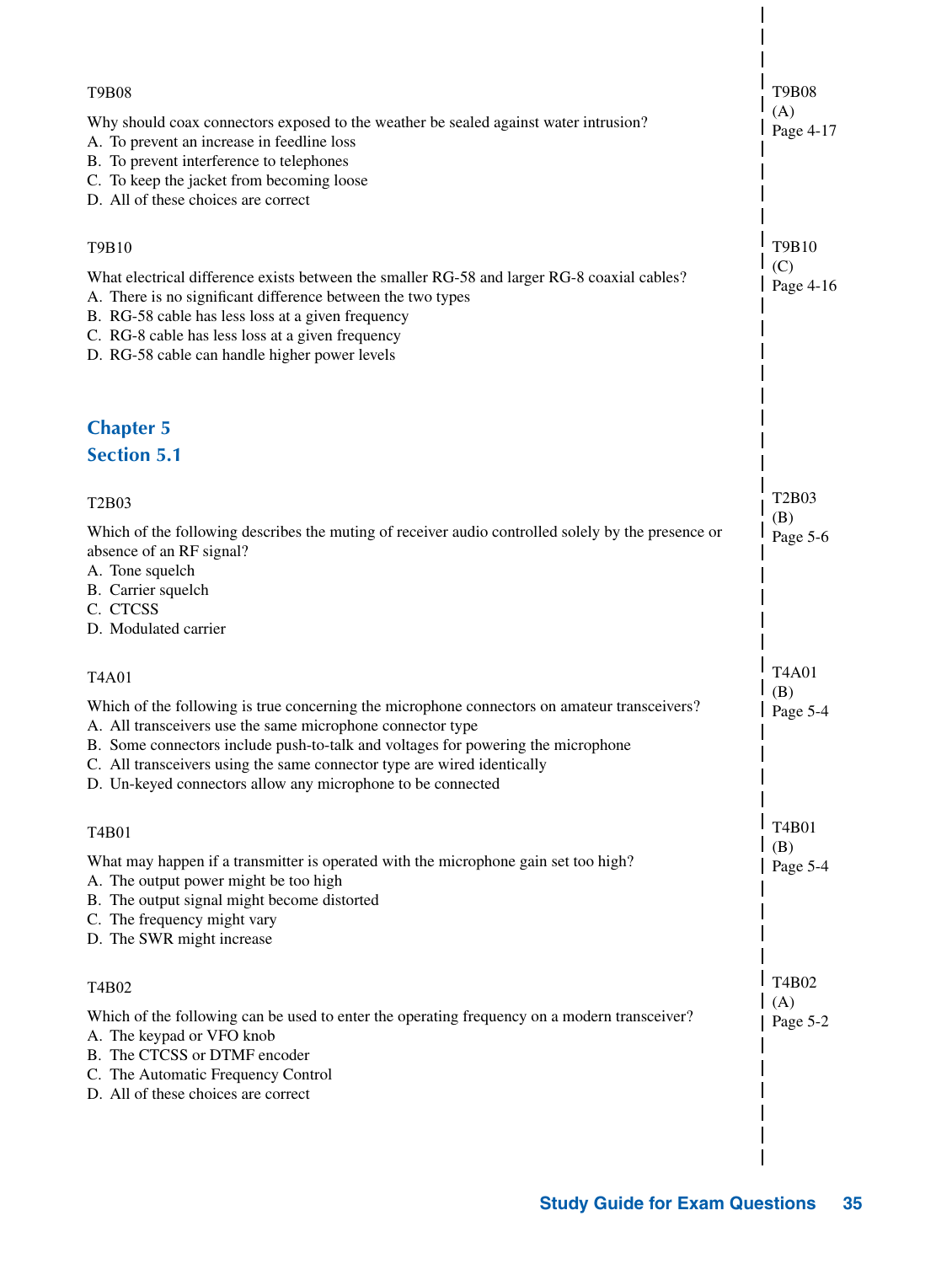T9B08

Why should coax connectors exposed to the weather be sealed against water intrusion?
A. To prevent an increase in feedline loss
B. To prevent interference to telephones
C. To keep the jacket from becoming loose
D. All of these choices are correct

T9B08
(A)
Page 4-17

T9B10

What electrical difference exists between the smaller RG-58 and larger RG-8 coaxial cables?
A. There is no significant difference between the two types
B. RG-58 cable has less loss at a given frequency
C. RG-8 cable has less loss at a given frequency
D. RG-58 cable can handle higher power levels

T9B10
(C)
Page 4-16

## Chapter 5
### Section 5.1

T2B03

Which of the following describes the muting of receiver audio controlled solely by the presence or absence of an RF signal?
A. Tone squelch
B. Carrier squelch
C. CTCSS
D. Modulated carrier

T2B03
(B)
Page 5-6

T4A01

Which of the following is true concerning the microphone connectors on amateur transceivers?
A. All transceivers use the same microphone connector type
B. Some connectors include push-to-talk and voltages for powering the microphone
C. All transceivers using the same connector type are wired identically
D. Un-keyed connectors allow any microphone to be connected

T4A01
(B)
Page 5-4

T4B01

What may happen if a transmitter is operated with the microphone gain set too high?
A. The output power might be too high
B. The output signal might become distorted
C. The frequency might vary
D. The SWR might increase

T4B01
(B)
Page 5-4

T4B02

Which of the following can be used to enter the operating frequency on a modern transceiver?
A. The keypad or VFO knob
B. The CTCSS or DTMF encoder
C. The Automatic Frequency Control
D. All of these choices are correct

T4B02
(A)
Page 5-2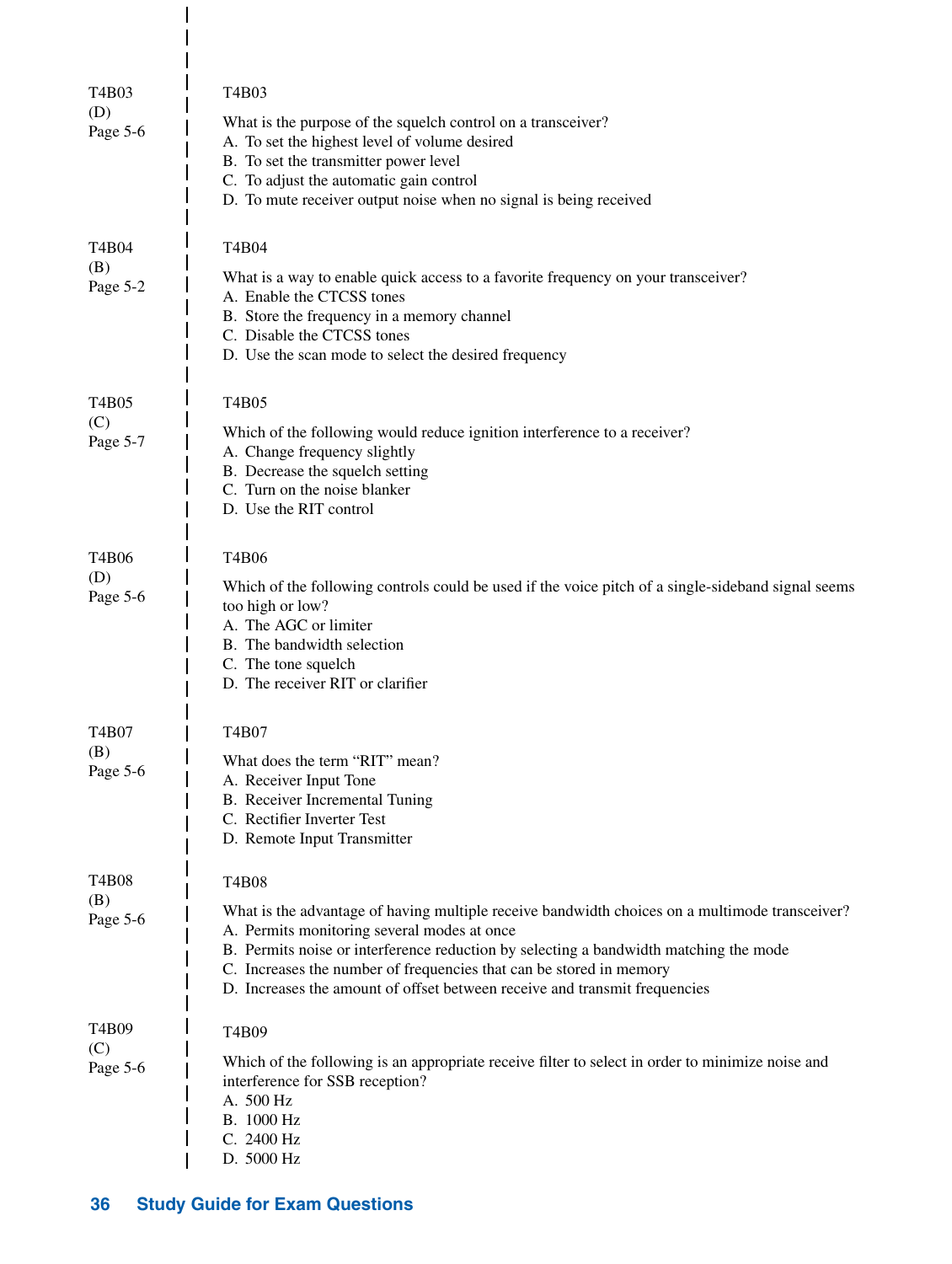T4B03
(D)
Page 5-6

T4B03

What is the purpose of the squelch control on a transceiver?
A. To set the highest level of volume desired
B. To set the transmitter power level
C. To adjust the automatic gain control
D. To mute receiver output noise when no signal is being received

T4B04
(B)
Page 5-2

T4B04

What is a way to enable quick access to a favorite frequency on your transceiver?
A. Enable the CTCSS tones
B. Store the frequency in a memory channel
C. Disable the CTCSS tones
D. Use the scan mode to select the desired frequency

T4B05
(C)
Page 5-7

T4B05

Which of the following would reduce ignition interference to a receiver?
A. Change frequency slightly
B. Decrease the squelch setting
C. Turn on the noise blanker
D. Use the RIT control

T4B06
(D)
Page 5-6

T4B06

Which of the following controls could be used if the voice pitch of a single-sideband signal seems too high or low?
A. The AGC or limiter
B. The bandwidth selection
C. The tone squelch
D. The receiver RIT or clarifier

T4B07
(B)
Page 5-6

T4B07

What does the term "RIT" mean?
A. Receiver Input Tone
B. Receiver Incremental Tuning
C. Rectifier Inverter Test
D. Remote Input Transmitter

T4B08
(B)
Page 5-6

T4B08

What is the advantage of having multiple receive bandwidth choices on a multimode transceiver?
A. Permits monitoring several modes at once
B. Permits noise or interference reduction by selecting a bandwidth matching the mode
C. Increases the number of frequencies that can be stored in memory
D. Increases the amount of offset between receive and transmit frequencies

T4B09
(C)
Page 5-6

T4B09

Which of the following is an appropriate receive filter to select in order to minimize noise and interference for SSB reception?
A. 500 Hz
B. 1000 Hz
C. 2400 Hz
D. 5000 Hz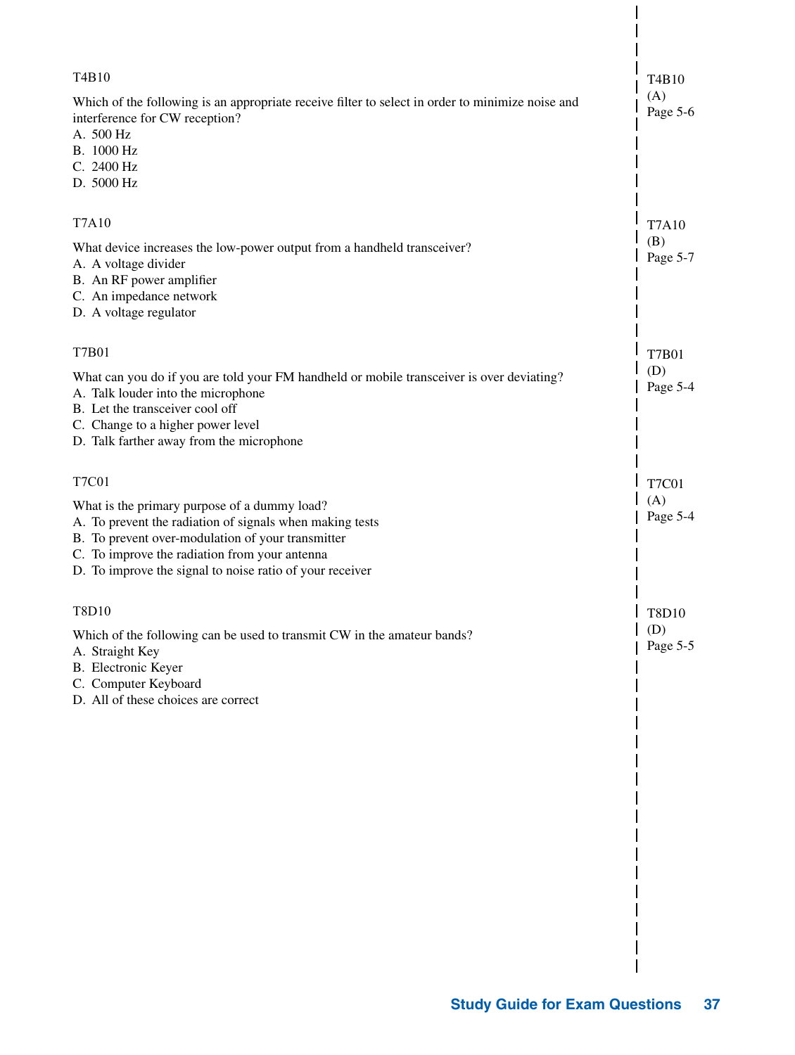T4B10

Which of the following is an appropriate receive filter to select in order to minimize noise and interference for CW reception?

A. 500 Hz
B. 1000 Hz
C. 2400 Hz
D. 5000 Hz

T4B10
(A)
Page 5-6

T7A10

What device increases the low-power output from a handheld transceiver?

A. A voltage divider
B. An RF power amplifier
C. An impedance network
D. A voltage regulator

T7A10
(B)
Page 5-7

T7B01

What can you do if you are told your FM handheld or mobile transceiver is over deviating?

A. Talk louder into the microphone
B. Let the transceiver cool off
C. Change to a higher power level
D. Talk farther away from the microphone

T7B01
(D)
Page 5-4

T7C01

What is the primary purpose of a dummy load?

A. To prevent the radiation of signals when making tests
B. To prevent over-modulation of your transmitter
C. To improve the radiation from your antenna
D. To improve the signal to noise ratio of your receiver

T7C01
(A)
Page 5-4

T8D10

Which of the following can be used to transmit CW in the amateur bands?

A. Straight Key
B. Electronic Keyer
C. Computer Keyboard
D. All of these choices are correct

T8D10
(D)
Page 5-5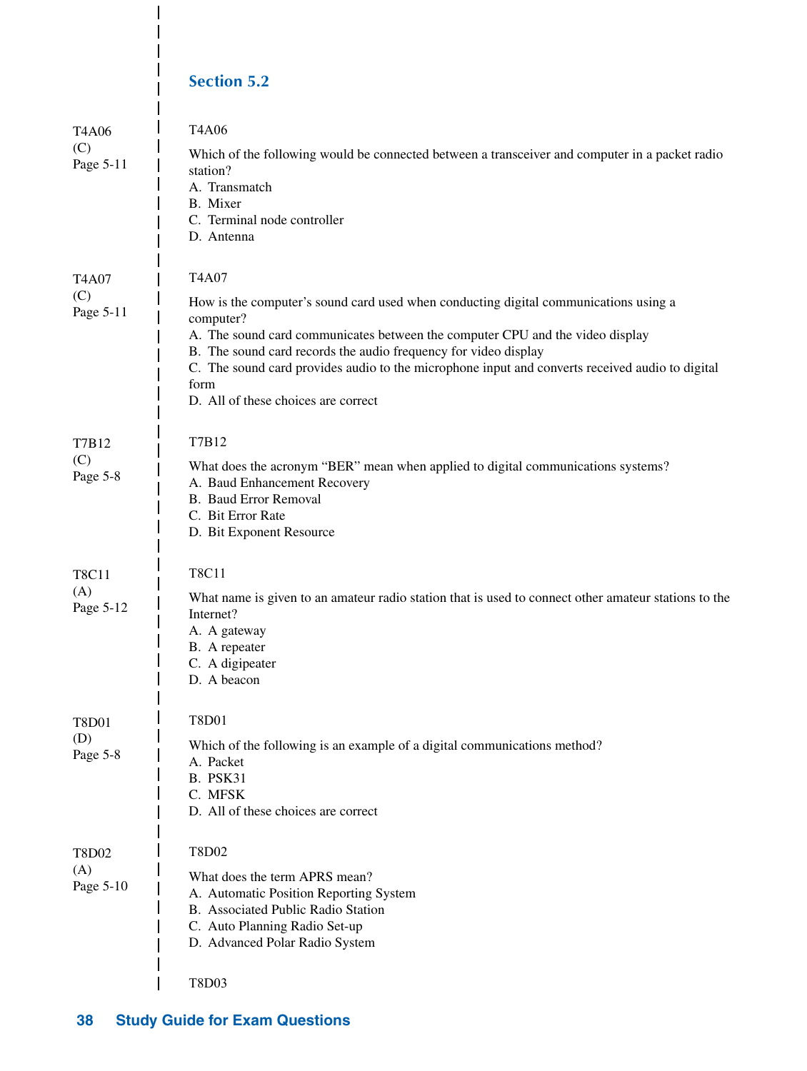## Section 5.2

T4A06
(C)
Page 5-11

T4A06

Which of the following would be connected between a transceiver and computer in a packet radio station?

A. Transmatch
B. Mixer
C. Terminal node controller
D. Antenna

T4A07
(C)
Page 5-11

T4A07

How is the computer's sound card used when conducting digital communications using a computer?

A. The sound card communicates between the computer CPU and the video display
B. The sound card records the audio frequency for video display
C. The sound card provides audio to the microphone input and converts received audio to digital form
D. All of these choices are correct

T7B12
(C)
Page 5-8

T7B12

What does the acronym "BER" mean when applied to digital communications systems?

A. Baud Enhancement Recovery
B. Baud Error Removal
C. Bit Error Rate
D. Bit Exponent Resource

T8C11
(A)
Page 5-12

T8C11

What name is given to an amateur radio station that is used to connect other amateur stations to the Internet?

A. A gateway
B. A repeater
C. A digipeater
D. A beacon

T8D01
(D)
Page 5-8

T8D01

Which of the following is an example of a digital communications method?

A. Packet
B. PSK31
C. MFSK
D. All of these choices are correct

T8D02
(A)
Page 5-10

T8D02

What does the term APRS mean?

A. Automatic Position Reporting System
B. Associated Public Radio Station
C. Auto Planning Radio Set-up
D. Advanced Polar Radio System

T8D03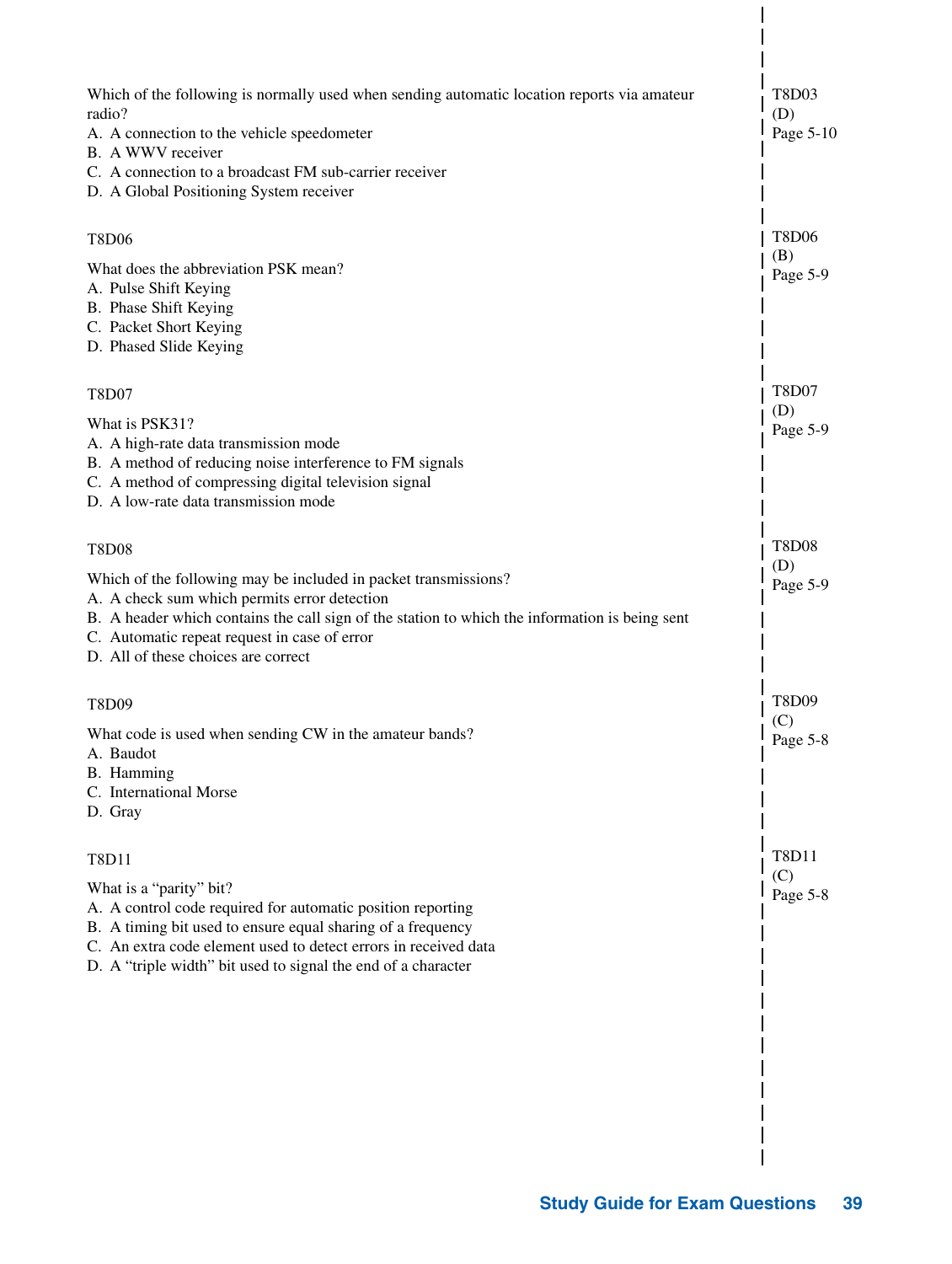Which of the following is normally used when sending automatic location reports via amateur radio?
A. A connection to the vehicle speedometer
B. A WWV receiver
C. A connection to a broadcast FM sub-carrier receiver
D. A Global Positioning System receiver

T8D03
(D)
Page 5-10

T8D06

What does the abbreviation PSK mean?
A. Pulse Shift Keying
B. Phase Shift Keying
C. Packet Short Keying
D. Phased Slide Keying

T8D06
(B)
Page 5-9

T8D07

What is PSK31?
A. A high-rate data transmission mode
B. A method of reducing noise interference to FM signals
C. A method of compressing digital television signal
D. A low-rate data transmission mode

T8D07
(D)
Page 5-9

T8D08

Which of the following may be included in packet transmissions?
A. A check sum which permits error detection
B. A header which contains the call sign of the station to which the information is being sent
C. Automatic repeat request in case of error
D. All of these choices are correct

T8D08
(D)
Page 5-9

T8D09

What code is used when sending CW in the amateur bands?
A. Baudot
B. Hamming
C. International Morse
D. Gray

T8D09
(C)
Page 5-8

T8D11

What is a "parity" bit?
A. A control code required for automatic position reporting
B. A timing bit used to ensure equal sharing of a frequency
C. An extra code element used to detect errors in received data
D. A "triple width" bit used to signal the end of a character

T8D11
(C)
Page 5-8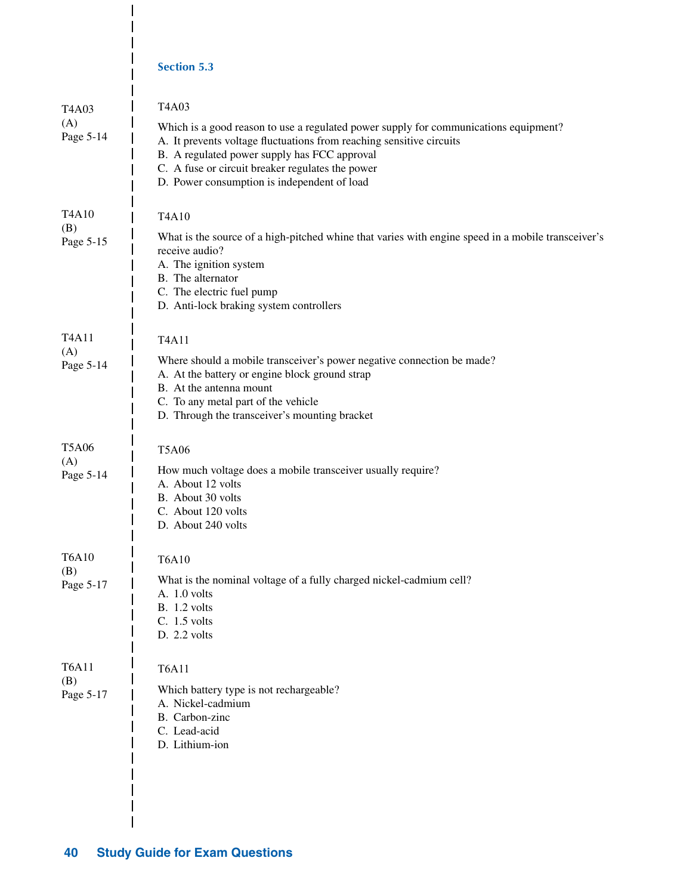### Section 5.3

T4A03
(A)
Page 5-14

T4A03

Which is a good reason to use a regulated power supply for communications equipment?
A. It prevents voltage fluctuations from reaching sensitive circuits
B. A regulated power supply has FCC approval
C. A fuse or circuit breaker regulates the power
D. Power consumption is independent of load

T4A10
(B)
Page 5-15

T4A10

What is the source of a high-pitched whine that varies with engine speed in a mobile transceiver's receive audio?
A. The ignition system
B. The alternator
C. The electric fuel pump
D. Anti-lock braking system controllers

T4A11
(A)
Page 5-14

T4A11

Where should a mobile transceiver's power negative connection be made?
A. At the battery or engine block ground strap
B. At the antenna mount
C. To any metal part of the vehicle
D. Through the transceiver's mounting bracket

T5A06
(A)
Page 5-14

T5A06

How much voltage does a mobile transceiver usually require?
A. About 12 volts
B. About 30 volts
C. About 120 volts
D. About 240 volts

T6A10
(B)
Page 5-17

T6A10

What is the nominal voltage of a fully charged nickel-cadmium cell?
A. 1.0 volts
B. 1.2 volts
C. 1.5 volts
D. 2.2 volts

T6A11
(B)
Page 5-17

T6A11

Which battery type is not rechargeable?
A. Nickel-cadmium
B. Carbon-zinc
C. Lead-acid
D. Lithium-ion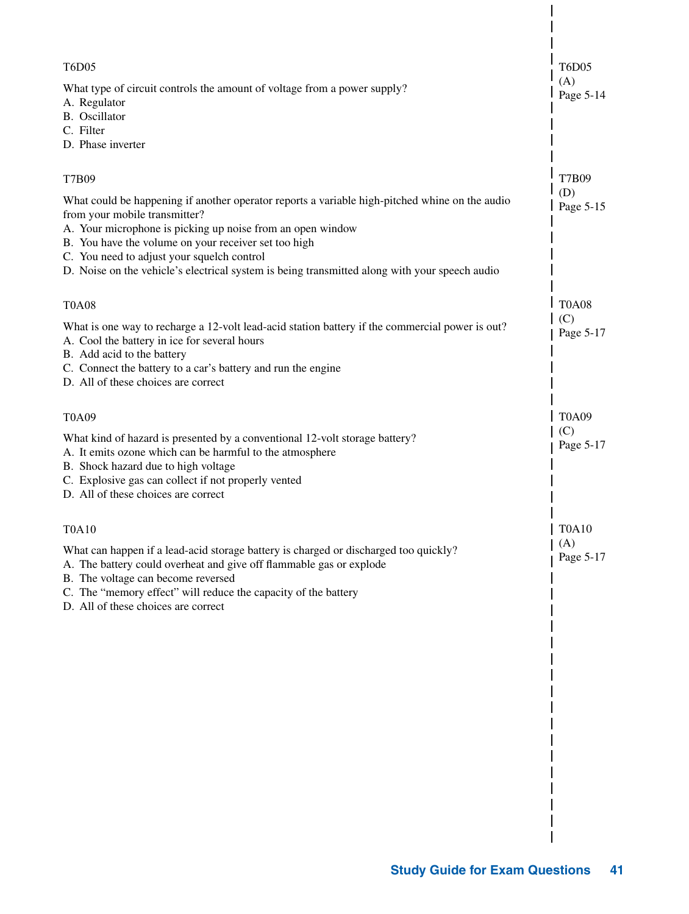T6D05

What type of circuit controls the amount of voltage from a power supply?
A. Regulator
B. Oscillator
C. Filter
D. Phase inverter

T6D05
(A)
Page 5-14

T7B09

What could be happening if another operator reports a variable high-pitched whine on the audio from your mobile transmitter?
A. Your microphone is picking up noise from an open window
B. You have the volume on your receiver set too high
C. You need to adjust your squelch control
D. Noise on the vehicle's electrical system is being transmitted along with your speech audio

T7B09
(D)
Page 5-15

T0A08

What is one way to recharge a 12-volt lead-acid station battery if the commercial power is out?
A. Cool the battery in ice for several hours
B. Add acid to the battery
C. Connect the battery to a car's battery and run the engine
D. All of these choices are correct

T0A08
(C)
Page 5-17

T0A09

What kind of hazard is presented by a conventional 12-volt storage battery?
A. It emits ozone which can be harmful to the atmosphere
B. Shock hazard due to high voltage
C. Explosive gas can collect if not properly vented
D. All of these choices are correct

T0A09
(C)
Page 5-17

T0A10

What can happen if a lead-acid storage battery is charged or discharged too quickly?
A. The battery could overheat and give off flammable gas or explode
B. The voltage can become reversed
C. The "memory effect" will reduce the capacity of the battery
D. All of these choices are correct

T0A10
(A)
Page 5-17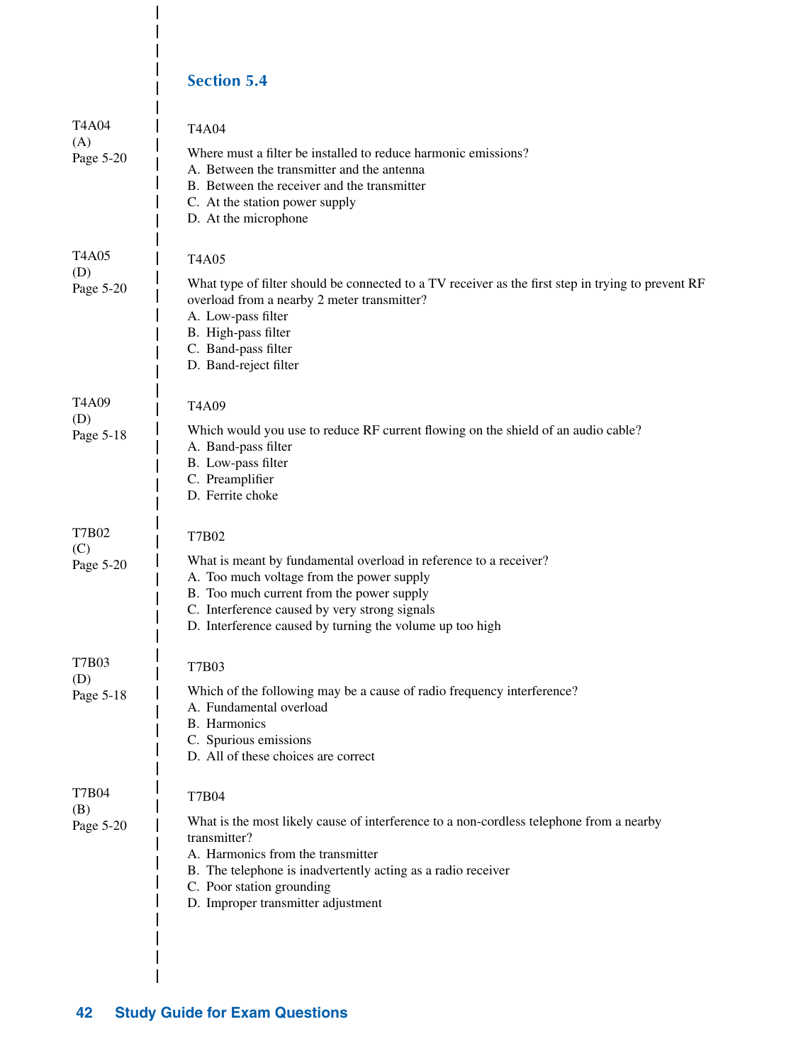## Section 5.4

T4A04
(A)
Page 5-20

T4A04

Where must a filter be installed to reduce harmonic emissions?
A. Between the transmitter and the antenna
B. Between the receiver and the transmitter
C. At the station power supply
D. At the microphone

T4A05
(D)
Page 5-20

T4A05

What type of filter should be connected to a TV receiver as the first step in trying to prevent RF overload from a nearby 2 meter transmitter?
A. Low-pass filter
B. High-pass filter
C. Band-pass filter
D. Band-reject filter

T4A09
(D)
Page 5-18

T4A09

Which would you use to reduce RF current flowing on the shield of an audio cable?
A. Band-pass filter
B. Low-pass filter
C. Preamplifier
D. Ferrite choke

T7B02
(C)
Page 5-20

T7B02

What is meant by fundamental overload in reference to a receiver?
A. Too much voltage from the power supply
B. Too much current from the power supply
C. Interference caused by very strong signals
D. Interference caused by turning the volume up too high

T7B03
(D)
Page 5-18

T7B03

Which of the following may be a cause of radio frequency interference?
A. Fundamental overload
B. Harmonics
C. Spurious emissions
D. All of these choices are correct

T7B04
(B)
Page 5-20

T7B04

What is the most likely cause of interference to a non-cordless telephone from a nearby transmitter?
A. Harmonics from the transmitter
B. The telephone is inadvertently acting as a radio receiver
C. Poor station grounding
D. Improper transmitter adjustment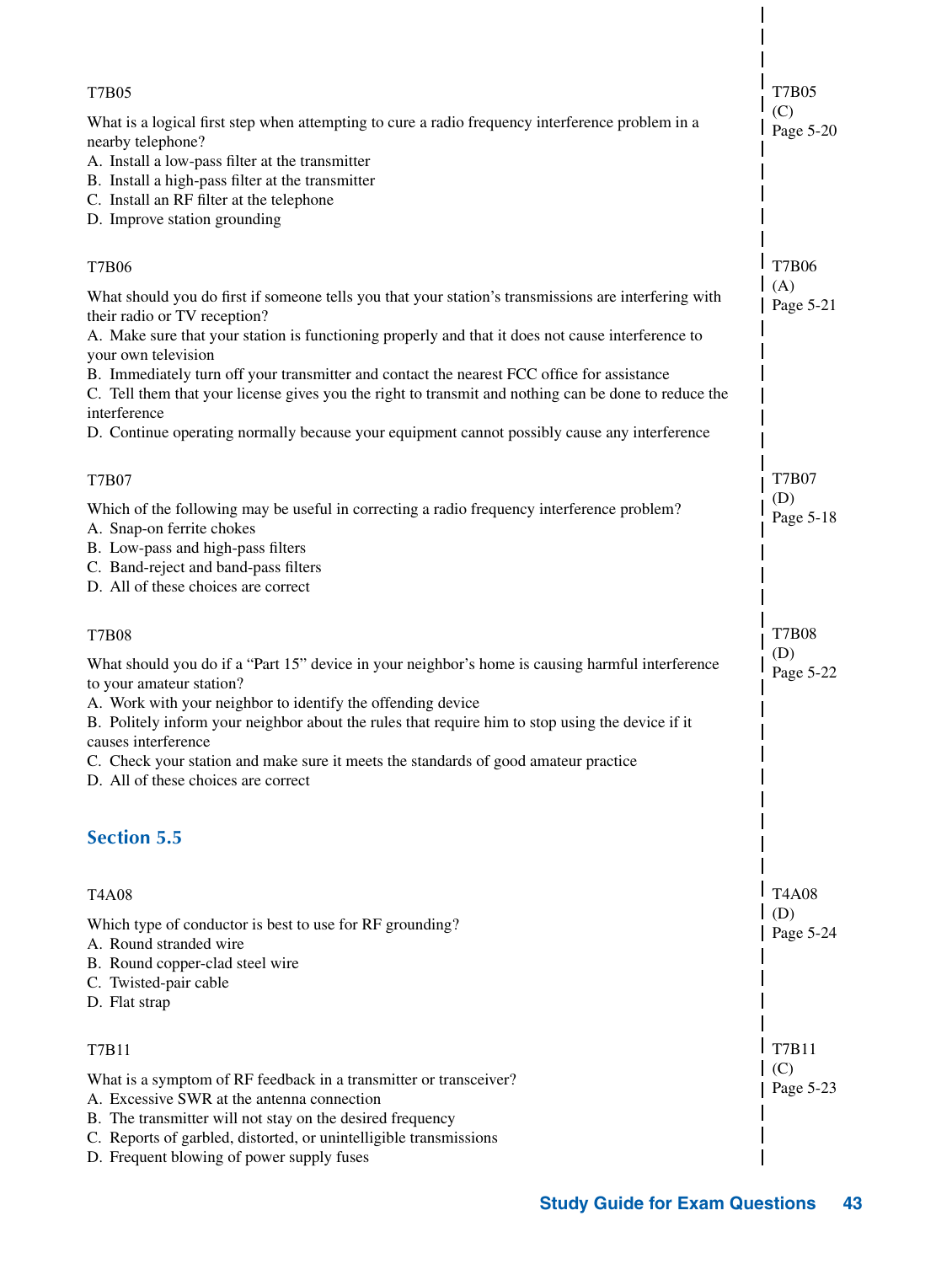T7B05

What is a logical first step when attempting to cure a radio frequency interference problem in a nearby telephone?
A. Install a low-pass filter at the transmitter
B. Install a high-pass filter at the transmitter
C. Install an RF filter at the telephone
D. Improve station grounding

T7B05
(C)
Page 5-20

T7B06

What should you do first if someone tells you that your station's transmissions are interfering with their radio or TV reception?
A. Make sure that your station is functioning properly and that it does not cause interference to your own television
B. Immediately turn off your transmitter and contact the nearest FCC office for assistance
C. Tell them that your license gives you the right to transmit and nothing can be done to reduce the interference
D. Continue operating normally because your equipment cannot possibly cause any interference

T7B06
(A)
Page 5-21

T7B07

Which of the following may be useful in correcting a radio frequency interference problem?
A. Snap-on ferrite chokes
B. Low-pass and high-pass filters
C. Band-reject and band-pass filters
D. All of these choices are correct

T7B07
(D)
Page 5-18

T7B08

What should you do if a "Part 15" device in your neighbor's home is causing harmful interference to your amateur station?
A. Work with your neighbor to identify the offending device
B. Politely inform your neighbor about the rules that require him to stop using the device if it causes interference
C. Check your station and make sure it meets the standards of good amateur practice
D. All of these choices are correct

T7B08
(D)
Page 5-22

## Section 5.5

T4A08

Which type of conductor is best to use for RF grounding?
A. Round stranded wire
B. Round copper-clad steel wire
C. Twisted-pair cable
D. Flat strap

T4A08
(D)
Page 5-24

T7B11

What is a symptom of RF feedback in a transmitter or transceiver?
A. Excessive SWR at the antenna connection
B. The transmitter will not stay on the desired frequency
C. Reports of garbled, distorted, or unintelligible transmissions
D. Frequent blowing of power supply fuses

T7B11
(C)
Page 5-23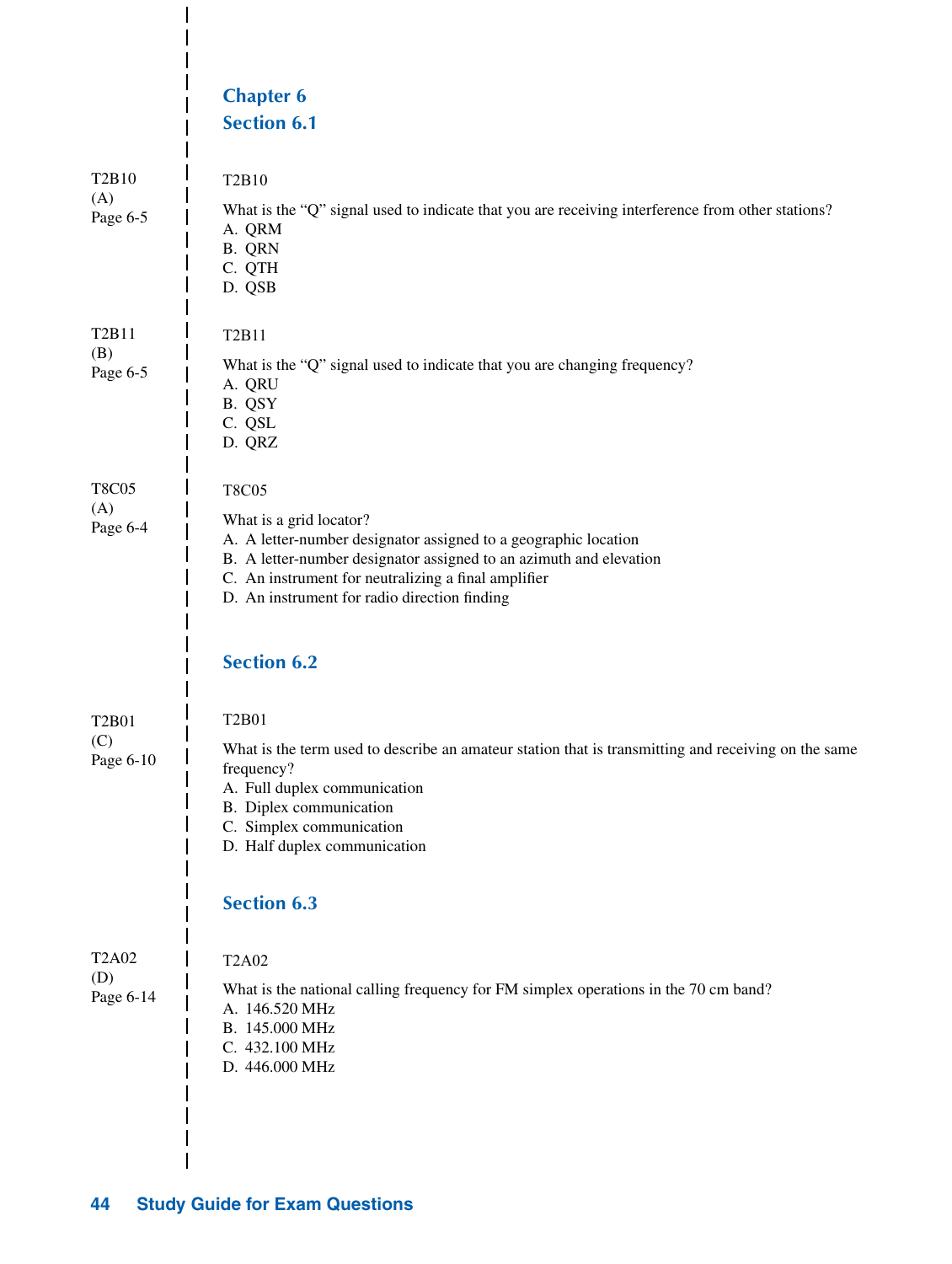## Chapter 6

### Section 6.1

T2B10
(A)
Page 6-5

T2B10

What is the "Q" signal used to indicate that you are receiving interference from other stations?
A. QRM
B. QRN
C. QTH
D. QSB

T2B11
(B)
Page 6-5

T2B11

What is the "Q" signal used to indicate that you are changing frequency?
A. QRU
B. QSY
C. QSL
D. QRZ

T8C05
(A)
Page 6-4

T8C05

What is a grid locator?
A. A letter-number designator assigned to a geographic location
B. A letter-number designator assigned to an azimuth and elevation
C. An instrument for neutralizing a final amplifier
D. An instrument for radio direction finding

### Section 6.2

T2B01
(C)
Page 6-10

T2B01

What is the term used to describe an amateur station that is transmitting and receiving on the same frequency?
A. Full duplex communication
B. Diplex communication
C. Simplex communication
D. Half duplex communication

### Section 6.3

T2A02
(D)
Page 6-14

T2A02

What is the national calling frequency for FM simplex operations in the 70 cm band?
A. 146.520 MHz
B. 145.000 MHz
C. 432.100 MHz
D. 446.000 MHz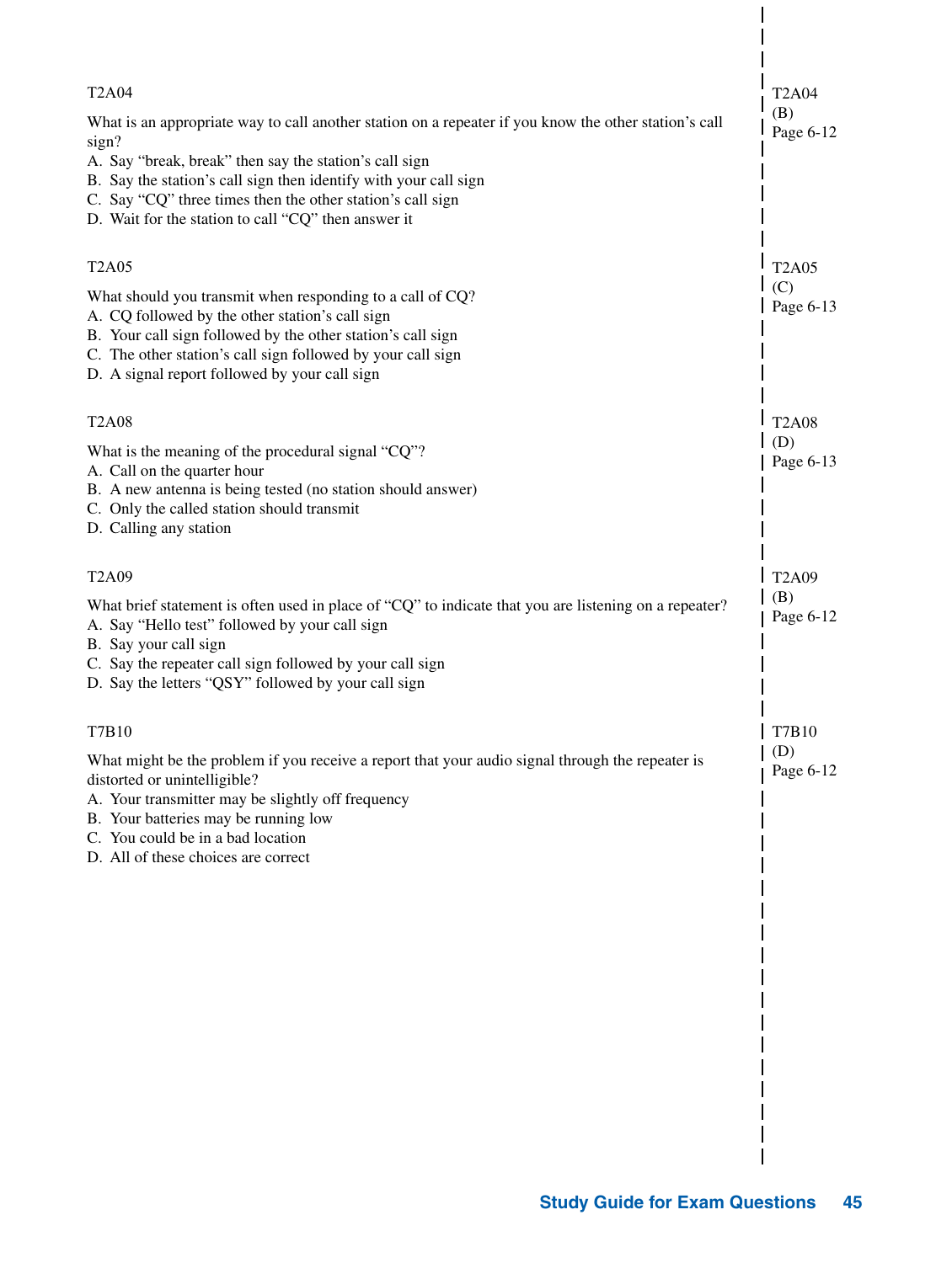T2A04

What is an appropriate way to call another station on a repeater if you know the other station's call sign?

A. Say "break, break" then say the station's call sign
B. Say the station's call sign then identify with your call sign
C. Say "CQ" three times then the other station's call sign
D. Wait for the station to call "CQ" then answer it

T2A04
(B)
Page 6-12

T2A05

What should you transmit when responding to a call of CQ?

A. CQ followed by the other station's call sign
B. Your call sign followed by the other station's call sign
C. The other station's call sign followed by your call sign
D. A signal report followed by your call sign

T2A05
(C)
Page 6-13

T2A08

What is the meaning of the procedural signal "CQ"?

A. Call on the quarter hour
B. A new antenna is being tested (no station should answer)
C. Only the called station should transmit
D. Calling any station

T2A08
(D)
Page 6-13

T2A09

What brief statement is often used in place of "CQ" to indicate that you are listening on a repeater?

A. Say "Hello test" followed by your call sign
B. Say your call sign
C. Say the repeater call sign followed by your call sign
D. Say the letters "QSY" followed by your call sign

T2A09
(B)
Page 6-12

T7B10

What might be the problem if you receive a report that your audio signal through the repeater is distorted or unintelligible?

A. Your transmitter may be slightly off frequency
B. Your batteries may be running low
C. You could be in a bad location
D. All of these choices are correct

T7B10
(D)
Page 6-12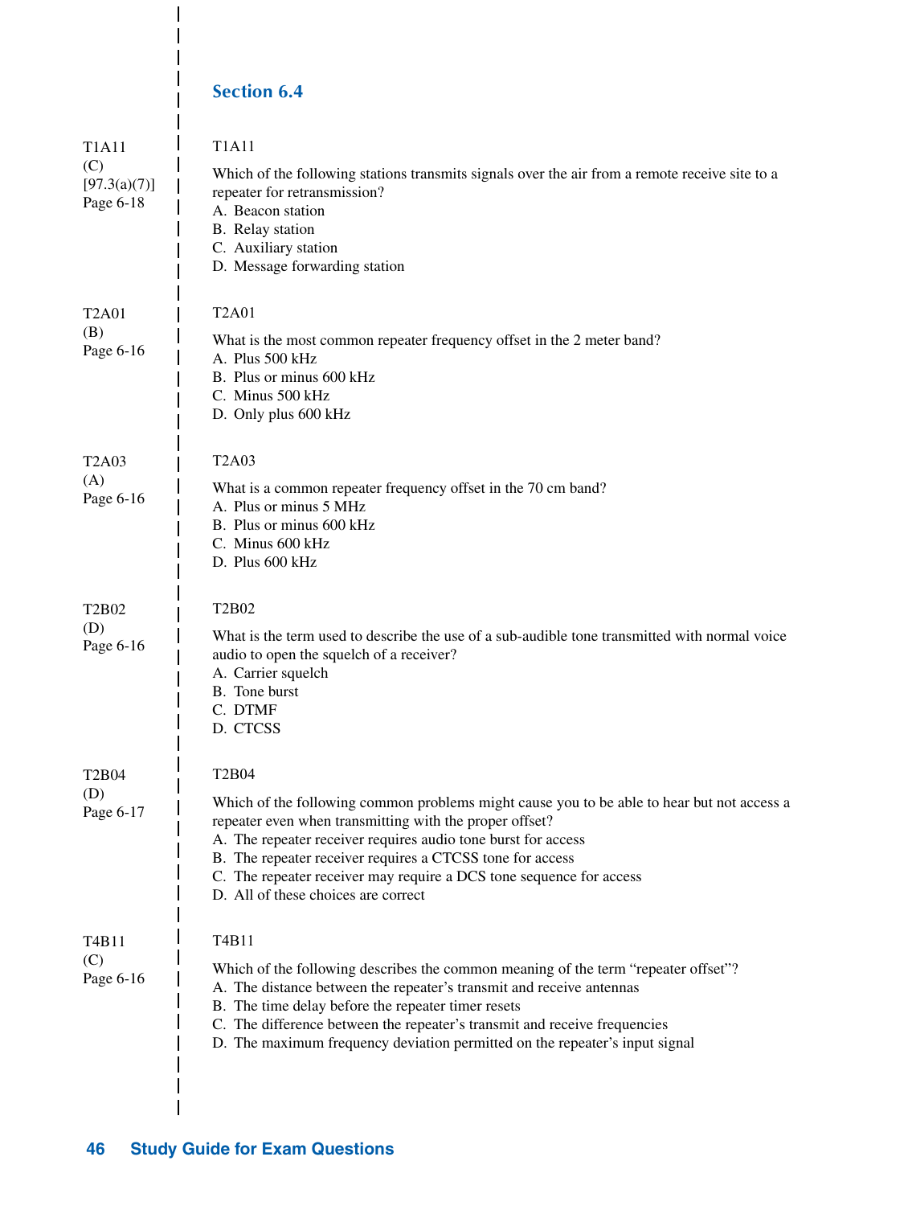## Section 6.4

T1A11
(C)
[97.3(a)(7)]
Page 6-18

T1A11

Which of the following stations transmits signals over the air from a remote receive site to a repeater for retransmission?

A. Beacon station
B. Relay station
C. Auxiliary station
D. Message forwarding station

T2A01
(B)
Page 6-16

T2A01

What is the most common repeater frequency offset in the 2 meter band?

A. Plus 500 kHz
B. Plus or minus 600 kHz
C. Minus 500 kHz
D. Only plus 600 kHz

T2A03
(A)
Page 6-16

T2A03

What is a common repeater frequency offset in the 70 cm band?

A. Plus or minus 5 MHz
B. Plus or minus 600 kHz
C. Minus 600 kHz
D. Plus 600 kHz

T2B02
(D)
Page 6-16

T2B02

What is the term used to describe the use of a sub-audible tone transmitted with normal voice audio to open the squelch of a receiver?

A. Carrier squelch
B. Tone burst
C. DTMF
D. CTCSS

T2B04
(D)
Page 6-17

T2B04

Which of the following common problems might cause you to be able to hear but not access a repeater even when transmitting with the proper offset?

A. The repeater receiver requires audio tone burst for access
B. The repeater receiver requires a CTCSS tone for access
C. The repeater receiver may require a DCS tone sequence for access
D. All of these choices are correct

T4B11
(C)
Page 6-16

T4B11

Which of the following describes the common meaning of the term "repeater offset"?

A. The distance between the repeater's transmit and receive antennas
B. The time delay before the repeater timer resets
C. The difference between the repeater's transmit and receive frequencies
D. The maximum frequency deviation permitted on the repeater's input signal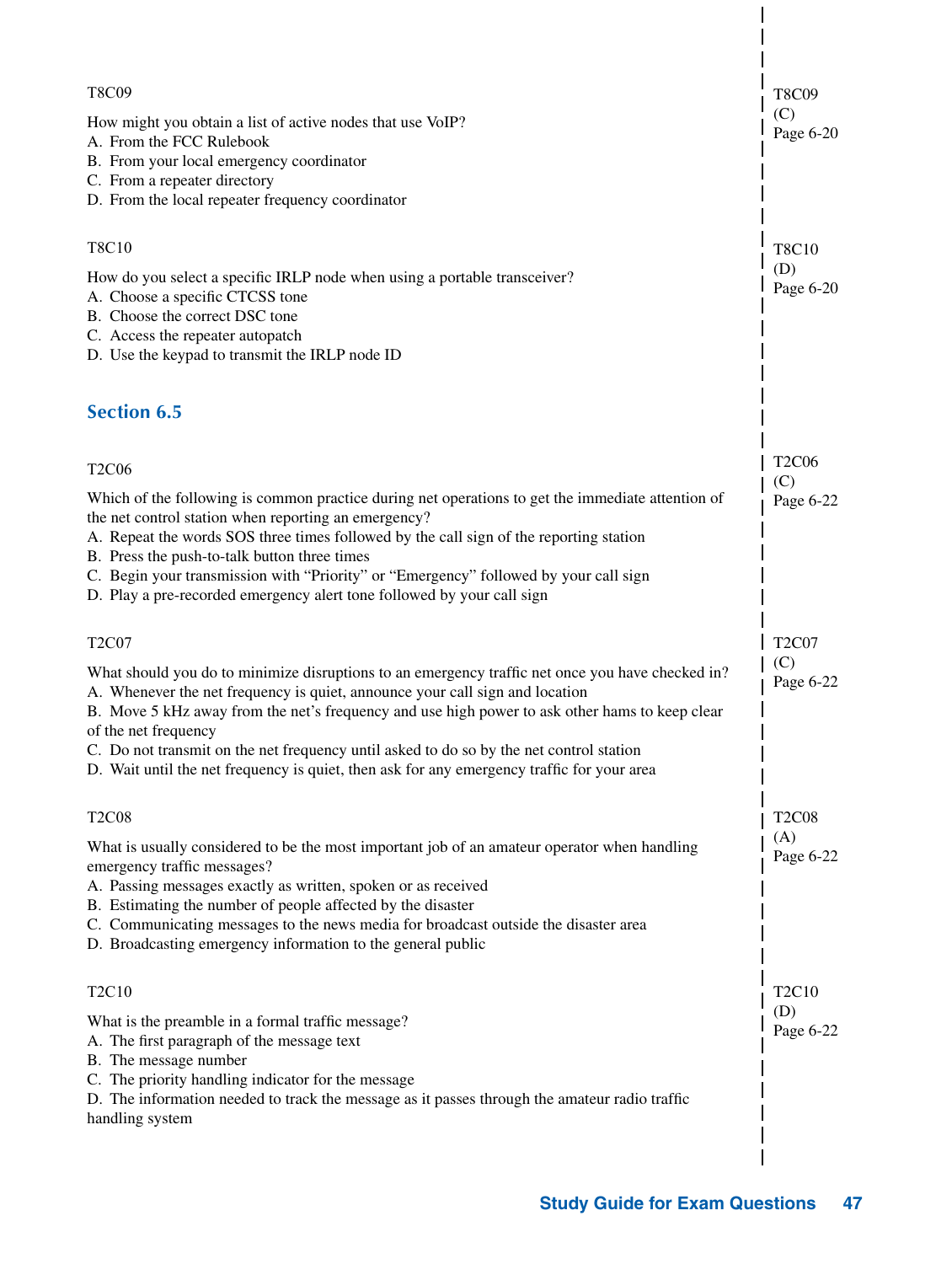T8C09

How might you obtain a list of active nodes that use VoIP?
A. From the FCC Rulebook
B. From your local emergency coordinator
C. From a repeater directory
D. From the local repeater frequency coordinator

T8C09
(C)
Page 6-20

T8C10

How do you select a specific IRLP node when using a portable transceiver?
A. Choose a specific CTCSS tone
B. Choose the correct DSC tone
C. Access the repeater autopatch
D. Use the keypad to transmit the IRLP node ID

T8C10
(D)
Page 6-20

## Section 6.5

T2C06

Which of the following is common practice during net operations to get the immediate attention of the net control station when reporting an emergency?
A. Repeat the words SOS three times followed by the call sign of the reporting station
B. Press the push-to-talk button three times
C. Begin your transmission with "Priority" or "Emergency" followed by your call sign
D. Play a pre-recorded emergency alert tone followed by your call sign

T2C06
(C)
Page 6-22

T2C07

What should you do to minimize disruptions to an emergency traffic net once you have checked in?
A. Whenever the net frequency is quiet, announce your call sign and location
B. Move 5 kHz away from the net's frequency and use high power to ask other hams to keep clear of the net frequency
C. Do not transmit on the net frequency until asked to do so by the net control station
D. Wait until the net frequency is quiet, then ask for any emergency traffic for your area

T2C07
(C)
Page 6-22

T2C08

What is usually considered to be the most important job of an amateur operator when handling emergency traffic messages?
A. Passing messages exactly as written, spoken or as received
B. Estimating the number of people affected by the disaster
C. Communicating messages to the news media for broadcast outside the disaster area
D. Broadcasting emergency information to the general public

T2C08
(A)
Page 6-22

T2C10

What is the preamble in a formal traffic message?
A. The first paragraph of the message text
B. The message number
C. The priority handling indicator for the message
D. The information needed to track the message as it passes through the amateur radio traffic handling system

T2C10
(D)
Page 6-22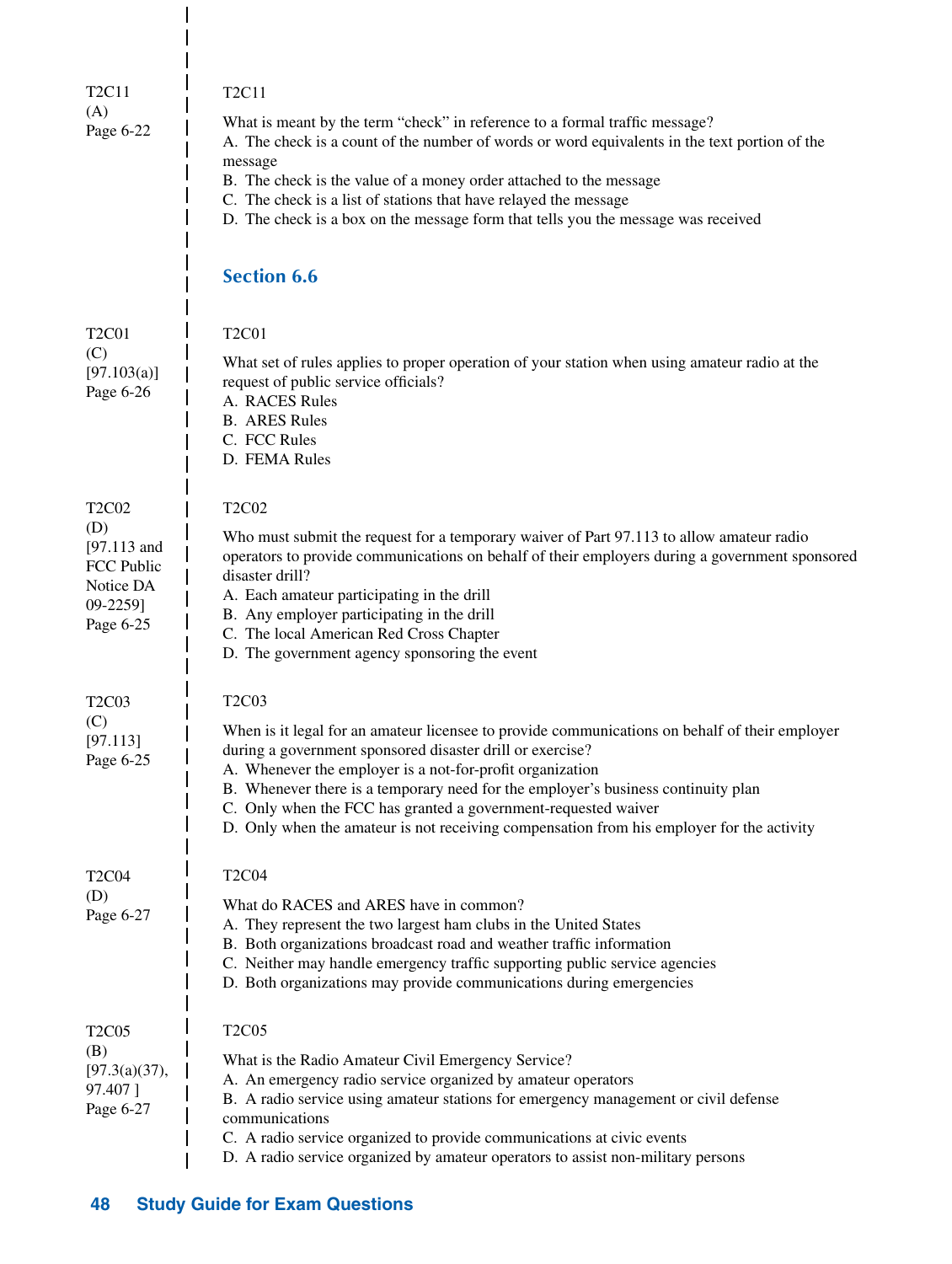T2C11
(A)
Page 6-22

T2C11

What is meant by the term "check" in reference to a formal traffic message?
A. The check is a count of the number of words or word equivalents in the text portion of the message
B. The check is the value of a money order attached to the message
C. The check is a list of stations that have relayed the message
D. The check is a box on the message form that tells you the message was received

## Section 6.6

T2C01
(C)
[97.103(a)]
Page 6-26

T2C01

What set of rules applies to proper operation of your station when using amateur radio at the request of public service officials?
A. RACES Rules
B. ARES Rules
C. FCC Rules
D. FEMA Rules

T2C02
(D)
[97.113 and FCC Public Notice DA 09-2259]
Page 6-25

T2C02

Who must submit the request for a temporary waiver of Part 97.113 to allow amateur radio operators to provide communications on behalf of their employers during a government sponsored disaster drill?
A. Each amateur participating in the drill
B. Any employer participating in the drill
C. The local American Red Cross Chapter
D. The government agency sponsoring the event

T2C03
(C)
[97.113]
Page 6-25

T2C03

When is it legal for an amateur licensee to provide communications on behalf of their employer during a government sponsored disaster drill or exercise?
A. Whenever the employer is a not-for-profit organization
B. Whenever there is a temporary need for the employer's business continuity plan
C. Only when the FCC has granted a government-requested waiver
D. Only when the amateur is not receiving compensation from his employer for the activity

T2C04
(D)
Page 6-27

T2C04

What do RACES and ARES have in common?
A. They represent the two largest ham clubs in the United States
B. Both organizations broadcast road and weather traffic information
C. Neither may handle emergency traffic supporting public service agencies
D. Both organizations may provide communications during emergencies

T2C05
(B)
[97.3(a)(37), 97.407 ]
Page 6-27

T2C05

What is the Radio Amateur Civil Emergency Service?
A. An emergency radio service organized by amateur operators
B. A radio service using amateur stations for emergency management or civil defense communications
C. A radio service organized to provide communications at civic events
D. A radio service organized by amateur operators to assist non-military persons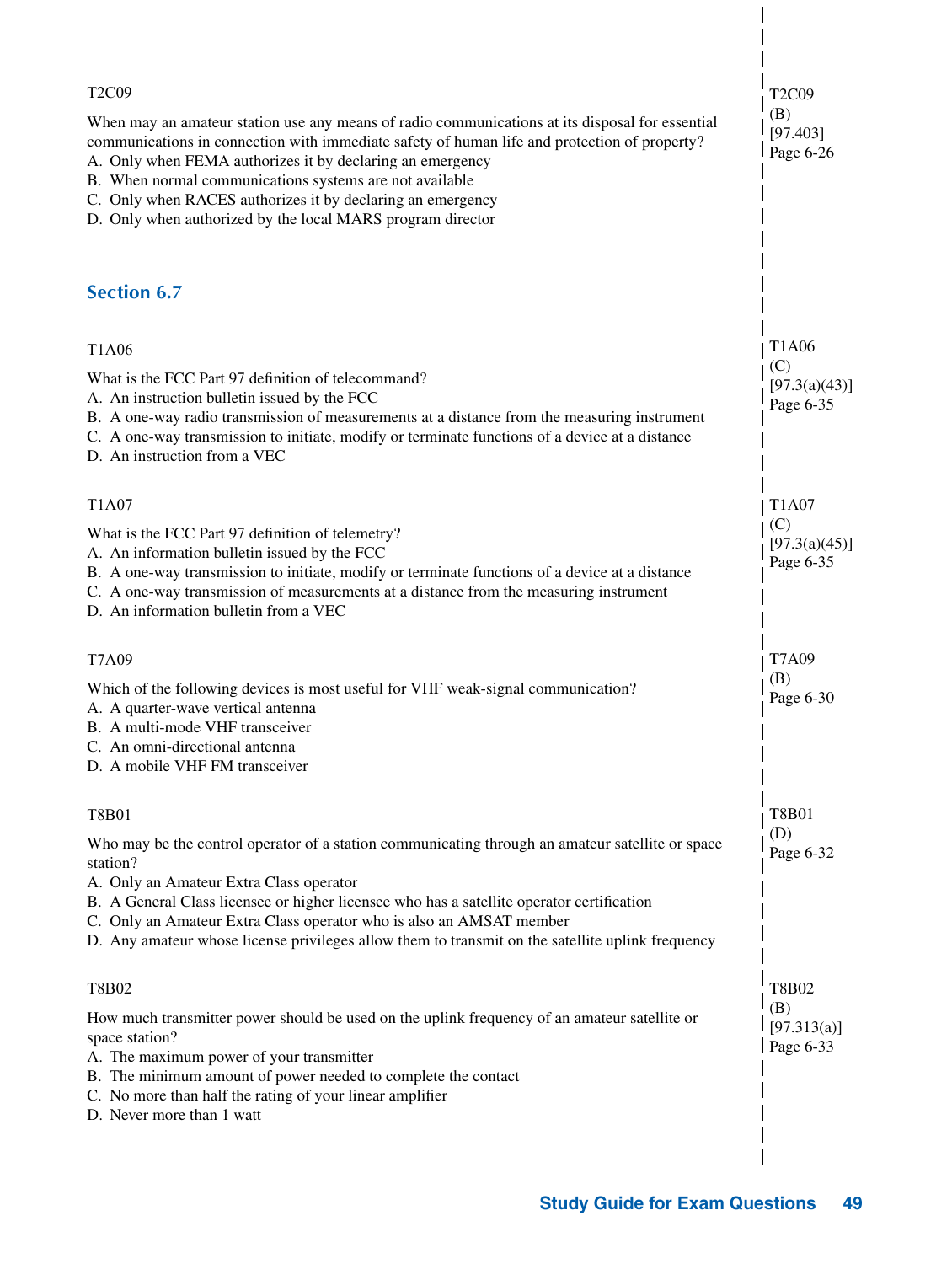T2C09

When may an amateur station use any means of radio communications at its disposal for essential communications in connection with immediate safety of human life and protection of property?
A. Only when FEMA authorizes it by declaring an emergency
B. When normal communications systems are not available
C. Only when RACES authorizes it by declaring an emergency
D. Only when authorized by the local MARS program director

T2C09
(B)
[97.403]
Page 6-26

## Section 6.7

T1A06

What is the FCC Part 97 definition of telecommand?
A. An instruction bulletin issued by the FCC
B. A one-way radio transmission of measurements at a distance from the measuring instrument
C. A one-way transmission to initiate, modify or terminate functions of a device at a distance
D. An instruction from a VEC

T1A06
(C)
[97.3(a)(43)]
Page 6-35

T1A07

What is the FCC Part 97 definition of telemetry?
A. An information bulletin issued by the FCC
B. A one-way transmission to initiate, modify or terminate functions of a device at a distance
C. A one-way transmission of measurements at a distance from the measuring instrument
D. An information bulletin from a VEC

T1A07
(C)
[97.3(a)(45)]
Page 6-35

T7A09

Which of the following devices is most useful for VHF weak-signal communication?
A. A quarter-wave vertical antenna
B. A multi-mode VHF transceiver
C. An omni-directional antenna
D. A mobile VHF FM transceiver

T7A09
(B)
Page 6-30

T8B01

Who may be the control operator of a station communicating through an amateur satellite or space station?
A. Only an Amateur Extra Class operator
B. A General Class licensee or higher licensee who has a satellite operator certification
C. Only an Amateur Extra Class operator who is also an AMSAT member
D. Any amateur whose license privileges allow them to transmit on the satellite uplink frequency

T8B01
(D)
Page 6-32

T8B02

How much transmitter power should be used on the uplink frequency of an amateur satellite or space station?
A. The maximum power of your transmitter
B. The minimum amount of power needed to complete the contact
C. No more than half the rating of your linear amplifier
D. Never more than 1 watt

T8B02
(B)
[97.313(a)]
Page 6-33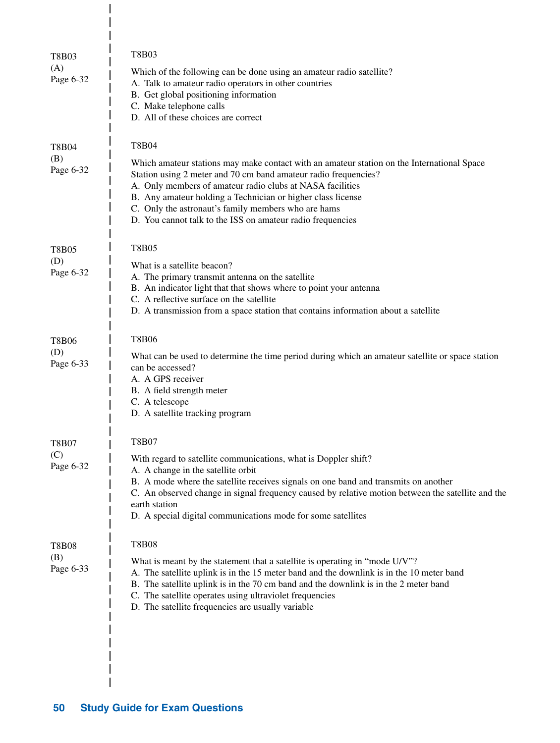T8B03
(A)
Page 6-32

T8B03

Which of the following can be done using an amateur radio satellite?
A. Talk to amateur radio operators in other countries
B. Get global positioning information
C. Make telephone calls
D. All of these choices are correct

T8B04
(B)
Page 6-32

T8B04

Which amateur stations may make contact with an amateur station on the International Space Station using 2 meter and 70 cm band amateur radio frequencies?
A. Only members of amateur radio clubs at NASA facilities
B. Any amateur holding a Technician or higher class license
C. Only the astronaut's family members who are hams
D. You cannot talk to the ISS on amateur radio frequencies

T8B05
(D)
Page 6-32

T8B05

What is a satellite beacon?
A. The primary transmit antenna on the satellite
B. An indicator light that that shows where to point your antenna
C. A reflective surface on the satellite
D. A transmission from a space station that contains information about a satellite

T8B06
(D)
Page 6-33

T8B06

What can be used to determine the time period during which an amateur satellite or space station can be accessed?
A. A GPS receiver
B. A field strength meter
C. A telescope
D. A satellite tracking program

T8B07
(C)
Page 6-32

T8B07

With regard to satellite communications, what is Doppler shift?
A. A change in the satellite orbit
B. A mode where the satellite receives signals on one band and transmits on another
C. An observed change in signal frequency caused by relative motion between the satellite and the earth station
D. A special digital communications mode for some satellites

T8B08
(B)
Page 6-33

T8B08

What is meant by the statement that a satellite is operating in "mode U/V"?
A. The satellite uplink is in the 15 meter band and the downlink is in the 10 meter band
B. The satellite uplink is in the 70 cm band and the downlink is in the 2 meter band
C. The satellite operates using ultraviolet frequencies
D. The satellite frequencies are usually variable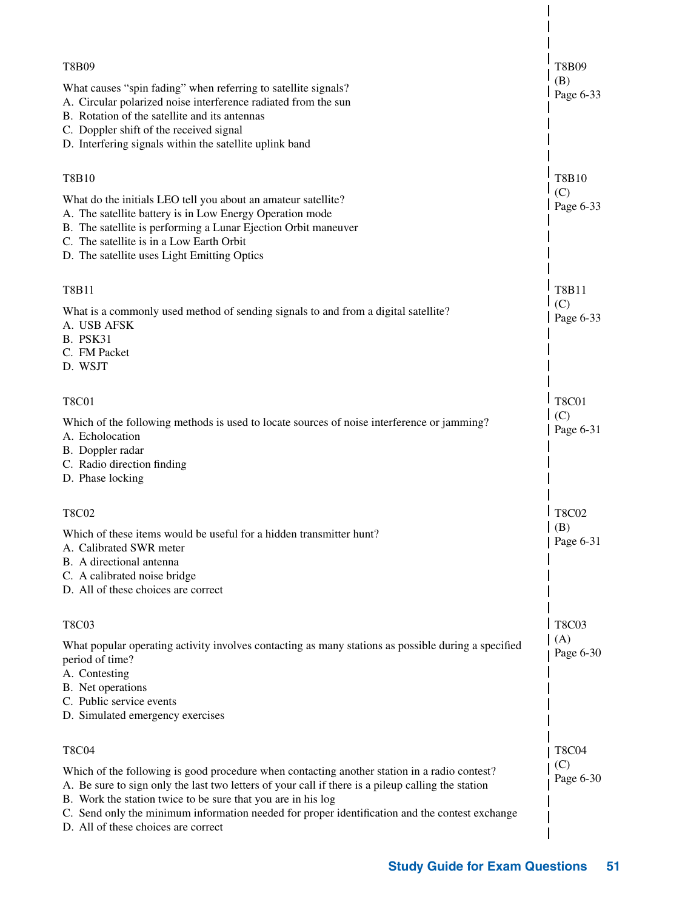T8B09

What causes "spin fading" when referring to satellite signals?
A. Circular polarized noise interference radiated from the sun
B. Rotation of the satellite and its antennas
C. Doppler shift of the received signal
D. Interfering signals within the satellite uplink band

T8B09
(B)
Page 6-33

T8B10

What do the initials LEO tell you about an amateur satellite?
A. The satellite battery is in Low Energy Operation mode
B. The satellite is performing a Lunar Ejection Orbit maneuver
C. The satellite is in a Low Earth Orbit
D. The satellite uses Light Emitting Optics

T8B10
(C)
Page 6-33

T8B11

What is a commonly used method of sending signals to and from a digital satellite?
A. USB AFSK
B. PSK31
C. FM Packet
D. WSJT

T8B11
(C)
Page 6-33

T8C01

Which of the following methods is used to locate sources of noise interference or jamming?
A. Echolocation
B. Doppler radar
C. Radio direction finding
D. Phase locking

T8C01
(C)
Page 6-31

T8C02

Which of these items would be useful for a hidden transmitter hunt?
A. Calibrated SWR meter
B. A directional antenna
C. A calibrated noise bridge
D. All of these choices are correct

T8C02
(B)
Page 6-31

T8C03

What popular operating activity involves contacting as many stations as possible during a specified period of time?
A. Contesting
B. Net operations
C. Public service events
D. Simulated emergency exercises

T8C03
(A)
Page 6-30

T8C04

Which of the following is good procedure when contacting another station in a radio contest?
A. Be sure to sign only the last two letters of your call if there is a pileup calling the station
B. Work the station twice to be sure that you are in his log
C. Send only the minimum information needed for proper identification and the contest exchange
D. All of these choices are correct

T8C04
(C)
Page 6-30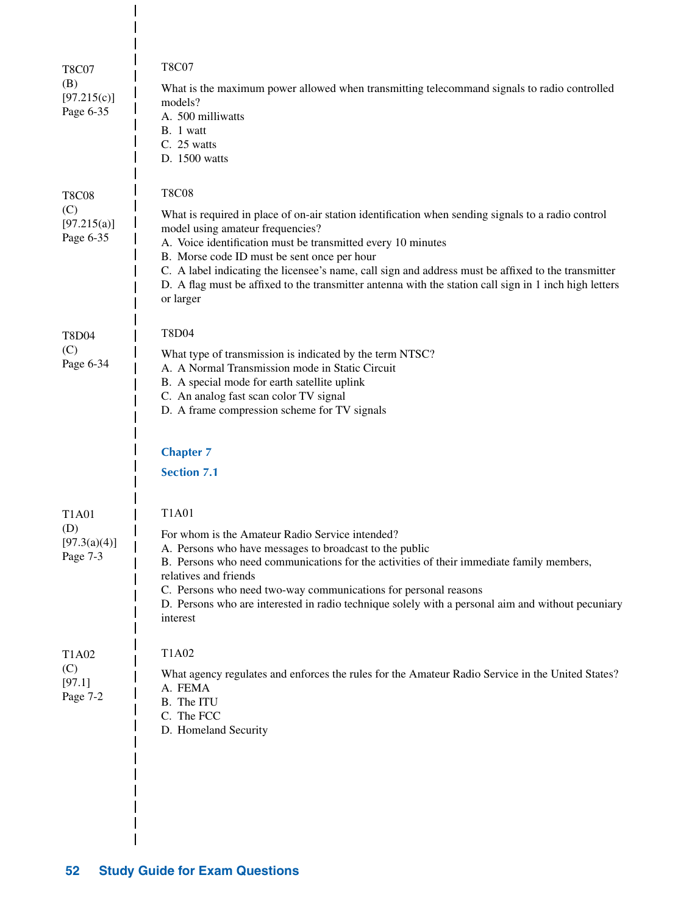T8C07
(B)
[97.215(c)]
Page 6-35

T8C07

What is the maximum power allowed when transmitting telecommand signals to radio controlled models?
A. 500 milliwatts
B. 1 watt
C. 25 watts
D. 1500 watts

T8C08
(C)
[97.215(a)]
Page 6-35

T8C08

What is required in place of on-air station identification when sending signals to a radio control model using amateur frequencies?
A. Voice identification must be transmitted every 10 minutes
B. Morse code ID must be sent once per hour
C. A label indicating the licensee's name, call sign and address must be affixed to the transmitter
D. A flag must be affixed to the transmitter antenna with the station call sign in 1 inch high letters or larger

T8D04
(C)
Page 6-34

T8D04

What type of transmission is indicated by the term NTSC?
A. A Normal Transmission mode in Static Circuit
B. A special mode for earth satellite uplink
C. An analog fast scan color TV signal
D. A frame compression scheme for TV signals

## Chapter 7

### Section 7.1

T1A01
(D)
[97.3(a)(4)]
Page 7-3

T1A01

For whom is the Amateur Radio Service intended?
A. Persons who have messages to broadcast to the public
B. Persons who need communications for the activities of their immediate family members, relatives and friends
C. Persons who need two-way communications for personal reasons
D. Persons who are interested in radio technique solely with a personal aim and without pecuniary interest

T1A02
(C)
[97.1]
Page 7-2

T1A02

What agency regulates and enforces the rules for the Amateur Radio Service in the United States?
A. FEMA
B. The ITU
C. The FCC
D. Homeland Security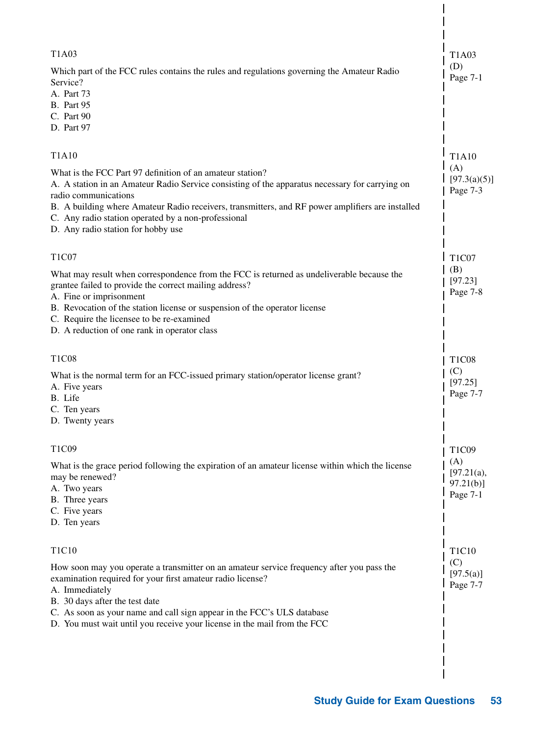T1A03

Which part of the FCC rules contains the rules and regulations governing the Amateur Radio Service?
A. Part 73
B. Part 95
C. Part 90
D. Part 97

T1A03
(D)
Page 7-1

T1A10

What is the FCC Part 97 definition of an amateur station?
A. A station in an Amateur Radio Service consisting of the apparatus necessary for carrying on radio communications
B. A building where Amateur Radio receivers, transmitters, and RF power amplifiers are installed
C. Any radio station operated by a non-professional
D. Any radio station for hobby use

T1A10
(A)
[97.3(a)(5)]
Page 7-3

T1C07

What may result when correspondence from the FCC is returned as undeliverable because the grantee failed to provide the correct mailing address?
A. Fine or imprisonment
B. Revocation of the station license or suspension of the operator license
C. Require the licensee to be re-examined
D. A reduction of one rank in operator class

T1C07
(B)
[97.23]
Page 7-8

T1C08

What is the normal term for an FCC-issued primary station/operator license grant?
A. Five years
B. Life
C. Ten years
D. Twenty years

T1C08
(C)
[97.25]
Page 7-7

T1C09

What is the grace period following the expiration of an amateur license within which the license may be renewed?
A. Two years
B. Three years
C. Five years
D. Ten years

T1C09
(A)
[97.21(a), 97.21(b)]
Page 7-1

T1C10

How soon may you operate a transmitter on an amateur service frequency after you pass the examination required for your first amateur radio license?
A. Immediately
B. 30 days after the test date
C. As soon as your name and call sign appear in the FCC's ULS database
D. You must wait until you receive your license in the mail from the FCC

T1C10
(C)
[97.5(a)]
Page 7-7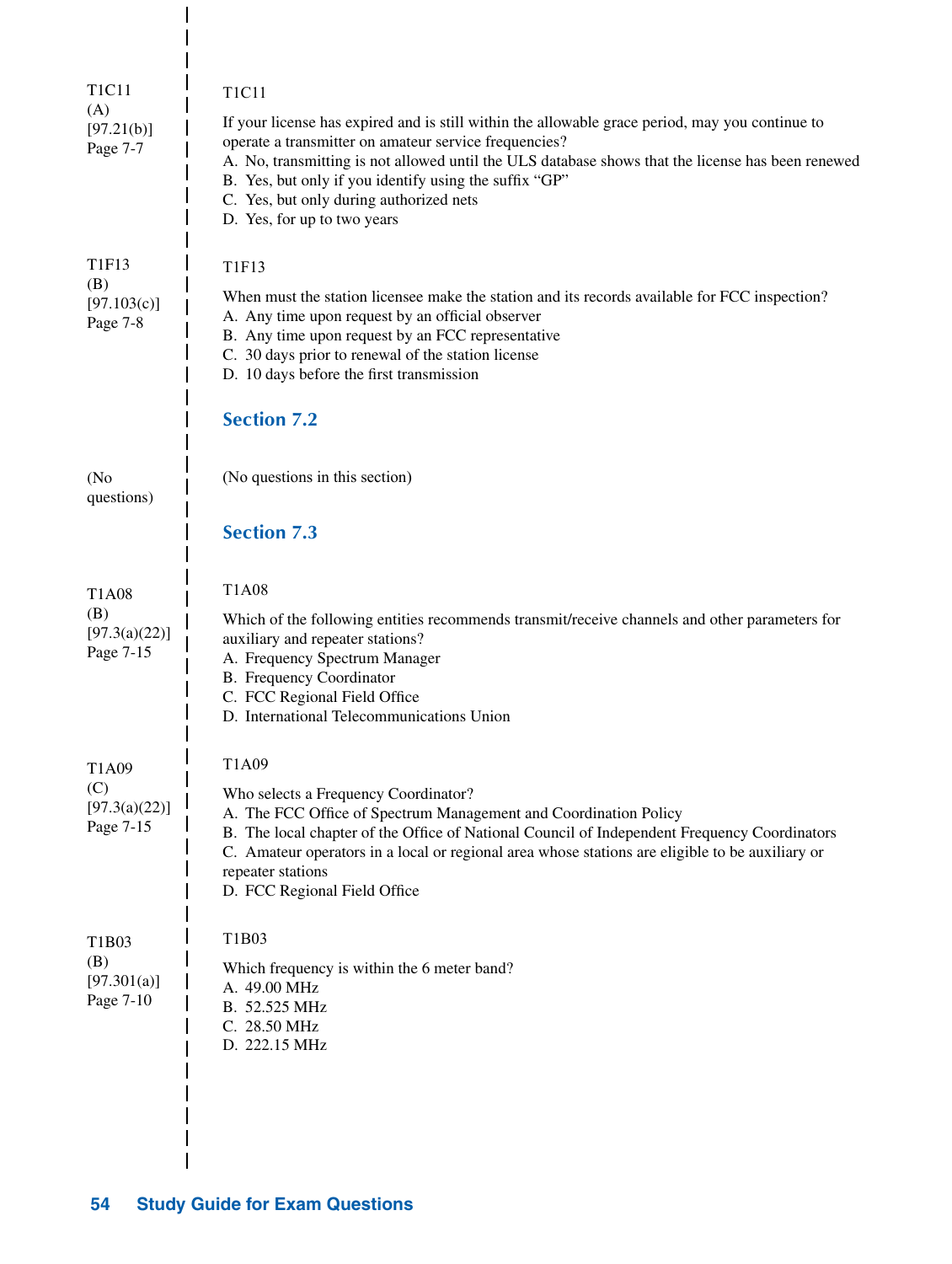T1C11
(A)
[97.21(b)]
Page 7-7

T1C11

If your license has expired and is still within the allowable grace period, may you continue to operate a transmitter on amateur service frequencies?

A. No, transmitting is not allowed until the ULS database shows that the license has been renewed
B. Yes, but only if you identify using the suffix "GP"
C. Yes, but only during authorized nets
D. Yes, for up to two years

T1F13
(B)
[97.103(c)]
Page 7-8

T1F13

When must the station licensee make the station and its records available for FCC inspection?

A. Any time upon request by an official observer
B. Any time upon request by an FCC representative
C. 30 days prior to renewal of the station license
D. 10 days before the first transmission

## Section 7.2

(No questions)

(No questions in this section)

## Section 7.3

T1A08
(B)
[97.3(a)(22)]
Page 7-15

T1A08

Which of the following entities recommends transmit/receive channels and other parameters for auxiliary and repeater stations?

A. Frequency Spectrum Manager
B. Frequency Coordinator
C. FCC Regional Field Office
D. International Telecommunications Union

T1A09
(C)
[97.3(a)(22)]
Page 7-15

T1A09

Who selects a Frequency Coordinator?

A. The FCC Office of Spectrum Management and Coordination Policy
B. The local chapter of the Office of National Council of Independent Frequency Coordinators
C. Amateur operators in a local or regional area whose stations are eligible to be auxiliary or repeater stations
D. FCC Regional Field Office

T1B03
(B)
[97.301(a)]
Page 7-10

T1B03

Which frequency is within the 6 meter band?

A. 49.00 MHz
B. 52.525 MHz
C. 28.50 MHz
D. 222.15 MHz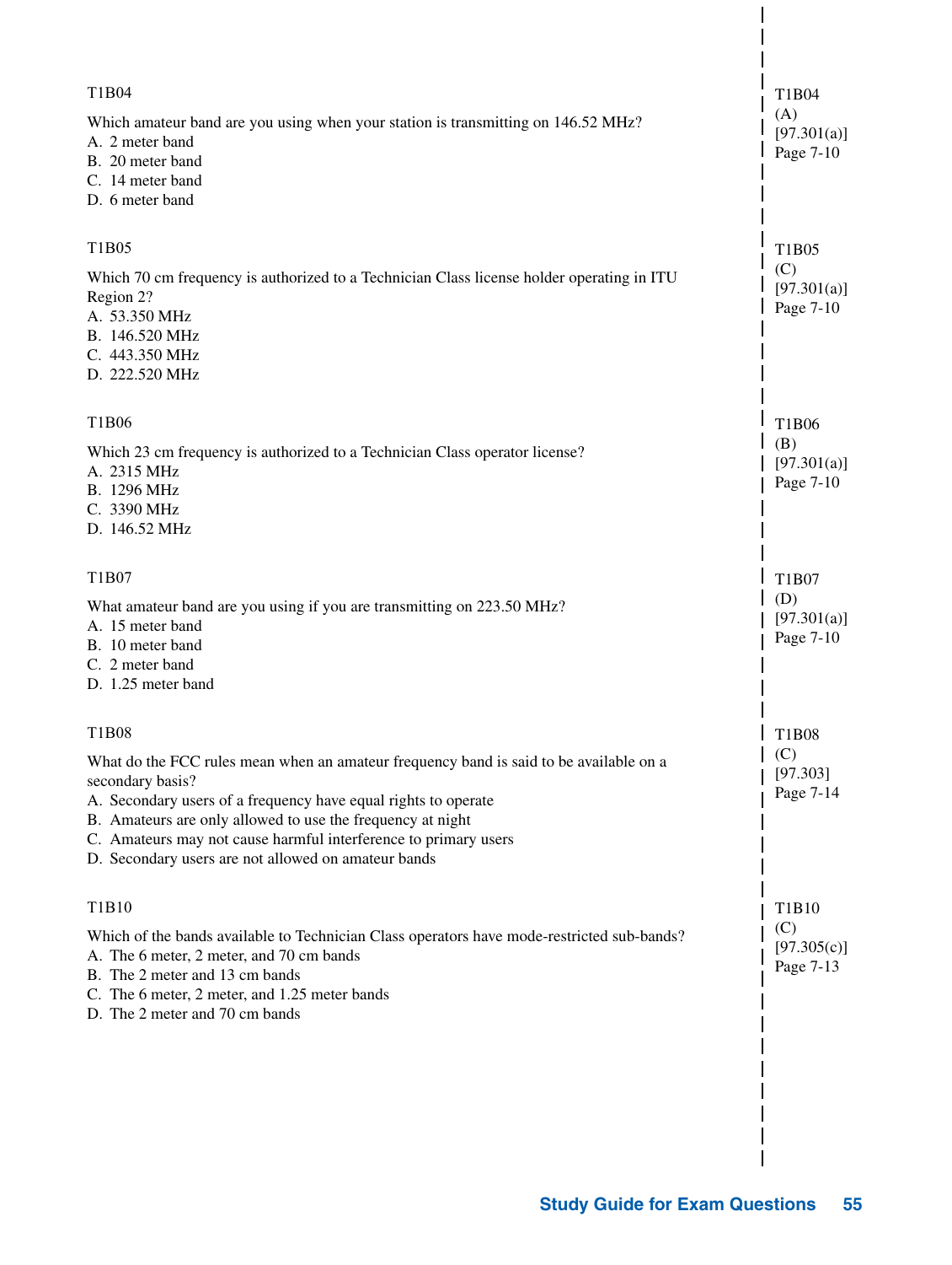T1B04

Which amateur band are you using when your station is transmitting on 146.52 MHz?
A. 2 meter band
B. 20 meter band
C. 14 meter band
D. 6 meter band

T1B04
(A)
[97.301(a)]
Page 7-10

T1B05

Which 70 cm frequency is authorized to a Technician Class license holder operating in ITU Region 2?
A. 53.350 MHz
B. 146.520 MHz
C. 443.350 MHz
D. 222.520 MHz

T1B05
(C)
[97.301(a)]
Page 7-10

T1B06

Which 23 cm frequency is authorized to a Technician Class operator license?
A. 2315 MHz
B. 1296 MHz
C. 3390 MHz
D. 146.52 MHz

T1B06
(B)
[97.301(a)]
Page 7-10

T1B07

What amateur band are you using if you are transmitting on 223.50 MHz?
A. 15 meter band
B. 10 meter band
C. 2 meter band
D. 1.25 meter band

T1B07
(D)
[97.301(a)]
Page 7-10

T1B08

What do the FCC rules mean when an amateur frequency band is said to be available on a secondary basis?
A. Secondary users of a frequency have equal rights to operate
B. Amateurs are only allowed to use the frequency at night
C. Amateurs may not cause harmful interference to primary users
D. Secondary users are not allowed on amateur bands

T1B08
(C)
[97.303]
Page 7-14

T1B10

Which of the bands available to Technician Class operators have mode-restricted sub-bands?
A. The 6 meter, 2 meter, and 70 cm bands
B. The 2 meter and 13 cm bands
C. The 6 meter, 2 meter, and 1.25 meter bands
D. The 2 meter and 70 cm bands

T1B10
(C)
[97.305(c)]
Page 7-13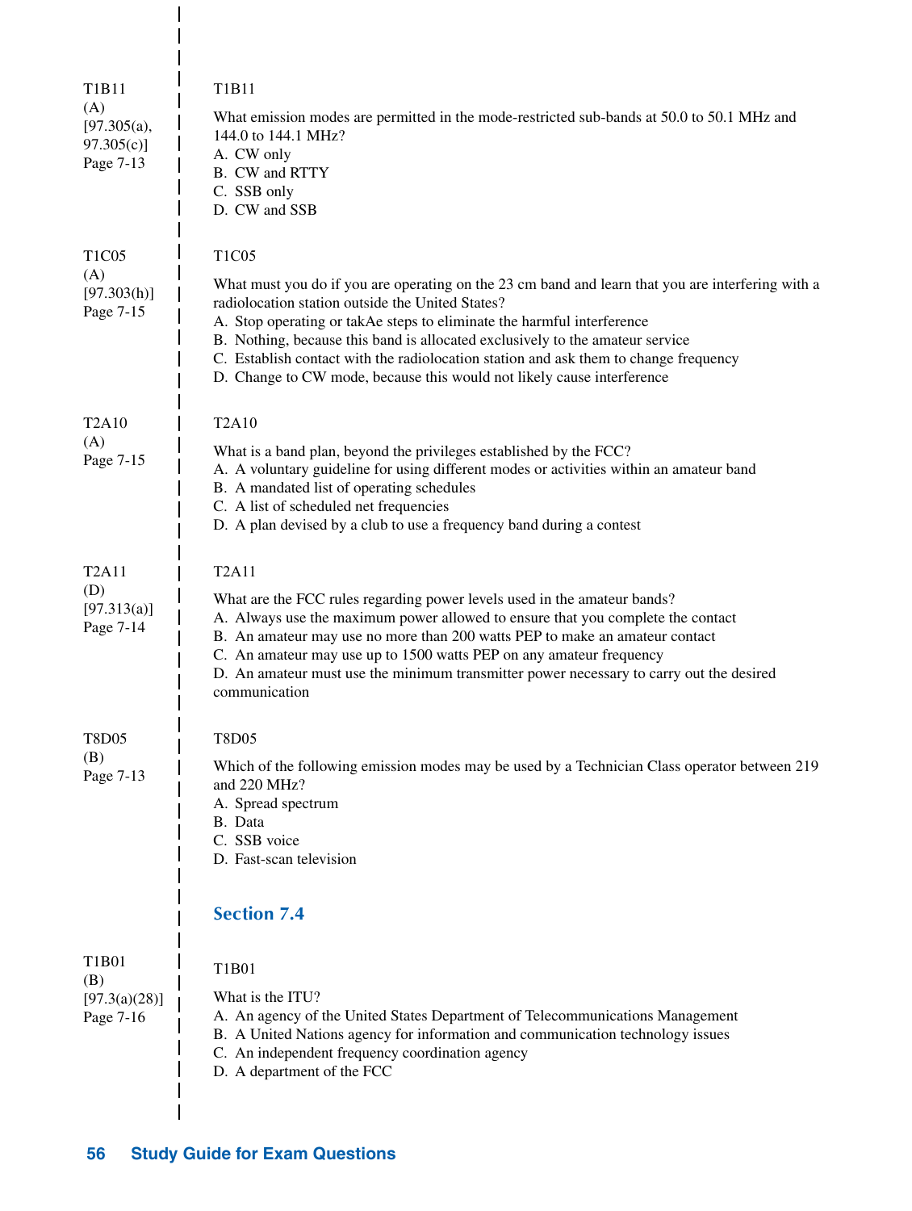T1B11
(A)
[97.305(a), 97.305(c)]
Page 7-13

T1B11

What emission modes are permitted in the mode-restricted sub-bands at 50.0 to 50.1 MHz and 144.0 to 144.1 MHz?

A. CW only
B. CW and RTTY
C. SSB only
D. CW and SSB

T1C05
(A)
[97.303(h)]
Page 7-15

T1C05

What must you do if you are operating on the 23 cm band and learn that you are interfering with a radiolocation station outside the United States?

A. Stop operating or takAe steps to eliminate the harmful interference
B. Nothing, because this band is allocated exclusively to the amateur service
C. Establish contact with the radiolocation station and ask them to change frequency
D. Change to CW mode, because this would not likely cause interference

T2A10
(A)
Page 7-15

T2A10

What is a band plan, beyond the privileges established by the FCC?

A. A voluntary guideline for using different modes or activities within an amateur band
B. A mandated list of operating schedules
C. A list of scheduled net frequencies
D. A plan devised by a club to use a frequency band during a contest

T2A11
(D)
[97.313(a)]
Page 7-14

T2A11

What are the FCC rules regarding power levels used in the amateur bands?

A. Always use the maximum power allowed to ensure that you complete the contact
B. An amateur may use no more than 200 watts PEP to make an amateur contact
C. An amateur may use up to 1500 watts PEP on any amateur frequency
D. An amateur must use the minimum transmitter power necessary to carry out the desired communication

T8D05
(B)
Page 7-13

T8D05

Which of the following emission modes may be used by a Technician Class operator between 219 and 220 MHz?

A. Spread spectrum
B. Data
C. SSB voice
D. Fast-scan television

## Section 7.4

T1B01
(B)
[97.3(a)(28)]
Page 7-16

T1B01

What is the ITU?

A. An agency of the United States Department of Telecommunications Management
B. A United Nations agency for information and communication technology issues
C. An independent frequency coordination agency
D. A department of the FCC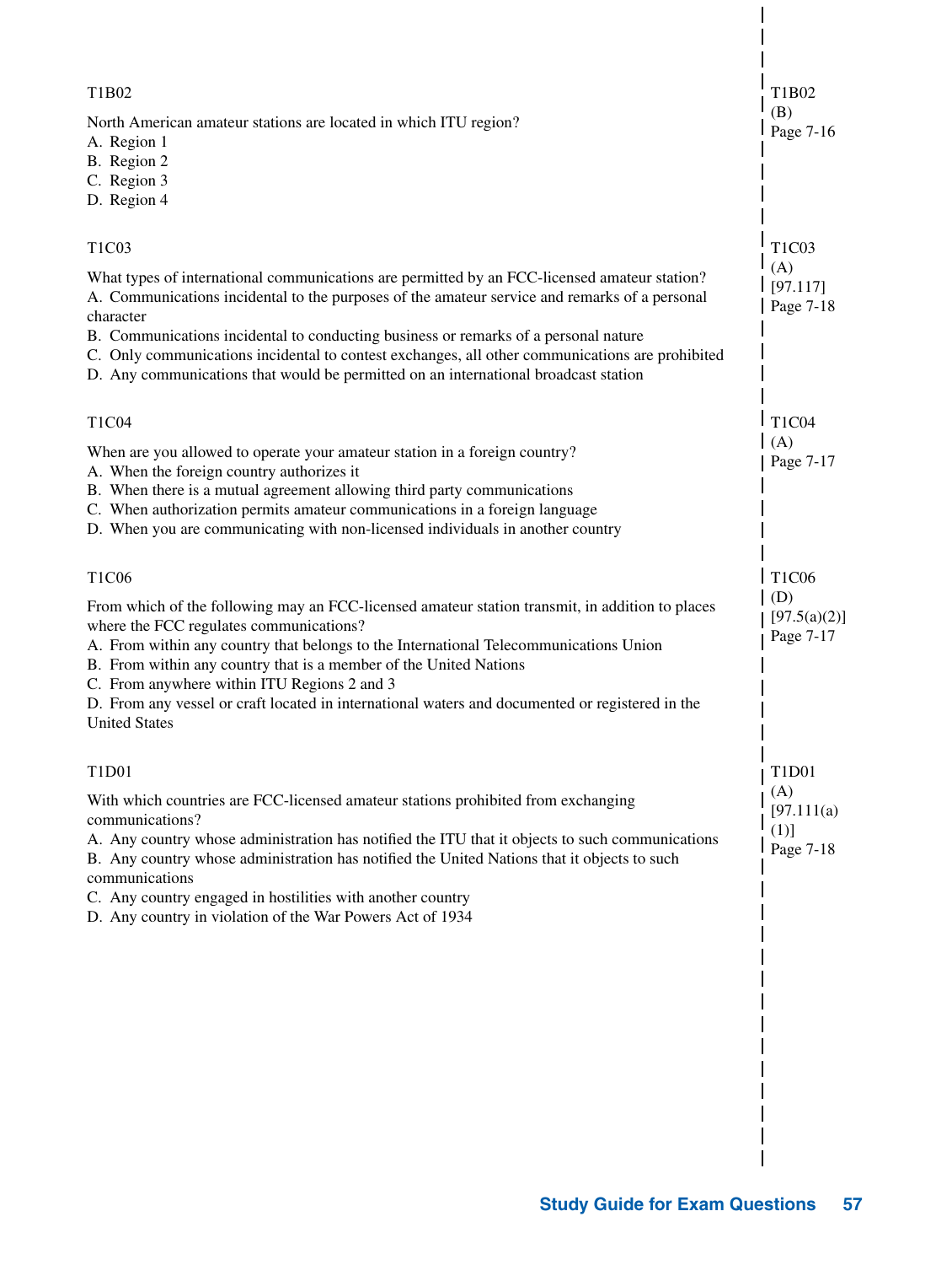T1B02

North American amateur stations are located in which ITU region?
A. Region 1
B. Region 2
C. Region 3
D. Region 4

T1B02
(B)
Page 7-16

T1C03

What types of international communications are permitted by an FCC-licensed amateur station?
A. Communications incidental to the purposes of the amateur service and remarks of a personal character
B. Communications incidental to conducting business or remarks of a personal nature
C. Only communications incidental to contest exchanges, all other communications are prohibited
D. Any communications that would be permitted on an international broadcast station

T1C03
(A)
[97.117]
Page 7-18

T1C04

When are you allowed to operate your amateur station in a foreign country?
A. When the foreign country authorizes it
B. When there is a mutual agreement allowing third party communications
C. When authorization permits amateur communications in a foreign language
D. When you are communicating with non-licensed individuals in another country

T1C04
(A)
Page 7-17

T1C06

From which of the following may an FCC-licensed amateur station transmit, in addition to places where the FCC regulates communications?
A. From within any country that belongs to the International Telecommunications Union
B. From within any country that is a member of the United Nations
C. From anywhere within ITU Regions 2 and 3
D. From any vessel or craft located in international waters and documented or registered in the United States

T1C06
(D)
[97.5(a)(2)]
Page 7-17

T1D01

With which countries are FCC-licensed amateur stations prohibited from exchanging communications?
A. Any country whose administration has notified the ITU that it objects to such communications
B. Any country whose administration has notified the United Nations that it objects to such communications
C. Any country engaged in hostilities with another country
D. Any country in violation of the War Powers Act of 1934

T1D01
(A)
[97.111(a)(1)]
Page 7-18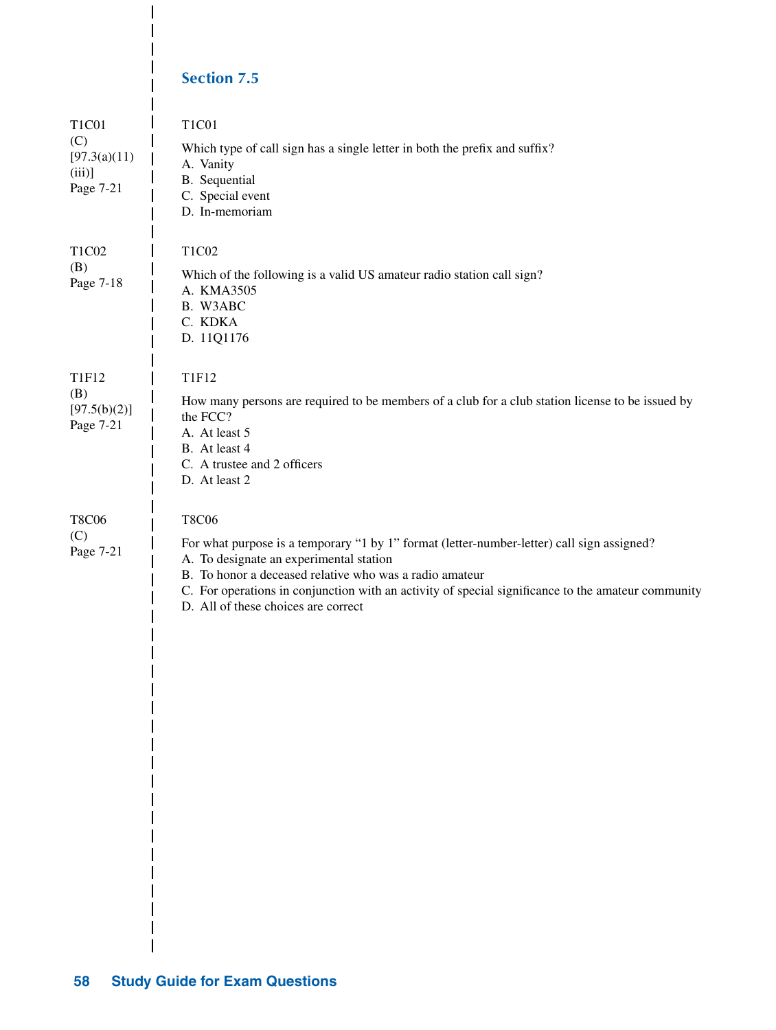## Section 7.5

T1C01
(C)
[97.3(a)(11)(iii)]
Page 7-21

T1C01

Which type of call sign has a single letter in both the prefix and suffix?
A. Vanity
B. Sequential
C. Special event
D. In-memoriam

T1C02
(B)
Page 7-18

T1C02

Which of the following is a valid US amateur radio station call sign?
A. KMA3505
B. W3ABC
C. KDKA
D. 11Q1176

T1F12
(B)
[97.5(b)(2)]
Page 7-21

T1F12

How many persons are required to be members of a club for a club station license to be issued by the FCC?
A. At least 5
B. At least 4
C. A trustee and 2 officers
D. At least 2

T8C06
(C)
Page 7-21

T8C06

For what purpose is a temporary "1 by 1" format (letter-number-letter) call sign assigned?
A. To designate an experimental station
B. To honor a deceased relative who was a radio amateur
C. For operations in conjunction with an activity of special significance to the amateur community
D. All of these choices are correct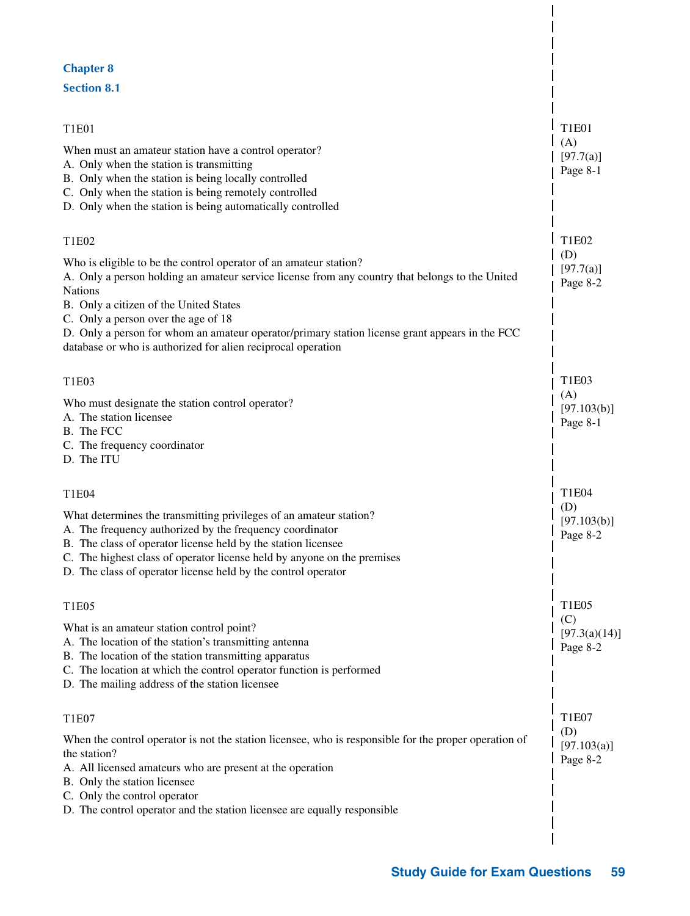## Chapter 8

### Section 8.1

T1E01

When must an amateur station have a control operator?
A. Only when the station is transmitting
B. Only when the station is being locally controlled
C. Only when the station is being remotely controlled
D. Only when the station is being automatically controlled

T1E01
(A)
[97.7(a)]
Page 8-1

T1E02

Who is eligible to be the control operator of an amateur station?
A. Only a person holding an amateur service license from any country that belongs to the United Nations
B. Only a citizen of the United States
C. Only a person over the age of 18
D. Only a person for whom an amateur operator/primary station license grant appears in the FCC database or who is authorized for alien reciprocal operation

T1E02
(D)
[97.7(a)]
Page 8-2

T1E03

Who must designate the station control operator?
A. The station licensee
B. The FCC
C. The frequency coordinator
D. The ITU

T1E03
(A)
[97.103(b)]
Page 8-1

T1E04

What determines the transmitting privileges of an amateur station?
A. The frequency authorized by the frequency coordinator
B. The class of operator license held by the station licensee
C. The highest class of operator license held by anyone on the premises
D. The class of operator license held by the control operator

T1E04
(D)
[97.103(b)]
Page 8-2

T1E05

What is an amateur station control point?
A. The location of the station's transmitting antenna
B. The location of the station transmitting apparatus
C. The location at which the control operator function is performed
D. The mailing address of the station licensee

T1E05
(C)
[97.3(a)(14)]
Page 8-2

T1E07

When the control operator is not the station licensee, who is responsible for the proper operation of the station?
A. All licensed amateurs who are present at the operation
B. Only the station licensee
C. Only the control operator
D. The control operator and the station licensee are equally responsible

T1E07
(D)
[97.103(a)]
Page 8-2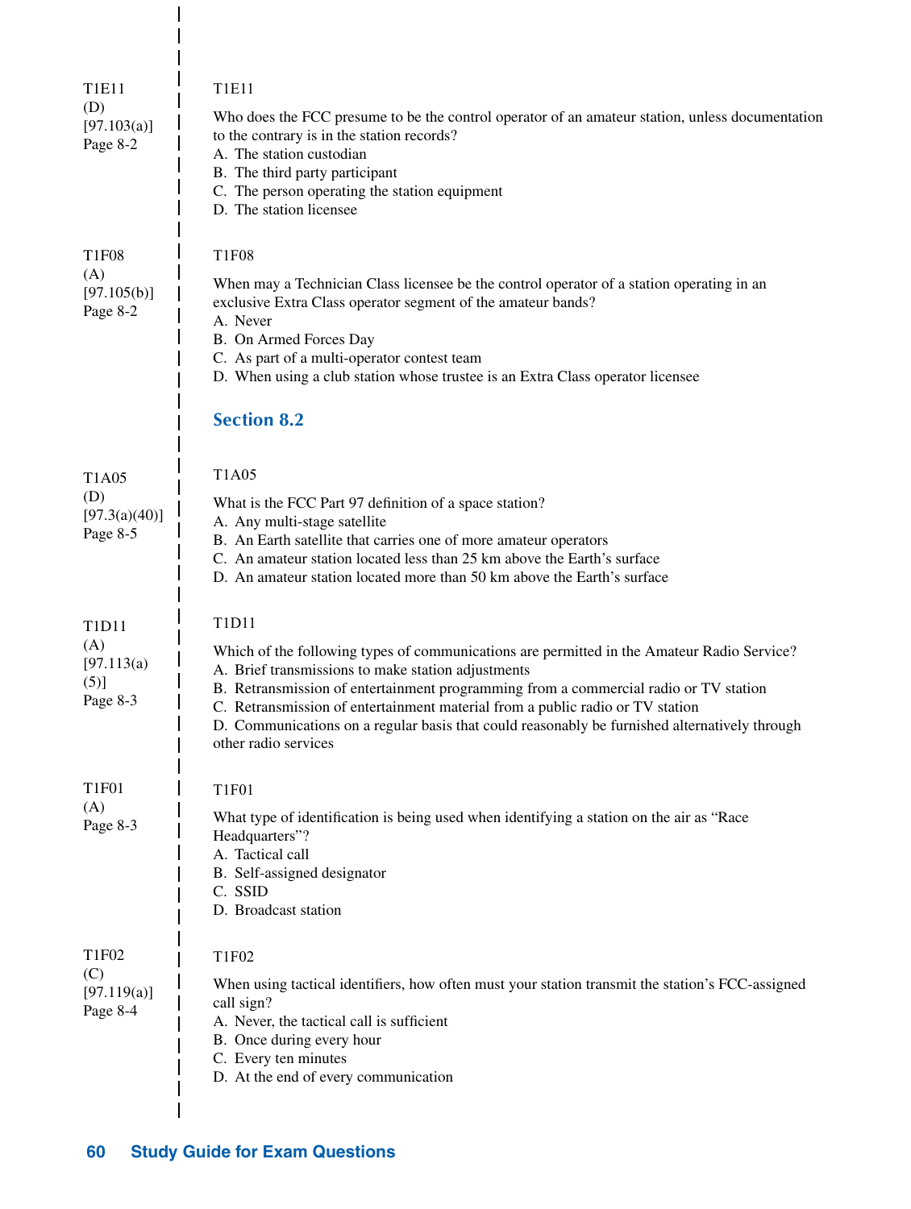T1E11
(D)
[97.103(a)]
Page 8-2

T1E11

Who does the FCC presume to be the control operator of an amateur station, unless documentation to the contrary is in the station records?
A. The station custodian
B. The third party participant
C. The person operating the station equipment
D. The station licensee

T1F08
(A)
[97.105(b)]
Page 8-2

T1F08

When may a Technician Class licensee be the control operator of a station operating in an exclusive Extra Class operator segment of the amateur bands?
A. Never
B. On Armed Forces Day
C. As part of a multi-operator contest team
D. When using a club station whose trustee is an Extra Class operator licensee

## Section 8.2

T1A05
(D)
[97.3(a)(40)]
Page 8-5

T1A05

What is the FCC Part 97 definition of a space station?
A. Any multi-stage satellite
B. An Earth satellite that carries one of more amateur operators
C. An amateur station located less than 25 km above the Earth's surface
D. An amateur station located more than 50 km above the Earth's surface

T1D11
(A)
[97.113(a)(5)]
Page 8-3

T1D11

Which of the following types of communications are permitted in the Amateur Radio Service?
A. Brief transmissions to make station adjustments
B. Retransmission of entertainment programming from a commercial radio or TV station
C. Retransmission of entertainment material from a public radio or TV station
D. Communications on a regular basis that could reasonably be furnished alternatively through other radio services

T1F01
(A)
Page 8-3

T1F01

What type of identification is being used when identifying a station on the air as "Race Headquarters"?
A. Tactical call
B. Self-assigned designator
C. SSID
D. Broadcast station

T1F02
(C)
[97.119(a)]
Page 8-4

T1F02

When using tactical identifiers, how often must your station transmit the station's FCC-assigned call sign?
A. Never, the tactical call is sufficient
B. Once during every hour
C. Every ten minutes
D. At the end of every communication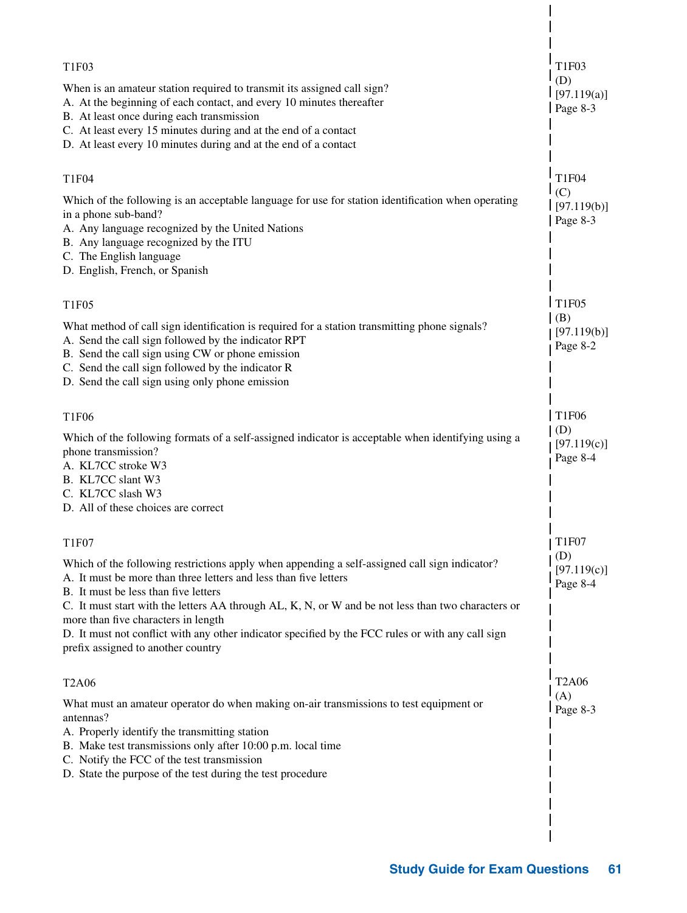T1F03

When is an amateur station required to transmit its assigned call sign?

A. At the beginning of each contact, and every 10 minutes thereafter
B. At least once during each transmission
C. At least every 15 minutes during and at the end of a contact
D. At least every 10 minutes during and at the end of a contact

T1F03
(D)
[97.119(a)]
Page 8-3

T1F04

Which of the following is an acceptable language for use for station identification when operating in a phone sub-band?

A. Any language recognized by the United Nations
B. Any language recognized by the ITU
C. The English language
D. English, French, or Spanish

T1F04
(C)
[97.119(b)]
Page 8-3

T1F05

What method of call sign identification is required for a station transmitting phone signals?

A. Send the call sign followed by the indicator RPT
B. Send the call sign using CW or phone emission
C. Send the call sign followed by the indicator R
D. Send the call sign using only phone emission

T1F05
(B)
[97.119(b)]
Page 8-2

T1F06

Which of the following formats of a self-assigned indicator is acceptable when identifying using a phone transmission?

A. KL7CC stroke W3
B. KL7CC slant W3
C. KL7CC slash W3
D. All of these choices are correct

T1F06
(D)
[97.119(c)]
Page 8-4

T1F07

Which of the following restrictions apply when appending a self-assigned call sign indicator?

A. It must be more than three letters and less than five letters
B. It must be less than five letters
C. It must start with the letters AA through AL, K, N, or W and be not less than two characters or more than five characters in length
D. It must not conflict with any other indicator specified by the FCC rules or with any call sign prefix assigned to another country

T1F07
(D)
[97.119(c)]
Page 8-4

T2A06

What must an amateur operator do when making on-air transmissions to test equipment or antennas?

A. Properly identify the transmitting station
B. Make test transmissions only after 10:00 p.m. local time
C. Notify the FCC of the test transmission
D. State the purpose of the test during the test procedure

T2A06
(A)
Page 8-3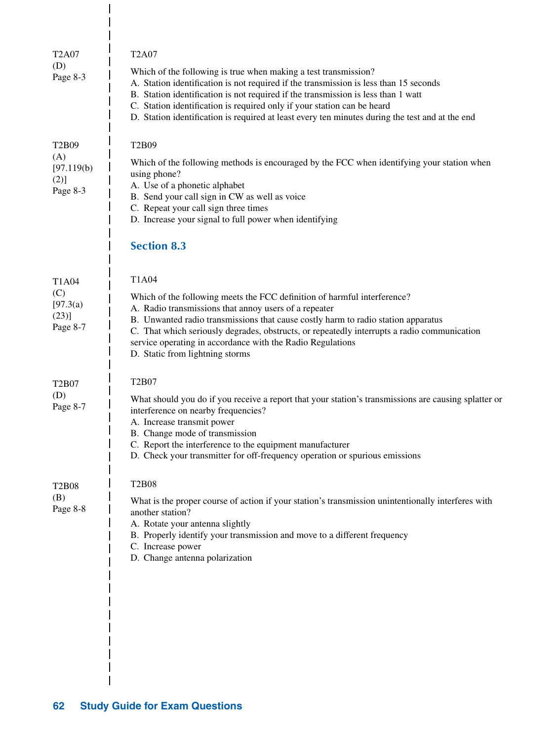T2A07
(D)
Page 8-3

T2A07

Which of the following is true when making a test transmission?
A. Station identification is not required if the transmission is less than 15 seconds
B. Station identification is not required if the transmission is less than 1 watt
C. Station identification is required only if your station can be heard
D. Station identification is required at least every ten minutes during the test and at the end

T2B09
(A)
[97.119(b)(2)]
Page 8-3

T2B09

Which of the following methods is encouraged by the FCC when identifying your station when using phone?
A. Use of a phonetic alphabet
B. Send your call sign in CW as well as voice
C. Repeat your call sign three times
D. Increase your signal to full power when identifying

## Section 8.3

T1A04
(C)
[97.3(a)(23)]
Page 8-7

T1A04

Which of the following meets the FCC definition of harmful interference?
A. Radio transmissions that annoy users of a repeater
B. Unwanted radio transmissions that cause costly harm to radio station apparatus
C. That which seriously degrades, obstructs, or repeatedly interrupts a radio communication service operating in accordance with the Radio Regulations
D. Static from lightning storms

T2B07
(D)
Page 8-7

T2B07

What should you do if you receive a report that your station's transmissions are causing splatter or interference on nearby frequencies?
A. Increase transmit power
B. Change mode of transmission
C. Report the interference to the equipment manufacturer
D. Check your transmitter for off-frequency operation or spurious emissions

T2B08
(B)
Page 8-8

T2B08

What is the proper course of action if your station's transmission unintentionally interferes with another station?
A. Rotate your antenna slightly
B. Properly identify your transmission and move to a different frequency
C. Increase power
D. Change antenna polarization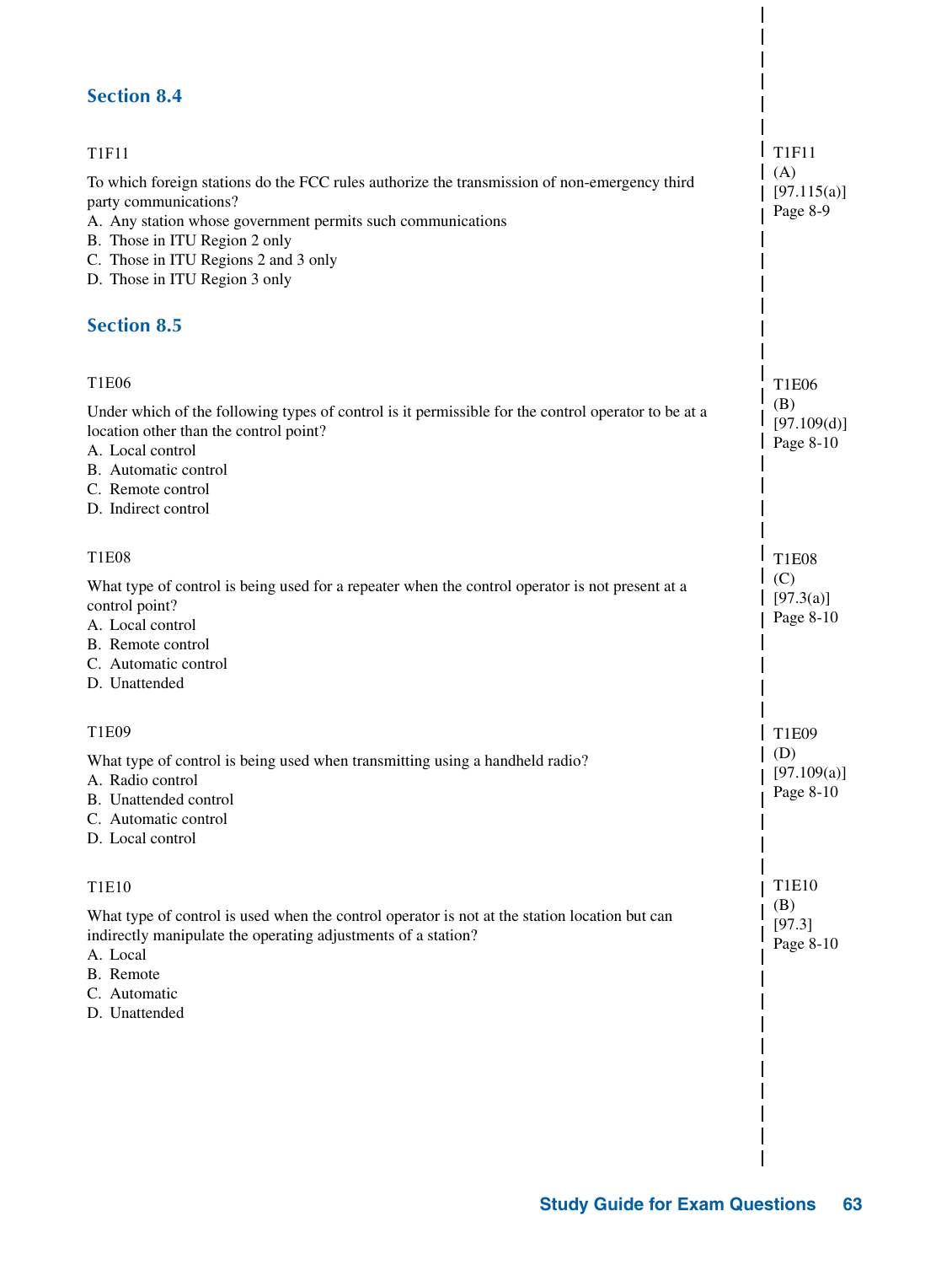## Section 8.4

T1F11

To which foreign stations do the FCC rules authorize the transmission of non-emergency third party communications?

A. Any station whose government permits such communications
B. Those in ITU Region 2 only
C. Those in ITU Regions 2 and 3 only
D. Those in ITU Region 3 only

T1F11
(A)
[97.115(a)]
Page 8-9

## Section 8.5

T1E06

Under which of the following types of control is it permissible for the control operator to be at a location other than the control point?

A. Local control
B. Automatic control
C. Remote control
D. Indirect control

T1E06
(B)
[97.109(d)]
Page 8-10

T1E08

What type of control is being used for a repeater when the control operator is not present at a control point?

A. Local control
B. Remote control
C. Automatic control
D. Unattended

T1E08
(C)
[97.3(a)]
Page 8-10

T1E09

What type of control is being used when transmitting using a handheld radio?

A. Radio control
B. Unattended control
C. Automatic control
D. Local control

T1E09
(D)
[97.109(a)]
Page 8-10

T1E10

What type of control is used when the control operator is not at the station location but can indirectly manipulate the operating adjustments of a station?

A. Local
B. Remote
C. Automatic
D. Unattended

T1E10
(B)
[97.3]
Page 8-10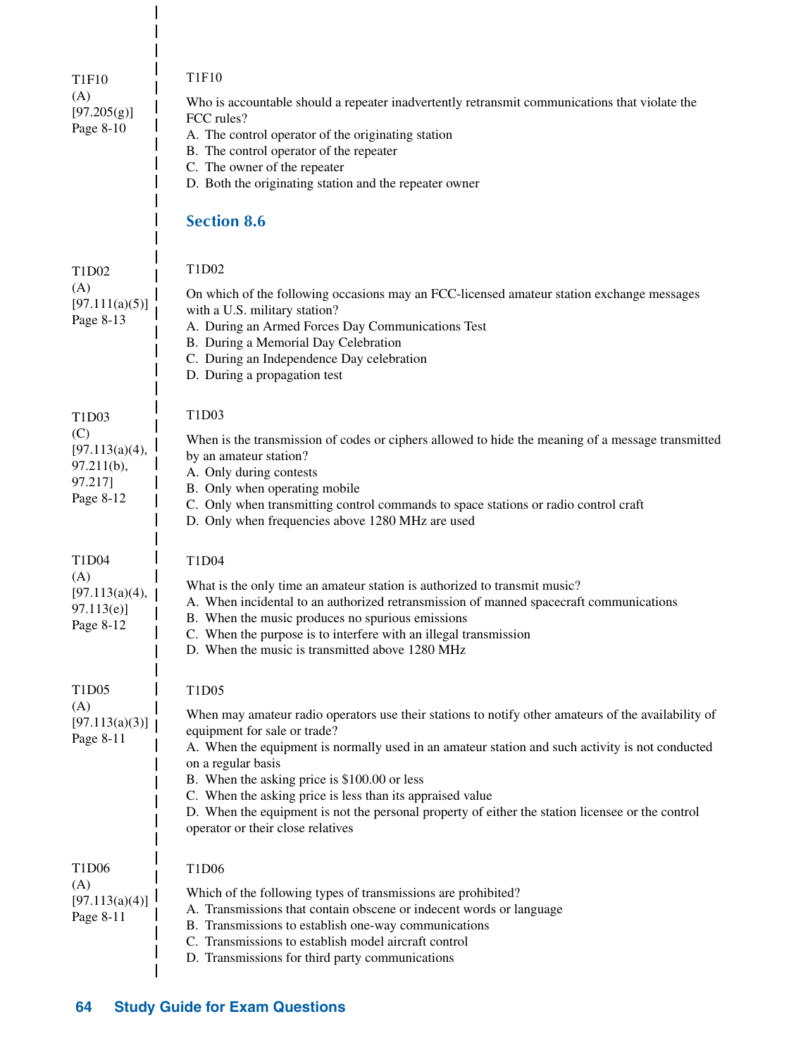T1F10
(A)
[97.205(g)]
Page 8-10

T1F10

Who is accountable should a repeater inadvertently retransmit communications that violate the FCC rules?

A. The control operator of the originating station
B. The control operator of the repeater
C. The owner of the repeater
D. Both the originating station and the repeater owner

## Section 8.6

T1D02
(A)
[97.111(a)(5)]
Page 8-13

T1D02

On which of the following occasions may an FCC-licensed amateur station exchange messages with a U.S. military station?

A. During an Armed Forces Day Communications Test
B. During a Memorial Day Celebration
C. During an Independence Day celebration
D. During a propagation test

T1D03
(C)
[97.113(a)(4), 97.211(b), 97.217]
Page 8-12

T1D03

When is the transmission of codes or ciphers allowed to hide the meaning of a message transmitted by an amateur station?

A. Only during contests
B. Only when operating mobile
C. Only when transmitting control commands to space stations or radio control craft
D. Only when frequencies above 1280 MHz are used

T1D04
(A)
[97.113(a)(4), 97.113(e)]
Page 8-12

T1D04

What is the only time an amateur station is authorized to transmit music?

A. When incidental to an authorized retransmission of manned spacecraft communications
B. When the music produces no spurious emissions
C. When the purpose is to interfere with an illegal transmission
D. When the music is transmitted above 1280 MHz

T1D05
(A)
[97.113(a)(3)]
Page 8-11

T1D05

When may amateur radio operators use their stations to notify other amateurs of the availability of equipment for sale or trade?

A. When the equipment is normally used in an amateur station and such activity is not conducted on a regular basis
B. When the asking price is $100.00 or less
C. When the asking price is less than its appraised value
D. When the equipment is not the personal property of either the station licensee or the control operator or their close relatives

T1D06
(A)
[97.113(a)(4)]
Page 8-11

T1D06

Which of the following types of transmissions are prohibited?

A. Transmissions that contain obscene or indecent words or language
B. Transmissions to establish one-way communications
C. Transmissions to establish model aircraft control
D. Transmissions for third party communications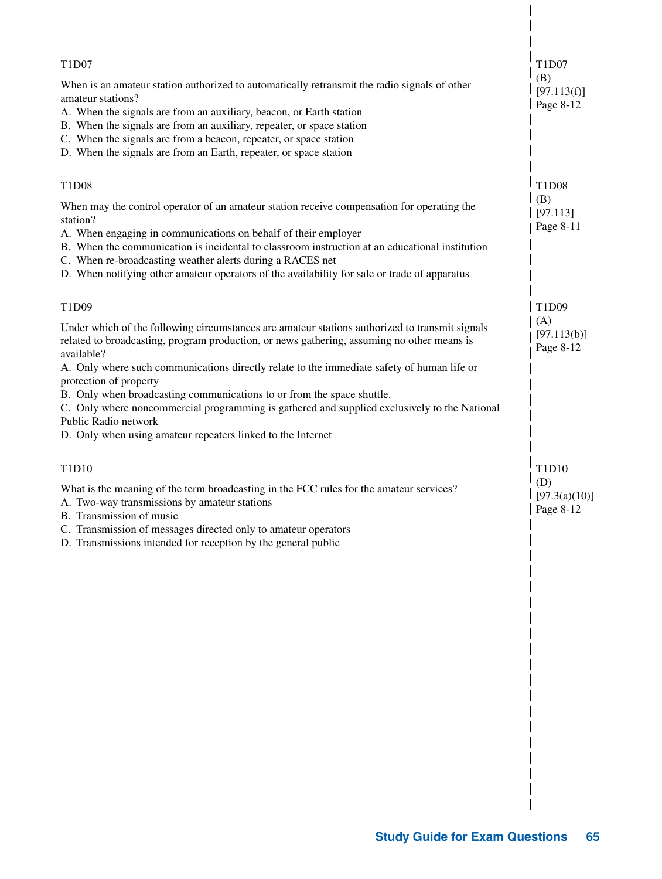T1D07

When is an amateur station authorized to automatically retransmit the radio signals of other amateur stations?

A. When the signals are from an auxiliary, beacon, or Earth station
B. When the signals are from an auxiliary, repeater, or space station
C. When the signals are from a beacon, repeater, or space station
D. When the signals are from an Earth, repeater, or space station

T1D07
(B)
[97.113(f)]
Page 8-12

T1D08

When may the control operator of an amateur station receive compensation for operating the station?

A. When engaging in communications on behalf of their employer
B. When the communication is incidental to classroom instruction at an educational institution
C. When re-broadcasting weather alerts during a RACES net
D. When notifying other amateur operators of the availability for sale or trade of apparatus

T1D08
(B)
[97.113]
Page 8-11

T1D09

Under which of the following circumstances are amateur stations authorized to transmit signals related to broadcasting, program production, or news gathering, assuming no other means is available?

A. Only where such communications directly relate to the immediate safety of human life or protection of property
B. Only when broadcasting communications to or from the space shuttle.
C. Only where noncommercial programming is gathered and supplied exclusively to the National Public Radio network
D. Only when using amateur repeaters linked to the Internet

T1D09
(A)
[97.113(b)]
Page 8-12

T1D10

What is the meaning of the term broadcasting in the FCC rules for the amateur services?

A. Two-way transmissions by amateur stations
B. Transmission of music
C. Transmission of messages directed only to amateur operators
D. Transmissions intended for reception by the general public

T1D10
(D)
[97.3(a)(10)]
Page 8-12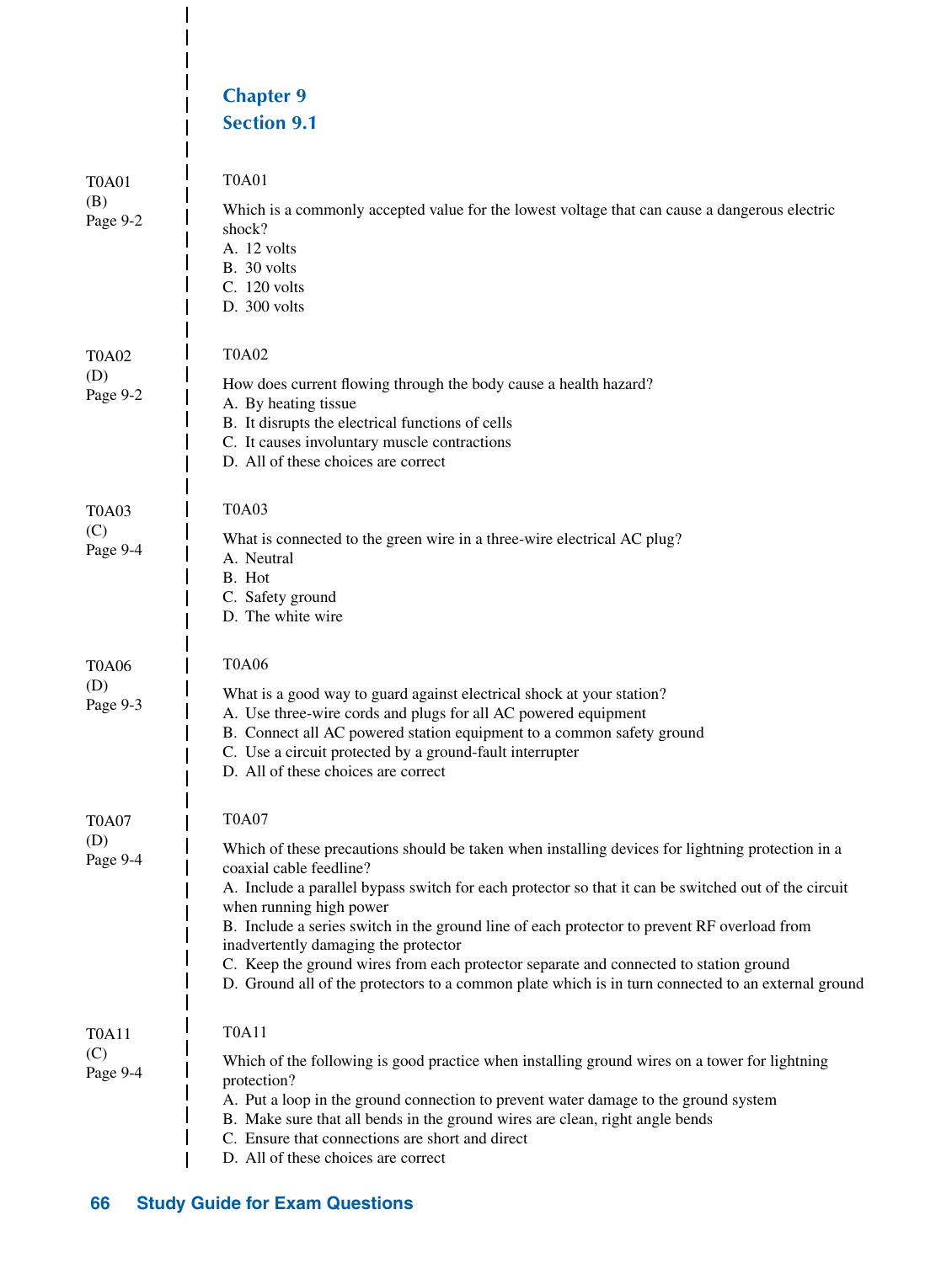## Chapter 9

### Section 9.1

T0A01
(B)
Page 9-2

T0A01

Which is a commonly accepted value for the lowest voltage that can cause a dangerous electric shock?

A. 12 volts
B. 30 volts
C. 120 volts
D. 300 volts

T0A02
(D)
Page 9-2

T0A02

How does current flowing through the body cause a health hazard?

A. By heating tissue
B. It disrupts the electrical functions of cells
C. It causes involuntary muscle contractions
D. All of these choices are correct

T0A03
(C)
Page 9-4

T0A03

What is connected to the green wire in a three-wire electrical AC plug?

A. Neutral
B. Hot
C. Safety ground
D. The white wire

T0A06
(D)
Page 9-3

T0A06

What is a good way to guard against electrical shock at your station?

A. Use three-wire cords and plugs for all AC powered equipment
B. Connect all AC powered station equipment to a common safety ground
C. Use a circuit protected by a ground-fault interrupter
D. All of these choices are correct

T0A07
(D)
Page 9-4

T0A07

Which of these precautions should be taken when installing devices for lightning protection in a coaxial cable feedline?

A. Include a parallel bypass switch for each protector so that it can be switched out of the circuit when running high power
B. Include a series switch in the ground line of each protector to prevent RF overload from inadvertently damaging the protector
C. Keep the ground wires from each protector separate and connected to station ground
D. Ground all of the protectors to a common plate which is in turn connected to an external ground

T0A11
(C)
Page 9-4

T0A11

Which of the following is good practice when installing ground wires on a tower for lightning protection?

A. Put a loop in the ground connection to prevent water damage to the ground system
B. Make sure that all bends in the ground wires are clean, right angle bends
C. Ensure that connections are short and direct
D. All of these choices are correct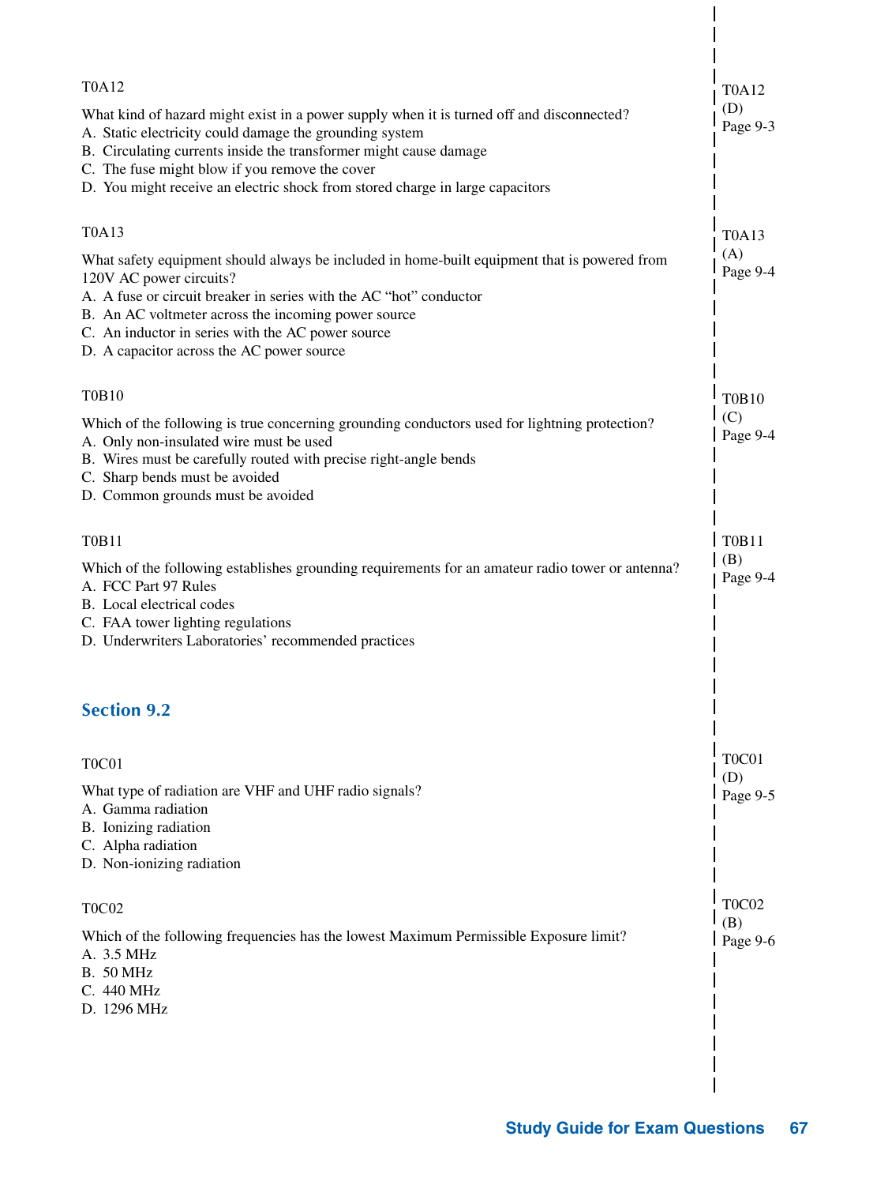T0A12

What kind of hazard might exist in a power supply when it is turned off and disconnected?
A. Static electricity could damage the grounding system
B. Circulating currents inside the transformer might cause damage
C. The fuse might blow if you remove the cover
D. You might receive an electric shock from stored charge in large capacitors

T0A12
(D)
Page 9-3

T0A13

What safety equipment should always be included in home-built equipment that is powered from 120V AC power circuits?
A. A fuse or circuit breaker in series with the AC "hot" conductor
B. An AC voltmeter across the incoming power source
C. An inductor in series with the AC power source
D. A capacitor across the AC power source

T0A13
(A)
Page 9-4

T0B10

Which of the following is true concerning grounding conductors used for lightning protection?
A. Only non-insulated wire must be used
B. Wires must be carefully routed with precise right-angle bends
C. Sharp bends must be avoided
D. Common grounds must be avoided

T0B10
(C)
Page 9-4

T0B11

Which of the following establishes grounding requirements for an amateur radio tower or antenna?
A. FCC Part 97 Rules
B. Local electrical codes
C. FAA tower lighting regulations
D. Underwriters Laboratories' recommended practices

T0B11
(B)
Page 9-4

## Section 9.2

T0C01

What type of radiation are VHF and UHF radio signals?
A. Gamma radiation
B. Ionizing radiation
C. Alpha radiation
D. Non-ionizing radiation

T0C01
(D)
Page 9-5

T0C02

Which of the following frequencies has the lowest Maximum Permissible Exposure limit?
A. 3.5 MHz
B. 50 MHz
C. 440 MHz
D. 1296 MHz

T0C02
(B)
Page 9-6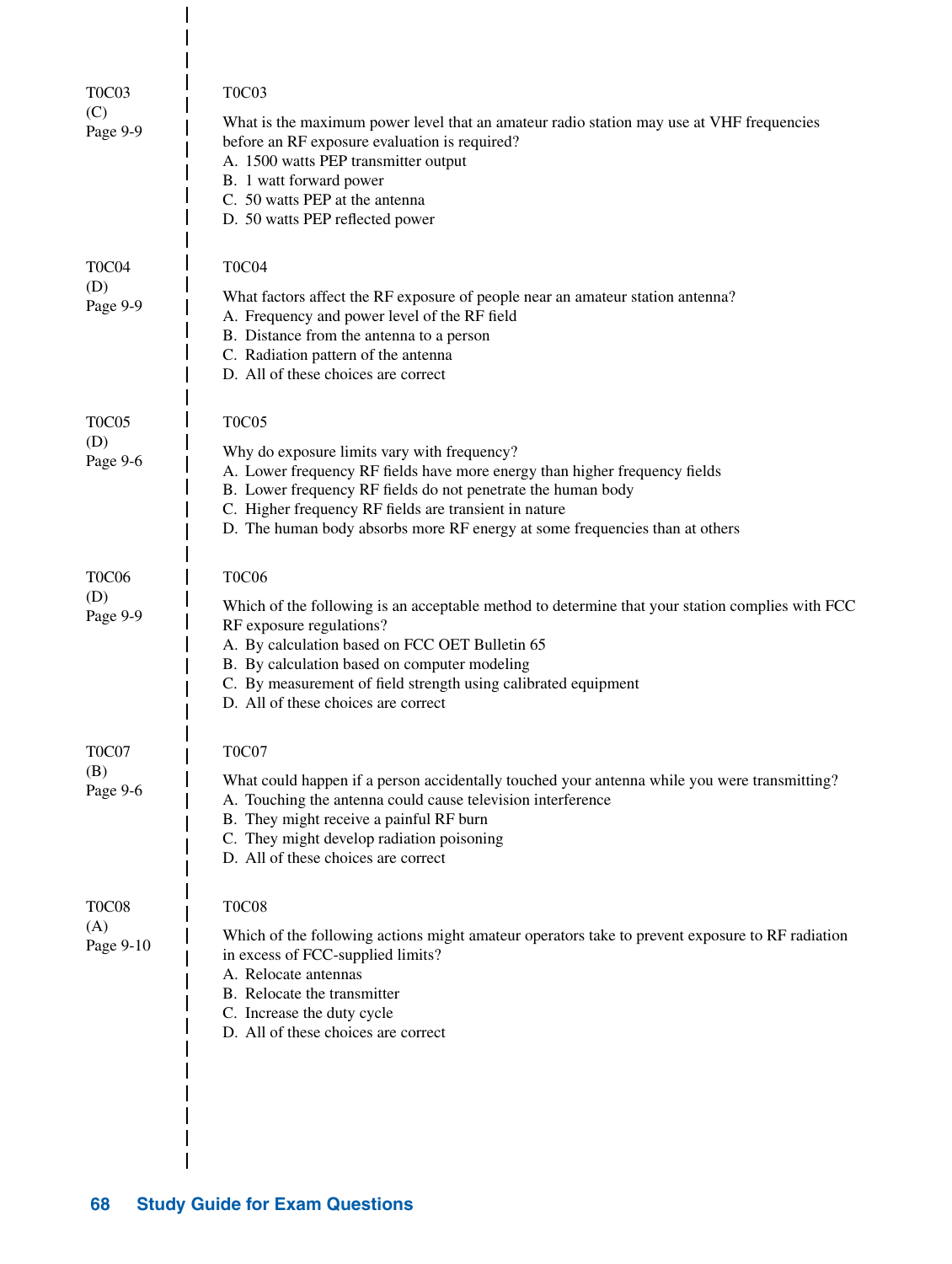T0C03
(C)
Page 9-9

T0C03

What is the maximum power level that an amateur radio station may use at VHF frequencies before an RF exposure evaluation is required?
A. 1500 watts PEP transmitter output
B. 1 watt forward power
C. 50 watts PEP at the antenna
D. 50 watts PEP reflected power

T0C04
(D)
Page 9-9

T0C04

What factors affect the RF exposure of people near an amateur station antenna?
A. Frequency and power level of the RF field
B. Distance from the antenna to a person
C. Radiation pattern of the antenna
D. All of these choices are correct

T0C05
(D)
Page 9-6

T0C05

Why do exposure limits vary with frequency?
A. Lower frequency RF fields have more energy than higher frequency fields
B. Lower frequency RF fields do not penetrate the human body
C. Higher frequency RF fields are transient in nature
D. The human body absorbs more RF energy at some frequencies than at others

T0C06
(D)
Page 9-9

T0C06

Which of the following is an acceptable method to determine that your station complies with FCC RF exposure regulations?
A. By calculation based on FCC OET Bulletin 65
B. By calculation based on computer modeling
C. By measurement of field strength using calibrated equipment
D. All of these choices are correct

T0C07
(B)
Page 9-6

T0C07

What could happen if a person accidentally touched your antenna while you were transmitting?
A. Touching the antenna could cause television interference
B. They might receive a painful RF burn
C. They might develop radiation poisoning
D. All of these choices are correct

T0C08
(A)
Page 9-10

T0C08

Which of the following actions might amateur operators take to prevent exposure to RF radiation in excess of FCC-supplied limits?
A. Relocate antennas
B. Relocate the transmitter
C. Increase the duty cycle
D. All of these choices are correct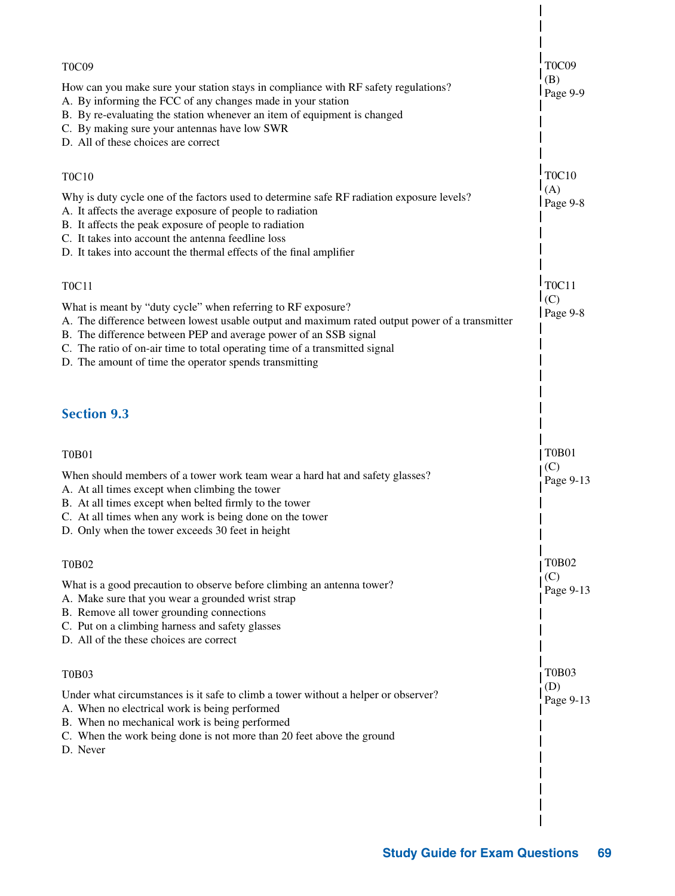T0C09

How can you make sure your station stays in compliance with RF safety regulations?
A. By informing the FCC of any changes made in your station
B. By re-evaluating the station whenever an item of equipment is changed
C. By making sure your antennas have low SWR
D. All of these choices are correct

T0C09
(B)
Page 9-9

T0C10

Why is duty cycle one of the factors used to determine safe RF radiation exposure levels?
A. It affects the average exposure of people to radiation
B. It affects the peak exposure of people to radiation
C. It takes into account the antenna feedline loss
D. It takes into account the thermal effects of the final amplifier

T0C10
(A)
Page 9-8

T0C11

What is meant by "duty cycle" when referring to RF exposure?
A. The difference between lowest usable output and maximum rated output power of a transmitter
B. The difference between PEP and average power of an SSB signal
C. The ratio of on-air time to total operating time of a transmitted signal
D. The amount of time the operator spends transmitting

T0C11
(C)
Page 9-8

## Section 9.3

T0B01

When should members of a tower work team wear a hard hat and safety glasses?
A. At all times except when climbing the tower
B. At all times except when belted firmly to the tower
C. At all times when any work is being done on the tower
D. Only when the tower exceeds 30 feet in height

T0B01
(C)
Page 9-13

T0B02

What is a good precaution to observe before climbing an antenna tower?
A. Make sure that you wear a grounded wrist strap
B. Remove all tower grounding connections
C. Put on a climbing harness and safety glasses
D. All of the these choices are correct

T0B02
(C)
Page 9-13

T0B03

Under what circumstances is it safe to climb a tower without a helper or observer?
A. When no electrical work is being performed
B. When no mechanical work is being performed
C. When the work being done is not more than 20 feet above the ground
D. Never

T0B03
(D)
Page 9-13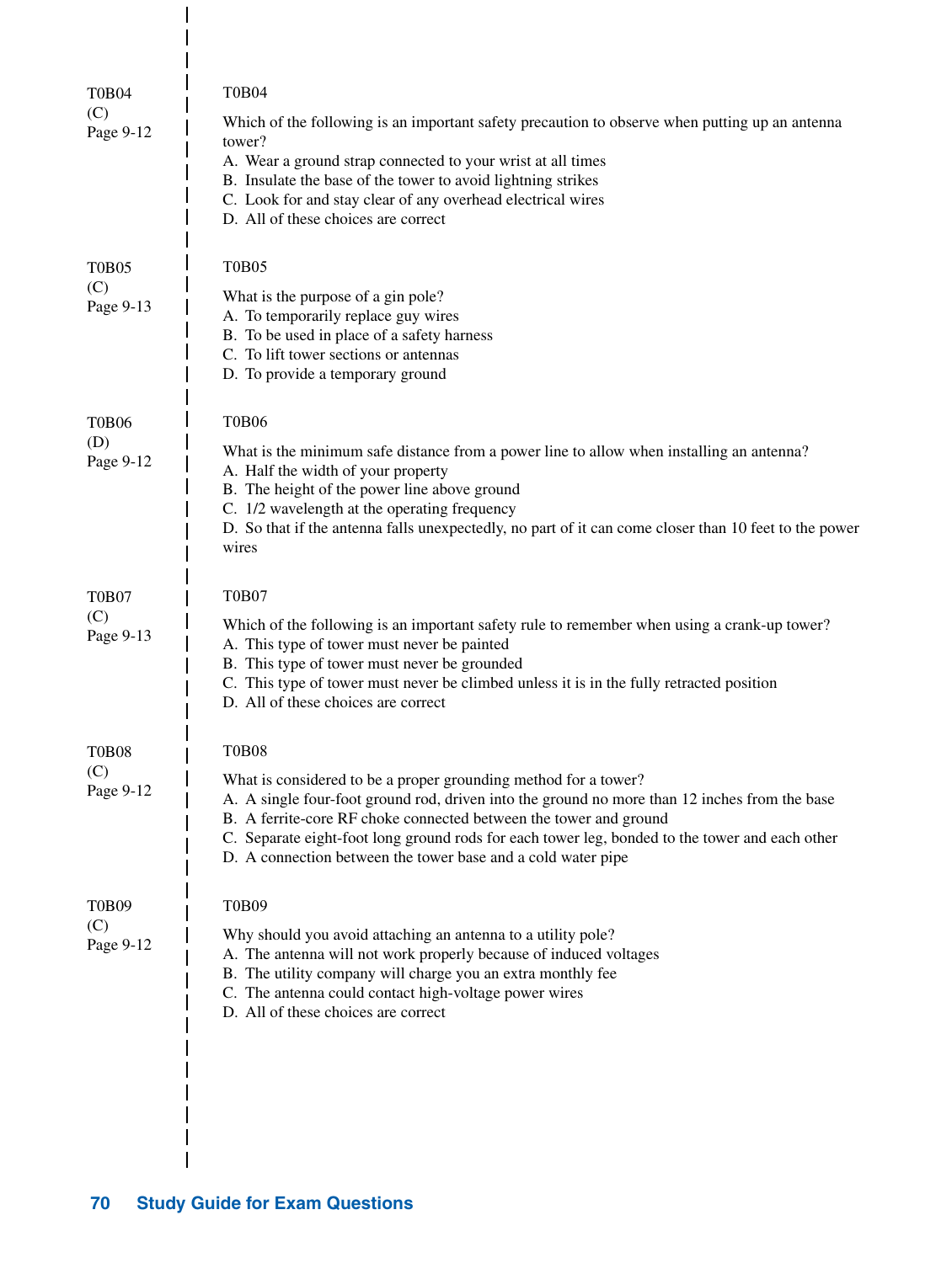T0B04
(C)
Page 9-12

T0B04

Which of the following is an important safety precaution to observe when putting up an antenna tower?

A. Wear a ground strap connected to your wrist at all times
B. Insulate the base of the tower to avoid lightning strikes
C. Look for and stay clear of any overhead electrical wires
D. All of these choices are correct

T0B05
(C)
Page 9-13

T0B05

What is the purpose of a gin pole?

A. To temporarily replace guy wires
B. To be used in place of a safety harness
C. To lift tower sections or antennas
D. To provide a temporary ground

T0B06
(D)
Page 9-12

T0B06

What is the minimum safe distance from a power line to allow when installing an antenna?

A. Half the width of your property
B. The height of the power line above ground
C. 1/2 wavelength at the operating frequency
D. So that if the antenna falls unexpectedly, no part of it can come closer than 10 feet to the power wires

T0B07
(C)
Page 9-13

T0B07

Which of the following is an important safety rule to remember when using a crank-up tower?

A. This type of tower must never be painted
B. This type of tower must never be grounded
C. This type of tower must never be climbed unless it is in the fully retracted position
D. All of these choices are correct

T0B08
(C)
Page 9-12

T0B08

What is considered to be a proper grounding method for a tower?

A. A single four-foot ground rod, driven into the ground no more than 12 inches from the base
B. A ferrite-core RF choke connected between the tower and ground
C. Separate eight-foot long ground rods for each tower leg, bonded to the tower and each other
D. A connection between the tower base and a cold water pipe

T0B09
(C)
Page 9-12

T0B09

Why should you avoid attaching an antenna to a utility pole?

A. The antenna will not work properly because of induced voltages
B. The utility company will charge you an extra monthly fee
C. The antenna could contact high-voltage power wires
D. All of these choices are correct